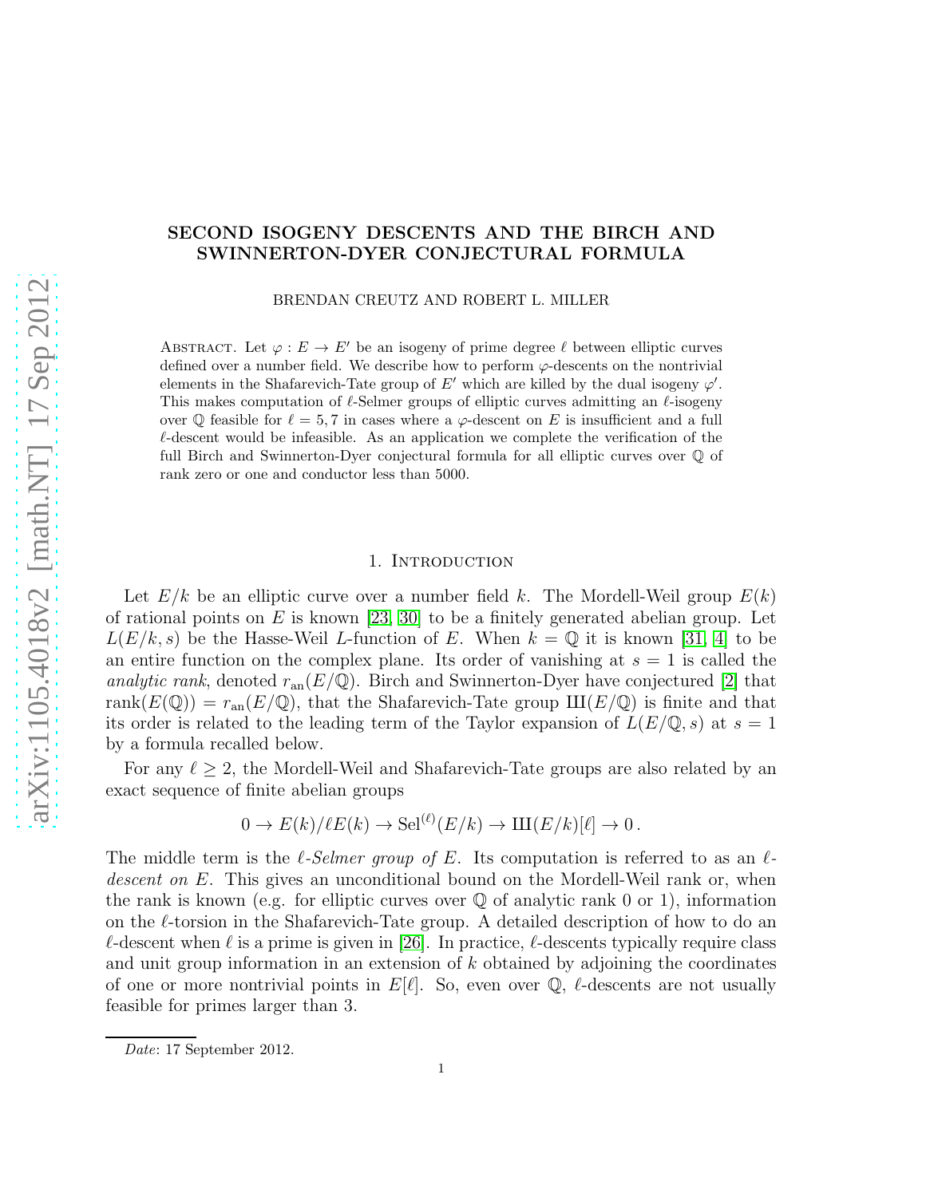# SECOND ISOGENY DESCENTS AND THE BIRCH AND SWINNERTON-DYER CONJECTURAL FORMULA

BRENDAN CREUTZ AND ROBERT L. MILLER

Abstract. Let $\varphi : E \to E'$ be an isogeny of prime degree $\ell$ between elliptic curves defined over a number field. We describe how to perform $\varphi$-descents on the nontrivial elements in the Shafarevich-Tate group of $E'$ which are killed by the dual isogeny $\varphi'$. This makes computation of $\ell$-Selmer groups of elliptic curves admitting an $\ell$-isogeny over $\mathbb{Q}$ feasible for $\ell = 5, 7$ in cases where a $\varphi$-descent on $E$ is insufficient and a full $\ell$-descent would be infeasible. As an application we complete the verification of the full Birch and Swinnerton-Dyer conjectural formula for all elliptic curves over $\mathbb{Q}$ of rank zero or one and conductor less than 5000.

## 1. Introduction

Let $E/k$ be an elliptic curve over a number field $k$. The Mordell-Weil group $E(k)$ of rational points on $E$ is known [23, 30] to be a finitely generated abelian group. Let $L(E/k, s)$ be the Hasse-Weil $L$-function of $E$. When $k = \mathbb{Q}$ it is known [31, 4] to be an entire function on the complex plane. Its order of vanishing at $s = 1$ is called the *analytic rank*, denoted $r_{\mathrm{an}}(E/\mathbb{Q})$. Birch and Swinnerton-Dyer have conjectured [2] that $\operatorname{rank}(E(\mathbb{Q})) = r_{\mathrm{an}}(E/\mathbb{Q})$, that the Shafarevich-Tate group $Ш(E/\mathbb{Q})$ is finite and that its order is related to the leading term of the Taylor expansion of $L(E/\mathbb{Q}, s)$ at $s = 1$ by a formula recalled below.

For any $\ell \geq 2$, the Mordell-Weil and Shafarevich-Tate groups are also related by an exact sequence of finite abelian groups

$$0 \to E(k)/\ell E(k) \to \mathrm{Sel}^{(\ell)}(E/k) \to Ш(E/k)[\ell] \to 0\,.$$

The middle term is the *$\ell$-Selmer group of $E$*. Its computation is referred to as an *$\ell$-descent on $E$*. This gives an unconditional bound on the Mordell-Weil rank or, when the rank is known (e.g. for elliptic curves over $\mathbb{Q}$ of analytic rank 0 or 1), information on the $\ell$-torsion in the Shafarevich-Tate group. A detailed description of how to do an $\ell$-descent when $\ell$ is a prime is given in [26]. In practice, $\ell$-descents typically require class and unit group information in an extension of $k$ obtained by adjoining the coordinates of one or more nontrivial points in $E[\ell]$. So, even over $\mathbb{Q}$, $\ell$-descents are not usually feasible for primes larger than 3.

*Date*: 17 September 2012.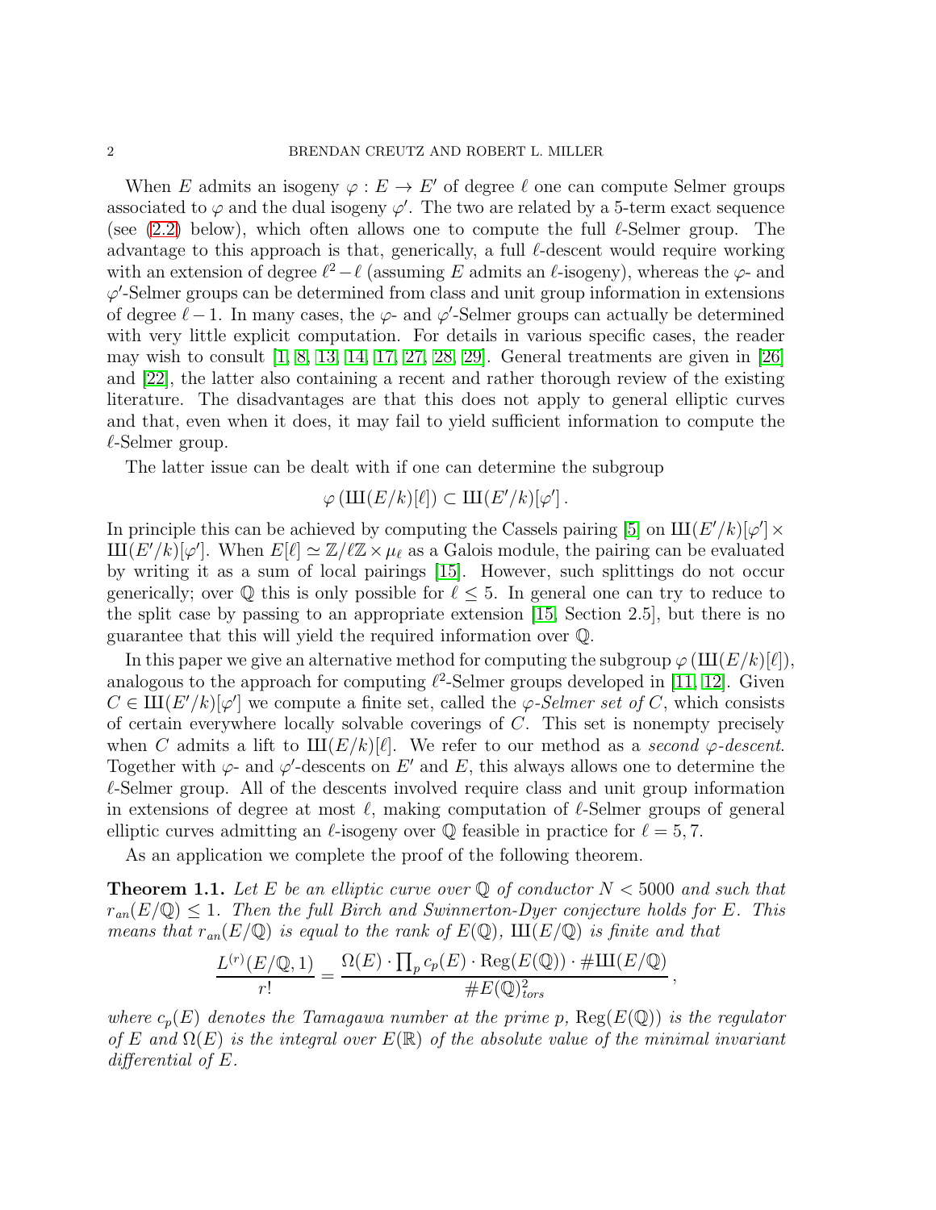When $E$ admits an isogeny $\varphi : E \to E'$ of degree $\ell$ one can compute Selmer groups associated to $\varphi$ and the dual isogeny $\varphi'$. The two are related by a 5-term exact sequence (see (2.2) below), which often allows one to compute the full $\ell$-Selmer group. The advantage to this approach is that, generically, a full $\ell$-descent would require working with an extension of degree $\ell^2 - \ell$ (assuming $E$ admits an $\ell$-isogeny), whereas the $\varphi$- and $\varphi'$-Selmer groups can be determined from class and unit group information in extensions of degree $\ell - 1$. In many cases, the $\varphi$- and $\varphi'$-Selmer groups can actually be determined with very little explicit computation. For details in various specific cases, the reader may wish to consult [1, 8, 13, 14, 17, 27, 28, 29]. General treatments are given in [26] and [22], the latter also containing a recent and rather thorough review of the existing literature. The disadvantages are that this does not apply to general elliptic curves and that, even when it does, it may fail to yield sufficient information to compute the $\ell$-Selmer group.

The latter issue can be dealt with if one can determine the subgroup

$$\varphi\left(Ш(E/k)[\ell]\right) \subset Ш(E'/k)[\varphi'] \,.$$

In principle this can be achieved by computing the Cassels pairing [5] on $Ш(E'/k)[\varphi'] \times Ш(E'/k)[\varphi']$. When $E[\ell] \simeq \mathbb{Z}/\ell\mathbb{Z} \times \mu_\ell$ as a Galois module, the pairing can be evaluated by writing it as a sum of local pairings [15]. However, such splittings do not occur generically; over $\mathbb{Q}$ this is only possible for $\ell \leq 5$. In general one can try to reduce to the split case by passing to an appropriate extension [15, Section 2.5], but there is no guarantee that this will yield the required information over $\mathbb{Q}$.

In this paper we give an alternative method for computing the subgroup $\varphi\left(Ш(E/k)[\ell]\right)$, analogous to the approach for computing $\ell^2$-Selmer groups developed in [11, 12]. Given $C \in Ш(E'/k)[\varphi']$ we compute a finite set, called the *$\varphi$-Selmer set of $C$*, which consists of certain everywhere locally solvable coverings of $C$. This set is nonempty precisely when $C$ admits a lift to $Ш(E/k)[\ell]$. We refer to our method as a *second $\varphi$-descent*. Together with $\varphi$- and $\varphi'$-descents on $E'$ and $E$, this always allows one to determine the $\ell$-Selmer group. All of the descents involved require class and unit group information in extensions of degree at most $\ell$, making computation of $\ell$-Selmer groups of general elliptic curves admitting an $\ell$-isogeny over $\mathbb{Q}$ feasible in practice for $\ell = 5, 7$.

As an application we complete the proof of the following theorem.

**Theorem 1.1.** *Let $E$ be an elliptic curve over $\mathbb{Q}$ of conductor $N < 5000$ and such that $r_{an}(E/\mathbb{Q}) \leq 1$. Then the full Birch and Swinnerton-Dyer conjecture holds for $E$. This means that $r_{an}(E/\mathbb{Q})$ is equal to the rank of $E(\mathbb{Q})$, $Ш(E/\mathbb{Q})$ is finite and that*

$$\frac{L^{(r)}(E/\mathbb{Q},1)}{r!} = \frac{\Omega(E) \cdot \prod_p c_p(E) \cdot \mathrm{Reg}(E(\mathbb{Q})) \cdot \#Ш(E/\mathbb{Q})}{\#E(\mathbb{Q})^2_{tors}}\,,$$

*where $c_p(E)$ denotes the Tamagawa number at the prime $p$, $\mathrm{Reg}(E(\mathbb{Q}))$ is the regulator of $E$ and $\Omega(E)$ is the integral over $E(\mathbb{R})$ of the absolute value of the minimal invariant differential of $E$.*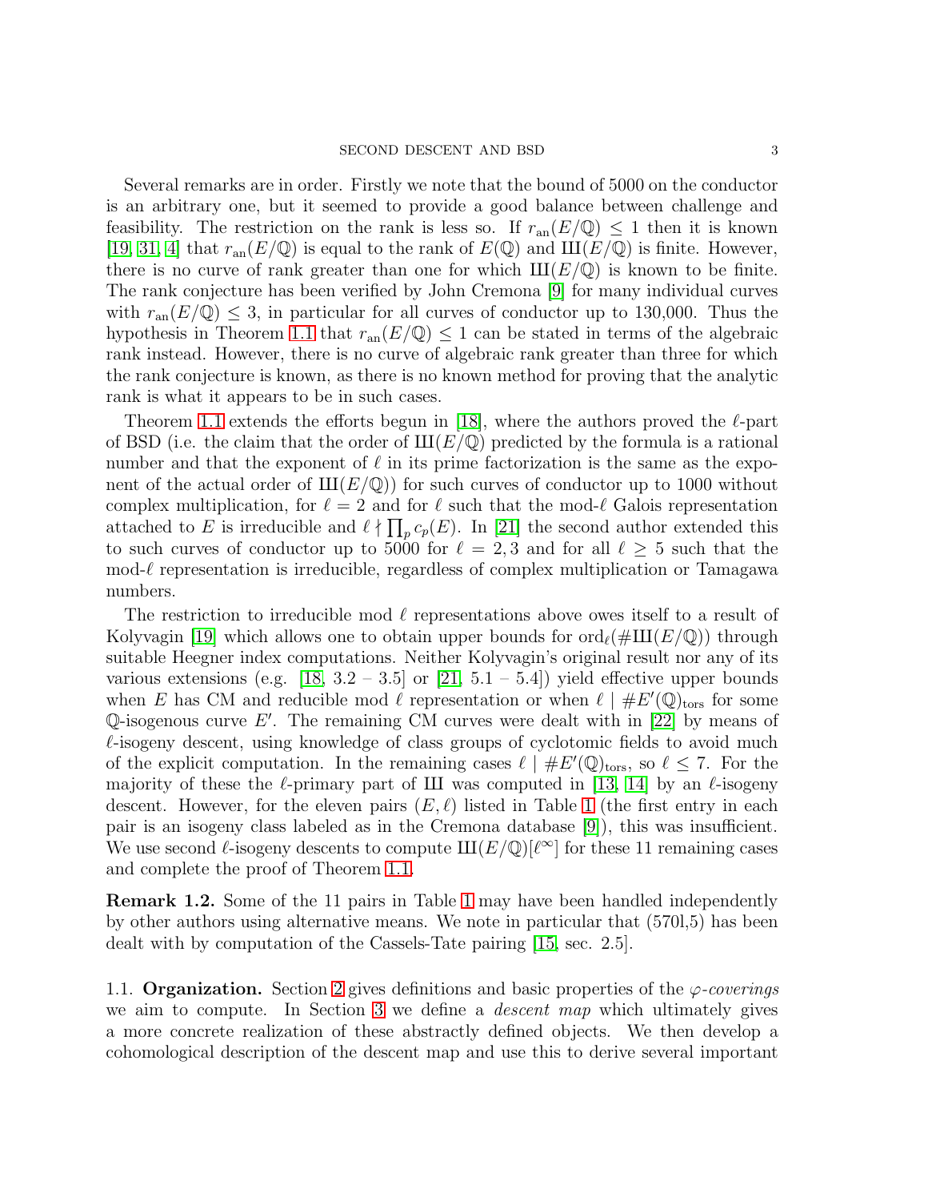Several remarks are in order. Firstly we note that the bound of 5000 on the conductor is an arbitrary one, but it seemed to provide a good balance between challenge and feasibility. The restriction on the rank is less so. If $r_{\text{an}}(E/\mathbb{Q}) \leq 1$ then it is known [19, 31, 4] that $r_{\text{an}}(E/\mathbb{Q})$ is equal to the rank of $E(\mathbb{Q})$ and $\text{Ш}(E/\mathbb{Q})$ is finite. However, there is no curve of rank greater than one for which $\text{Ш}(E/\mathbb{Q})$ is known to be finite. The rank conjecture has been verified by John Cremona [9] for many individual curves with $r_{\text{an}}(E/\mathbb{Q}) \leq 3$, in particular for all curves of conductor up to 130,000. Thus the hypothesis in Theorem 1.1 that $r_{\text{an}}(E/\mathbb{Q}) \leq 1$ can be stated in terms of the algebraic rank instead. However, there is no curve of algebraic rank greater than three for which the rank conjecture is known, as there is no known method for proving that the analytic rank is what it appears to be in such cases.

Theorem 1.1 extends the efforts begun in [18], where the authors proved the $\ell$-part of BSD (i.e. the claim that the order of $\text{Ш}(E/\mathbb{Q})$ predicted by the formula is a rational number and that the exponent of $\ell$ in its prime factorization is the same as the exponent of the actual order of $\text{Ш}(E/\mathbb{Q})$) for such curves of conductor up to 1000 without complex multiplication, for $\ell = 2$ and for $\ell$ such that the mod-$\ell$ Galois representation attached to $E$ is irreducible and $\ell \nmid \prod_p c_p(E)$. In [21] the second author extended this to such curves of conductor up to 5000 for $\ell = 2, 3$ and for all $\ell \geq 5$ such that the mod-$\ell$ representation is irreducible, regardless of complex multiplication or Tamagawa numbers.

The restriction to irreducible mod $\ell$ representations above owes itself to a result of Kolyvagin [19] which allows one to obtain upper bounds for $\text{ord}_\ell(\#\text{Ш}(E/\mathbb{Q}))$ through suitable Heegner index computations. Neither Kolyvagin's original result nor any of its various extensions (e.g. [18, 3.2 – 3.5] or [21, 5.1 – 5.4]) yield effective upper bounds when $E$ has CM and reducible mod $\ell$ representation or when $\ell \mid \#E'(\mathbb{Q})_{\text{tors}}$ for some $\mathbb{Q}$-isogenous curve $E'$. The remaining CM curves were dealt with in [22] by means of $\ell$-isogeny descent, using knowledge of class groups of cyclotomic fields to avoid much of the explicit computation. In the remaining cases $\ell \mid \#E'(\mathbb{Q})_{\text{tors}}$, so $\ell \leq 7$. For the majority of these the $\ell$-primary part of Ш was computed in [13, 14] by an $\ell$-isogeny descent. However, for the eleven pairs $(E, \ell)$ listed in Table 1 (the first entry in each pair is an isogeny class labeled as in the Cremona database [9]), this was insufficient. We use second $\ell$-isogeny descents to compute $\text{Ш}(E/\mathbb{Q})[\ell^\infty]$ for these 11 remaining cases and complete the proof of Theorem 1.1.

**Remark 1.2.** Some of the 11 pairs in Table 1 may have been handled independently by other authors using alternative means. We note in particular that (570l,5) has been dealt with by computation of the Cassels-Tate pairing [15, sec. 2.5].

## 1.1. Organization.

Section 2 gives definitions and basic properties of the $\varphi$-*coverings* we aim to compute. In Section 3 we define a *descent map* which ultimately gives a more concrete realization of these abstractly defined objects. We then develop a cohomological description of the descent map and use this to derive several important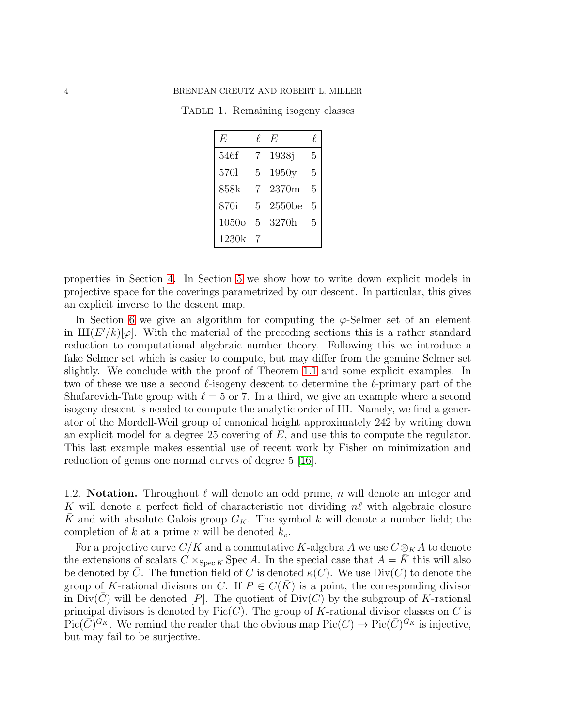Table 1. Remaining isogeny classes

| $E$ | $\ell$ | $E$ | $\ell$ |
|---|---|---|---|
| 546f | 7 | 1938j | 5 |
| 570l | 5 | 1950y | 5 |
| 858k | 7 | 2370m | 5 |
| 870i | 5 | 2550be | 5 |
| 1050o | 5 | 3270h | 5 |
| 1230k | 7 | | |

properties in Section 4. In Section 5 we show how to write down explicit models in projective space for the coverings parametrized by our descent. In particular, this gives an explicit inverse to the descent map.

In Section 6 we give an algorithm for computing the $\varphi$-Selmer set of an element in $Ш(E'/k)[\varphi]$. With the material of the preceding sections this is a rather standard reduction to computational algebraic number theory. Following this we introduce a fake Selmer set which is easier to compute, but may differ from the genuine Selmer set slightly. We conclude with the proof of Theorem 1.1 and some explicit examples. In two of these we use a second $\ell$-isogeny descent to determine the $\ell$-primary part of the Shafarevich-Tate group with $\ell = 5$ or 7. In a third, we give an example where a second isogeny descent is needed to compute the analytic order of Ш. Namely, we find a generator of the Mordell-Weil group of canonical height approximately 242 by writing down an explicit model for a degree 25 covering of $E$, and use this to compute the regulator. This last example makes essential use of recent work by Fisher on minimization and reduction of genus one normal curves of degree 5 [16].

1.2. **Notation.** Throughout $\ell$ will denote an odd prime, $n$ will denote an integer and $K$ will denote a perfect field of characteristic not dividing $n\ell$ with algebraic closure $\bar{K}$ and with absolute Galois group $G_K$. The symbol $k$ will denote a number field; the completion of $k$ at a prime $v$ will be denoted $k_v$.

For a projective curve $C/K$ and a commutative $K$-algebra $A$ we use $C \otimes_K A$ to denote the extensions of scalars $C \times_{\operatorname{Spec} K} \operatorname{Spec} A$. In the special case that $A = \bar{K}$ this will also be denoted by $\bar{C}$. The function field of $C$ is denoted $\kappa(C)$. We use $\operatorname{Div}(C)$ to denote the group of $K$-rational divisors on $C$. If $P \in C(\bar{K})$ is a point, the corresponding divisor in $\operatorname{Div}(\bar{C})$ will be denoted $[P]$. The quotient of $\operatorname{Div}(C)$ by the subgroup of $K$-rational principal divisors is denoted by $\operatorname{Pic}(C)$. The group of $K$-rational divisor classes on $C$ is $\operatorname{Pic}(\bar{C})^{G_K}$. We remind the reader that the obvious map $\operatorname{Pic}(C) \to \operatorname{Pic}(\bar{C})^{G_K}$ is injective, but may fail to be surjective.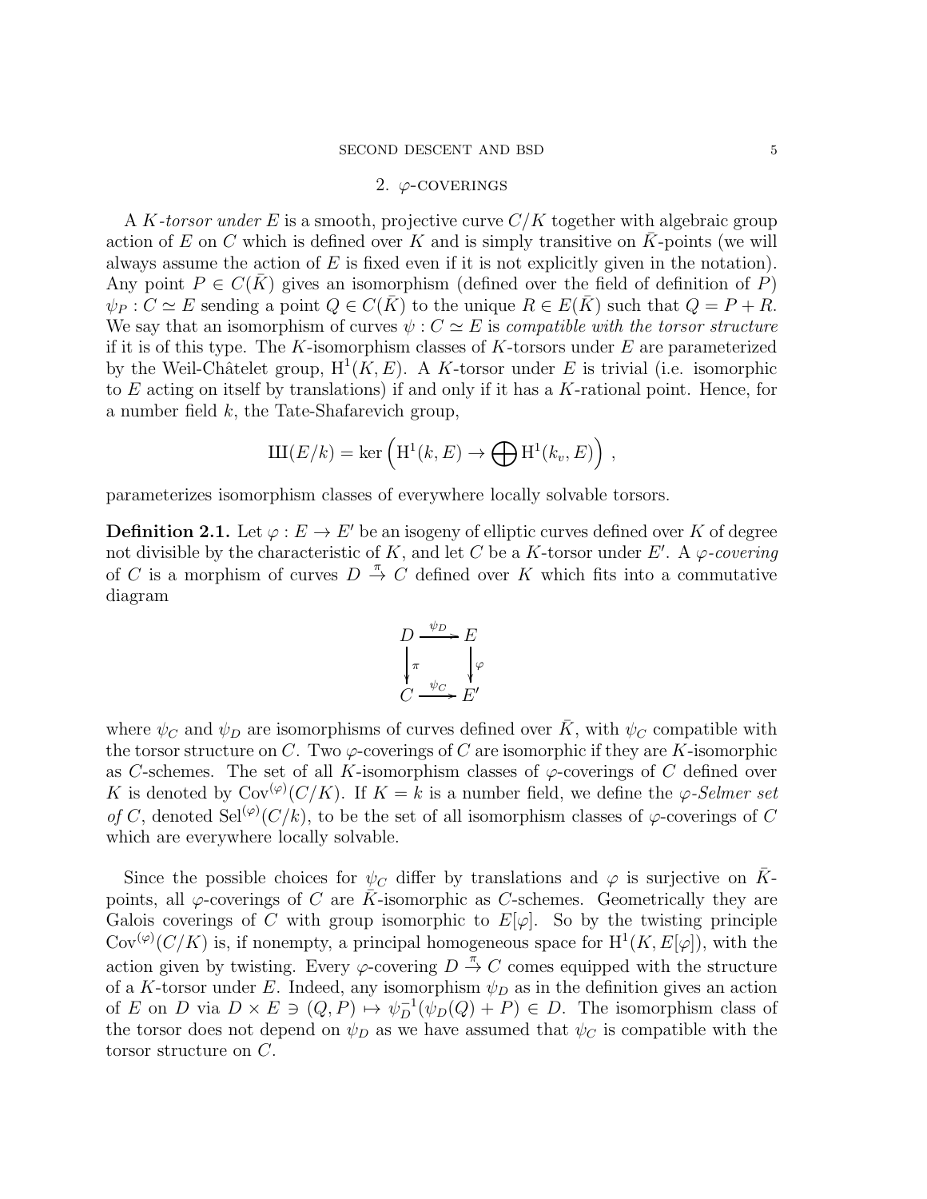## 2. $\varphi$-coverings

A *$K$-torsor under $E$* is a smooth, projective curve $C/K$ together with algebraic group action of $E$ on $C$ which is defined over $K$ and is simply transitive on $\bar{K}$-points (we will always assume the action of $E$ is fixed even if it is not explicitly given in the notation). Any point $P \in C(\bar{K})$ gives an isomorphism (defined over the field of definition of $P$) $\psi_P : C \simeq E$ sending a point $Q \in C(\bar{K})$ to the unique $R \in E(\bar{K})$ such that $Q = P + R$. We say that an isomorphism of curves $\psi : C \simeq E$ is *compatible with the torsor structure* if it is of this type. The $K$-isomorphism classes of $K$-torsors under $E$ are parameterized by the Weil-Châtelet group, $\mathrm{H}^1(K, E)$. A $K$-torsor under $E$ is trivial (i.e. isomorphic to $E$ acting on itself by translations) if and only if it has a $K$-rational point. Hence, for a number field $k$, the Tate-Shafarevich group,

$$Ш(E/k) = \ker\left(\mathrm{H}^1(k, E) \to \bigoplus \mathrm{H}^1(k_v, E)\right) ,$$

parameterizes isomorphism classes of everywhere locally solvable torsors.

**Definition 2.1.** Let $\varphi : E \to E'$ be an isogeny of elliptic curves defined over $K$ of degree not divisible by the characteristic of $K$, and let $C$ be a $K$-torsor under $E'$. A *$\varphi$-covering* of $C$ is a morphism of curves $D \xrightarrow{\pi} C$ defined over $K$ which fits into a commutative diagram

$$\begin{array}{ccc} D & \xrightarrow{\psi_D} & E \\ \downarrow{\scriptstyle \pi} & & \downarrow{\scriptstyle \varphi} \\ C & \xrightarrow{\psi_C} & E' \end{array}$$

where $\psi_C$ and $\psi_D$ are isomorphisms of curves defined over $\bar{K}$, with $\psi_C$ compatible with the torsor structure on $C$. Two $\varphi$-coverings of $C$ are isomorphic if they are $K$-isomorphic as $C$-schemes. The set of all $K$-isomorphism classes of $\varphi$-coverings of $C$ defined over $K$ is denoted by $\mathrm{Cov}^{(\varphi)}(C/K)$. If $K = k$ is a number field, we define the *$\varphi$-Selmer set of $C$*, denoted $\mathrm{Sel}^{(\varphi)}(C/k)$, to be the set of all isomorphism classes of $\varphi$-coverings of $C$ which are everywhere locally solvable.

Since the possible choices for $\psi_C$ differ by translations and $\varphi$ is surjective on $\bar{K}$-points, all $\varphi$-coverings of $C$ are $\bar{K}$-isomorphic as $C$-schemes. Geometrically they are Galois coverings of $C$ with group isomorphic to $E[\varphi]$. So by the twisting principle $\mathrm{Cov}^{(\varphi)}(C/K)$ is, if nonempty, a principal homogeneous space for $\mathrm{H}^1(K, E[\varphi])$, with the action given by twisting. Every $\varphi$-covering $D \xrightarrow{\pi} C$ comes equipped with the structure of a $K$-torsor under $E$. Indeed, any isomorphism $\psi_D$ as in the definition gives an action of $E$ on $D$ via $D \times E \ni (Q, P) \mapsto \psi_D^{-1}(\psi_D(Q) + P) \in D$. The isomorphism class of the torsor does not depend on $\psi_D$ as we have assumed that $\psi_C$ is compatible with the torsor structure on $C$.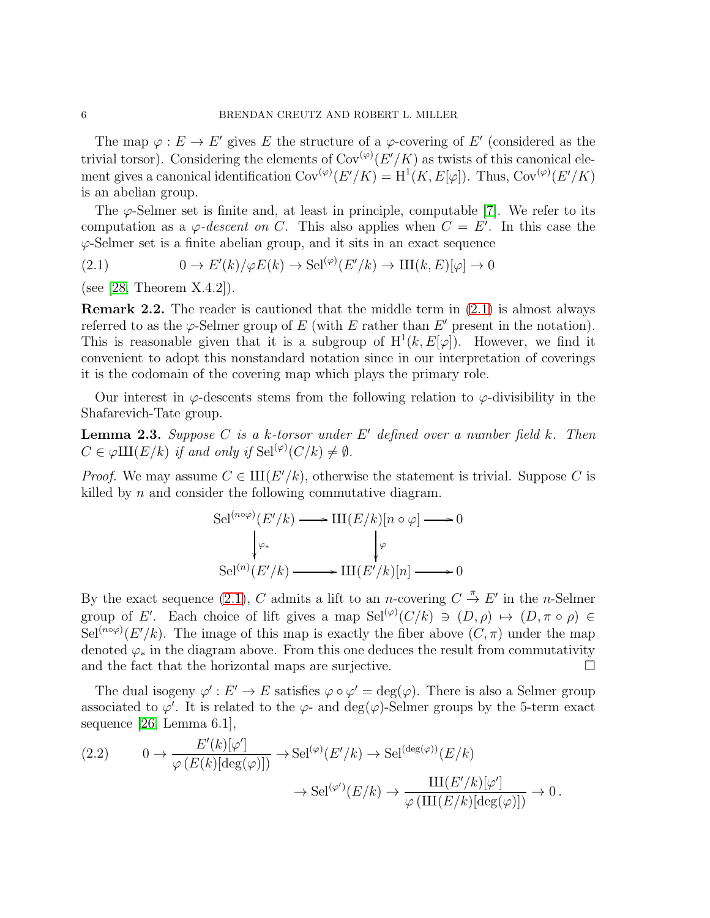The map $\varphi : E \to E'$ gives $E$ the structure of a $\varphi$-covering of $E'$ (considered as the trivial torsor). Considering the elements of $\mathrm{Cov}^{(\varphi)}(E'/K)$ as twists of this canonical element gives a canonical identification $\mathrm{Cov}^{(\varphi)}(E'/K) = \mathrm{H}^1(K, E[\varphi])$. Thus, $\mathrm{Cov}^{(\varphi)}(E'/K)$ is an abelian group.

The $\varphi$-Selmer set is finite and, at least in principle, computable [7]. We refer to its computation as a *$\varphi$-descent on $C$*. This also applies when $C = E'$. In this case the $\varphi$-Selmer set is a finite abelian group, and it sits in an exact sequence

$$0 \to E'(k)/\varphi E(k) \to \mathrm{Sel}^{(\varphi)}(E'/k) \to Ш(k, E)[\varphi] \to 0 \tag{2.1}$$

(see [28, Theorem X.4.2]).

**Remark 2.2.** The reader is cautioned that the middle term in (2.1) is almost always referred to as the $\varphi$-Selmer group of $E$ (with $E$ rather than $E'$ present in the notation). This is reasonable given that it is a subgroup of $\mathrm{H}^1(k, E[\varphi])$. However, we find it convenient to adopt this nonstandard notation since in our interpretation of coverings it is the codomain of the covering map which plays the primary role.

Our interest in $\varphi$-descents stems from the following relation to $\varphi$-divisibility in the Shafarevich-Tate group.

**Lemma 2.3.** *Suppose $C$ is a $k$-torsor under $E'$ defined over a number field $k$. Then $C \in \varphi Ш(E/k)$ if and only if $\mathrm{Sel}^{(\varphi)}(C/k) \neq \emptyset$.*

*Proof.* We may assume $C \in Ш(E'/k)$, otherwise the statement is trivial. Suppose $C$ is killed by $n$ and consider the following commutative diagram.

$$\begin{array}{ccccc}
\mathrm{Sel}^{(n\circ\varphi)}(E'/k) & \longrightarrow & Ш(E/k)[n\circ\varphi] & \longrightarrow & 0 \\
\big\downarrow \varphi_* & & \big\downarrow \varphi & & \\
\mathrm{Sel}^{(n)}(E'/k) & \longrightarrow & Ш(E'/k)[n] & \longrightarrow & 0
\end{array}$$

By the exact sequence (2.1), $C$ admits a lift to an $n$-covering $C \xrightarrow{\pi} E'$ in the $n$-Selmer group of $E'$. Each choice of lift gives a map $\mathrm{Sel}^{(\varphi)}(C/k) \ni (D, \rho) \mapsto (D, \pi \circ \rho) \in \mathrm{Sel}^{(n\circ\varphi)}(E'/k)$. The image of this map is exactly the fiber above $(C, \pi)$ under the map denoted $\varphi_*$ in the diagram above. From this one deduces the result from commutativity and the fact that the horizontal maps are surjective. $\square$

The dual isogeny $\varphi' : E' \to E$ satisfies $\varphi \circ \varphi' = \deg(\varphi)$. There is also a Selmer group associated to $\varphi'$. It is related to the $\varphi$- and $\deg(\varphi)$-Selmer groups by the 5-term exact sequence [26, Lemma 6.1],

$$\begin{aligned}
0 \to \frac{E'(k)[\varphi']}{\varphi\left(E(k)[\deg(\varphi)]\right)} &\to \mathrm{Sel}^{(\varphi)}(E'/k) \to \mathrm{Sel}^{(\deg(\varphi))}(E/k) \\
&\to \mathrm{Sel}^{(\varphi')}(E/k) \to \frac{Ш(E'/k)[\varphi']}{\varphi\left(Ш(E/k)[\deg(\varphi)]\right)} \to 0\,.
\end{aligned} \tag{2.2}$$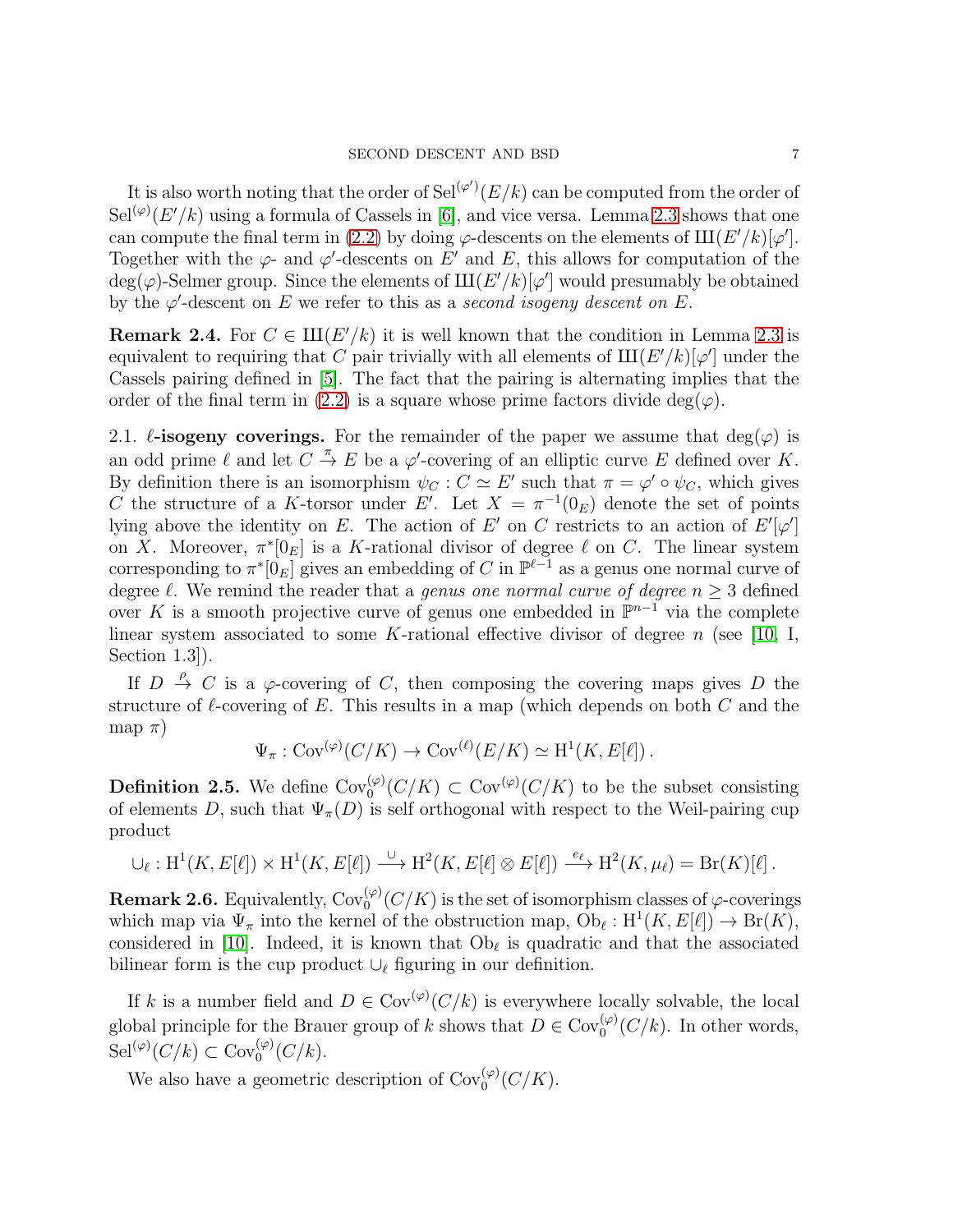It is also worth noting that the order of $\mathrm{Sel}^{(\varphi')}(E/k)$ can be computed from the order of $\mathrm{Sel}^{(\varphi)}(E'/k)$ using a formula of Cassels in [6], and vice versa. Lemma 2.3 shows that one can compute the final term in (2.2) by doing $\varphi$-descents on the elements of $Ш(E'/k)[\varphi']$. Together with the $\varphi$- and $\varphi'$-descents on $E'$ and $E$, this allows for computation of the $\deg(\varphi)$-Selmer group. Since the elements of $Ш(E'/k)[\varphi']$ would presumably be obtained by the $\varphi'$-descent on $E$ we refer to this as a *second isogeny descent on* $E$.

**Remark 2.4.** For $C \in Ш(E'/k)$ it is well known that the condition in Lemma 2.3 is equivalent to requiring that $C$ pair trivially with all elements of $Ш(E'/k)[\varphi']$ under the Cassels pairing defined in [5]. The fact that the pairing is alternating implies that the order of the final term in (2.2) is a square whose prime factors divide $\deg(\varphi)$.

2.1. **$\ell$-isogeny coverings.** For the remainder of the paper we assume that $\deg(\varphi)$ is an odd prime $\ell$ and let $C \xrightarrow{\pi} E$ be a $\varphi'$-covering of an elliptic curve $E$ defined over $K$. By definition there is an isomorphism $\psi_C : C \simeq E'$ such that $\pi = \varphi' \circ \psi_C$, which gives $C$ the structure of a $K$-torsor under $E'$. Let $X = \pi^{-1}(0_E)$ denote the set of points lying above the identity on $E$. The action of $E'$ on $C$ restricts to an action of $E'[\varphi']$ on $X$. Moreover, $\pi^*[0_E]$ is a $K$-rational divisor of degree $\ell$ on $C$. The linear system corresponding to $\pi^*[0_E]$ gives an embedding of $C$ in $\mathbb{P}^{\ell-1}$ as a genus one normal curve of degree $\ell$. We remind the reader that a *genus one normal curve of degree* $n \geq 3$ defined over $K$ is a smooth projective curve of genus one embedded in $\mathbb{P}^{n-1}$ via the complete linear system associated to some $K$-rational effective divisor of degree $n$ (see [10, I, Section 1.3]).

If $D \xrightarrow{\rho} C$ is a $\varphi$-covering of $C$, then composing the covering maps gives $D$ the structure of $\ell$-covering of $E$. This results in a map (which depends on both $C$ and the map $\pi$)

$$\Psi_\pi : \mathrm{Cov}^{(\varphi)}(C/K) \to \mathrm{Cov}^{(\ell)}(E/K) \simeq \mathrm{H}^1(K, E[\ell])\,.$$

**Definition 2.5.** We define $\mathrm{Cov}_0^{(\varphi)}(C/K) \subset \mathrm{Cov}^{(\varphi)}(C/K)$ to be the subset consisting of elements $D$, such that $\Psi_\pi(D)$ is self orthogonal with respect to the Weil-pairing cup product

$$\cup_\ell : \mathrm{H}^1(K, E[\ell]) \times \mathrm{H}^1(K, E[\ell]) \xrightarrow{\cup} \mathrm{H}^2(K, E[\ell] \otimes E[\ell]) \xrightarrow{e_\ell} \mathrm{H}^2(K, \mu_\ell) = \mathrm{Br}(K)[\ell]\,.$$

**Remark 2.6.** Equivalently, $\mathrm{Cov}_0^{(\varphi)}(C/K)$ is the set of isomorphism classes of $\varphi$-coverings which map via $\Psi_\pi$ into the kernel of the obstruction map, $\mathrm{Ob}_\ell : \mathrm{H}^1(K, E[\ell]) \to \mathrm{Br}(K)$, considered in [10]. Indeed, it is known that $\mathrm{Ob}_\ell$ is quadratic and that the associated bilinear form is the cup product $\cup_\ell$ figuring in our definition.

If $k$ is a number field and $D \in \mathrm{Cov}^{(\varphi)}(C/k)$ is everywhere locally solvable, the local global principle for the Brauer group of $k$ shows that $D \in \mathrm{Cov}_0^{(\varphi)}(C/k)$. In other words, $\mathrm{Sel}^{(\varphi)}(C/k) \subset \mathrm{Cov}_0^{(\varphi)}(C/k)$.

We also have a geometric description of $\mathrm{Cov}_0^{(\varphi)}(C/K)$.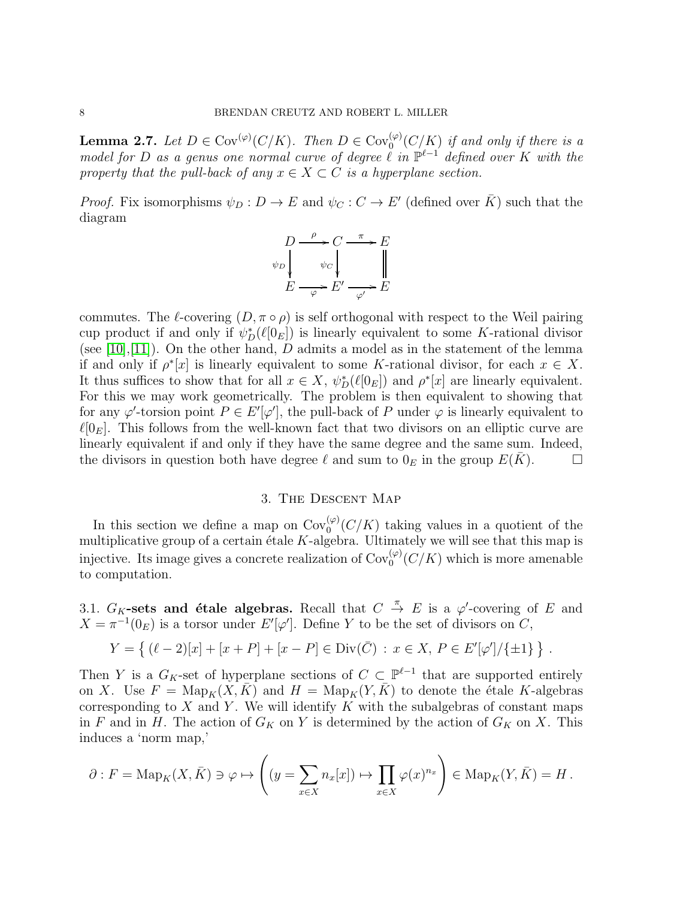**Lemma 2.7.** *Let $D \in \mathrm{Cov}^{(\varphi)}(C/K)$. Then $D \in \mathrm{Cov}_0^{(\varphi)}(C/K)$ if and only if there is a model for $D$ as a genus one normal curve of degree $\ell$ in $\mathbb{P}^{\ell-1}$ defined over $K$ with the property that the pull-back of any $x \in X \subset C$ is a hyperplane section.*

*Proof.* Fix isomorphisms $\psi_D : D \to E$ and $\psi_C : C \to E'$ (defined over $\bar{K}$) such that the diagram

$$\begin{array}{ccccc} D & \xrightarrow{\rho} & C & \xrightarrow{\pi} & E \\ \downarrow{\scriptstyle \psi_D} & & \downarrow{\scriptstyle \psi_C} & & \| \\ E & \xrightarrow[\varphi]{} & E' & \xrightarrow[\varphi']{} & E \end{array}$$

commutes. The $\ell$-covering $(D, \pi \circ \rho)$ is self orthogonal with respect to the Weil pairing cup product if and only if $\psi_D^*(\ell[0_E])$ is linearly equivalent to some $K$-rational divisor (see [10],[11]). On the other hand, $D$ admits a model as in the statement of the lemma if and only if $\rho^*[x]$ is linearly equivalent to some $K$-rational divisor, for each $x \in X$. It thus suffices to show that for all $x \in X$, $\psi_D^*(\ell[0_E])$ and $\rho^*[x]$ are linearly equivalent. For this we may work geometrically. The problem is then equivalent to showing that for any $\varphi'$-torsion point $P \in E'[\varphi']$, the pull-back of $P$ under $\varphi$ is linearly equivalent to $\ell[0_E]$. This follows from the well-known fact that two divisors on an elliptic curve are linearly equivalent if and only if they have the same degree and the same sum. Indeed, the divisors in question both have degree $\ell$ and sum to $0_E$ in the group $E(\bar{K})$. $\square$

## 3. The Descent Map

In this section we define a map on $\mathrm{Cov}_0^{(\varphi)}(C/K)$ taking values in a quotient of the multiplicative group of a certain étale $K$-algebra. Ultimately we will see that this map is injective. Its image gives a concrete realization of $\mathrm{Cov}_0^{(\varphi)}(C/K)$ which is more amenable to computation.

3.1. **$G_K$-sets and étale algebras.** Recall that $C \xrightarrow{\pi} E$ is a $\varphi'$-covering of $E$ and $X = \pi^{-1}(0_E)$ is a torsor under $E'[\varphi']$. Define $Y$ to be the set of divisors on $C$,

$$Y = \left\{ (\ell - 2)[x] + [x + P] + [x - P] \in \mathrm{Div}(\bar{C}) \, : \, x \in X, \, P \in E'[\varphi']/\{\pm 1\} \right\} .$$

Then $Y$ is a $G_K$-set of hyperplane sections of $C \subset \mathbb{P}^{\ell-1}$ that are supported entirely on $X$. Use $F = \mathrm{Map}_K(X, \bar{K})$ and $H = \mathrm{Map}_K(Y, \bar{K})$ to denote the étale $K$-algebras corresponding to $X$ and $Y$. We will identify $K$ with the subalgebras of constant maps in $F$ and in $H$. The action of $G_K$ on $Y$ is determined by the action of $G_K$ on $X$. This induces a 'norm map,'

$$\partial : F = \mathrm{Map}_K(X, \bar{K}) \ni \varphi \mapsto \left( (y = \sum_{x \in X} n_x[x]) \mapsto \prod_{x \in X} \varphi(x)^{n_x} \right) \in \mathrm{Map}_K(Y, \bar{K}) = H \, .$$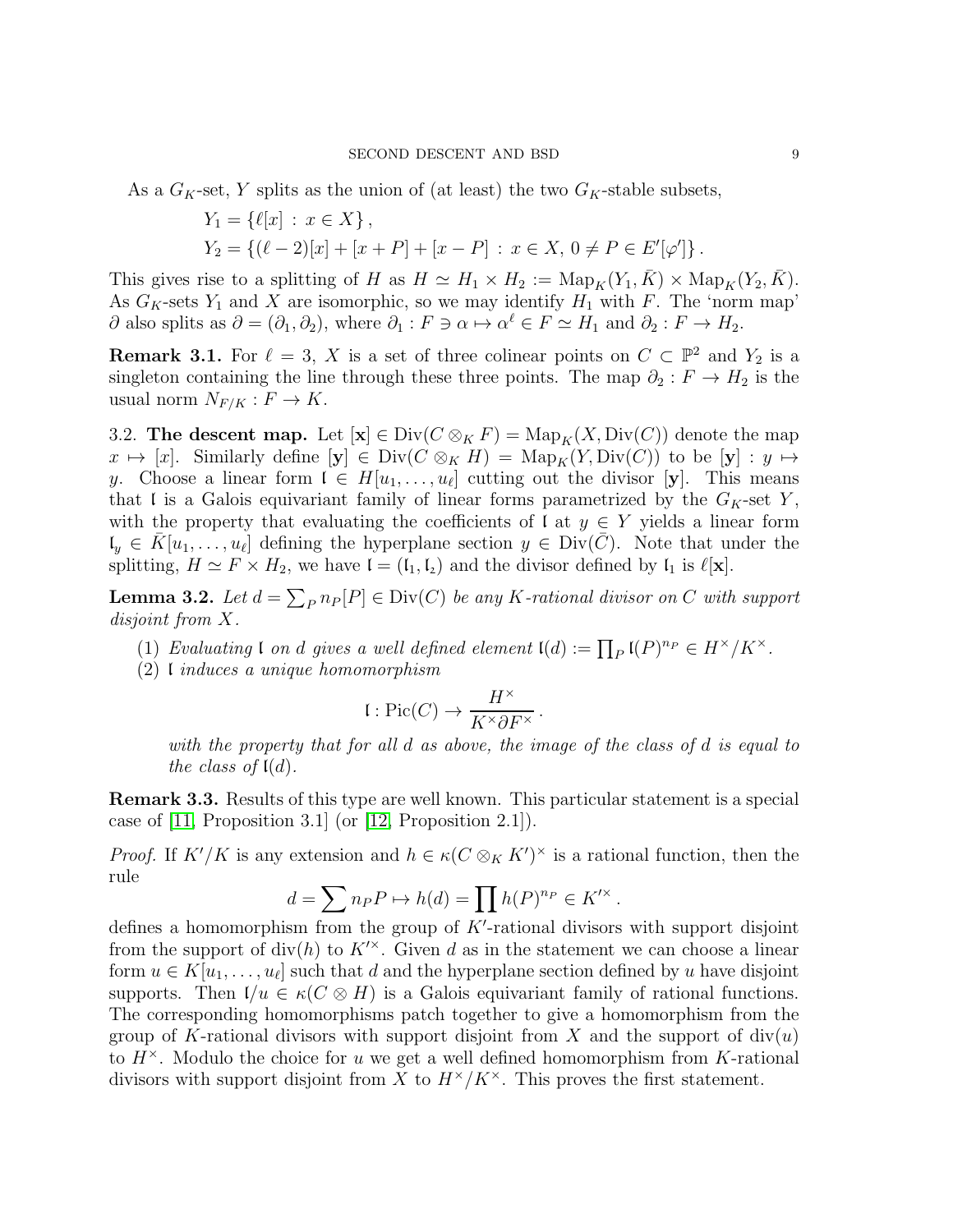As a $G_K$-set, $Y$ splits as the union of (at least) the two $G_K$-stable subsets,

$$Y_1 = \{\ell[x] \,:\, x \in X\}\,,$$
$$Y_2 = \{(\ell-2)[x] + [x+P] + [x-P] \,:\, x \in X,\, 0 \neq P \in E'[\varphi']\}\,.$$

This gives rise to a splitting of $H$ as $H \simeq H_1 \times H_2 := \mathrm{Map}_K(Y_1, \bar{K}) \times \mathrm{Map}_K(Y_2, \bar{K})$. As $G_K$-sets $Y_1$ and $X$ are isomorphic, so we may identify $H_1$ with $F$. The 'norm map' $\partial$ also splits as $\partial = (\partial_1, \partial_2)$, where $\partial_1 : F \ni \alpha \mapsto \alpha^\ell \in F \simeq H_1$ and $\partial_2 : F \to H_2$.

**Remark 3.1.** For $\ell = 3$, $X$ is a set of three colinear points on $C \subset \mathbb{P}^2$ and $Y_2$ is a singleton containing the line through these three points. The map $\partial_2 : F \to H_2$ is the usual norm $N_{F/K} : F \to K$.

3.2. **The descent map.** Let $[\mathbf{x}] \in \mathrm{Div}(C \otimes_K F) = \mathrm{Map}_K(X, \mathrm{Div}(C))$ denote the map $x \mapsto [x]$. Similarly define $[\mathbf{y}] \in \mathrm{Div}(C \otimes_K H) = \mathrm{Map}_K(Y, \mathrm{Div}(C))$ to be $[\mathbf{y}] : y \mapsto y$. Choose a linear form $\mathfrak{l} \in H[u_1, \ldots, u_\ell]$ cutting out the divisor $[\mathbf{y}]$. This means that $\mathfrak{l}$ is a Galois equivariant family of linear forms parametrized by the $G_K$-set $Y$, with the property that evaluating the coefficients of $\mathfrak{l}$ at $y \in Y$ yields a linear form $\mathfrak{l}_y \in \bar{K}[u_1, \ldots, u_\ell]$ defining the hyperplane section $y \in \mathrm{Div}(\bar{C})$. Note that under the splitting, $H \simeq F \times H_2$, we have $\mathfrak{l} = (\mathfrak{l}_1, \mathfrak{l}_2)$ and the divisor defined by $\mathfrak{l}_1$ is $\ell[\mathbf{x}]$.

**Lemma 3.2.** *Let $d = \sum_P n_P[P] \in \mathrm{Div}(C)$ be any $K$-rational divisor on $C$ with support disjoint from $X$.*

1. *Evaluating $\mathfrak{l}$ on $d$ gives a well defined element $\mathfrak{l}(d) := \prod_P \mathfrak{l}(P)^{n_P} \in H^\times/K^\times$.*
2. *$\mathfrak{l}$ induces a unique homomorphism*
$$\mathfrak{l} : \mathrm{Pic}(C) \to \frac{H^\times}{K^\times \partial F^\times}\,.$$
*with the property that for all $d$ as above, the image of the class of $d$ is equal to the class of $\mathfrak{l}(d)$.*

**Remark 3.3.** Results of this type are well known. This particular statement is a special case of [11, Proposition 3.1] (or [12, Proposition 2.1]).

*Proof.* If $K'/K$ is any extension and $h \in \kappa(C \otimes_K K')^\times$ is a rational function, then the rule

$$d = \sum n_P P \mapsto h(d) = \prod h(P)^{n_P} \in K'^\times\,.$$

defines a homomorphism from the group of $K'$-rational divisors with support disjoint from the support of $\mathrm{div}(h)$ to $K'^\times$. Given $d$ as in the statement we can choose a linear form $u \in K[u_1, \ldots, u_\ell]$ such that $d$ and the hyperplane section defined by $u$ have disjoint supports. Then $\mathfrak{l}/u \in \kappa(C \otimes H)$ is a Galois equivariant family of rational functions. The corresponding homomorphisms patch together to give a homomorphism from the group of $K$-rational divisors with support disjoint from $X$ and the support of $\mathrm{div}(u)$ to $H^\times$. Modulo the choice for $u$ we get a well defined homomorphism from $K$-rational divisors with support disjoint from $X$ to $H^\times/K^\times$. This proves the first statement.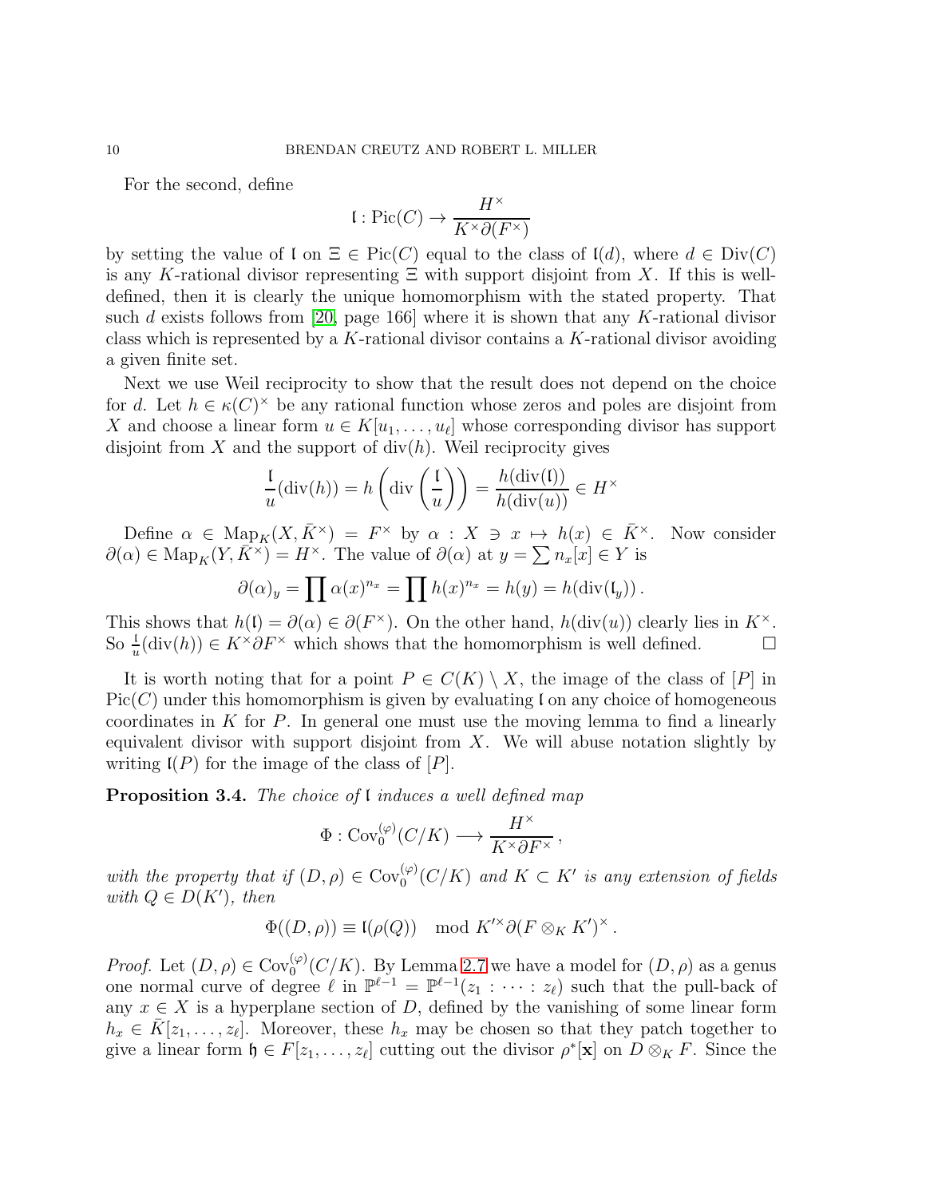For the second, define

$$\mathfrak{l} : \mathrm{Pic}(C) \to \frac{H^\times}{K^\times \partial(F^\times)}$$

by setting the value of $\mathfrak{l}$ on $\Xi \in \mathrm{Pic}(C)$ equal to the class of $\mathfrak{l}(d)$, where $d \in \mathrm{Div}(C)$ is any $K$-rational divisor representing $\Xi$ with support disjoint from $X$. If this is well-defined, then it is clearly the unique homomorphism with the stated property. That such $d$ exists follows from [20, page 166] where it is shown that any $K$-rational divisor class which is represented by a $K$-rational divisor contains a $K$-rational divisor avoiding a given finite set.

Next we use Weil reciprocity to show that the result does not depend on the choice for $d$. Let $h \in \kappa(C)^\times$ be any rational function whose zeros and poles are disjoint from $X$ and choose a linear form $u \in K[u_1, \dots, u_\ell]$ whose corresponding divisor has support disjoint from $X$ and the support of $\mathrm{div}(h)$. Weil reciprocity gives

$$\frac{\mathfrak{l}}{u}(\mathrm{div}(h)) = h\left(\mathrm{div}\left(\frac{\mathfrak{l}}{u}\right)\right) = \frac{h(\mathrm{div}(\mathfrak{l}))}{h(\mathrm{div}(u))} \in H^\times$$

Define $\alpha \in \mathrm{Map}_K(X, \bar{K}^\times) = F^\times$ by $\alpha : X \ni x \mapsto h(x) \in \bar{K}^\times$. Now consider $\partial(\alpha) \in \mathrm{Map}_K(Y, \bar{K}^\times) = H^\times$. The value of $\partial(\alpha)$ at $y = \sum n_x[x] \in Y$ is

$$\partial(\alpha)_y = \prod \alpha(x)^{n_x} = \prod h(x)^{n_x} = h(y) = h(\mathrm{div}(\mathfrak{l}_y)).$$

This shows that $h(\mathfrak{l}) = \partial(\alpha) \in \partial(F^\times)$. On the other hand, $h(\mathrm{div}(u))$ clearly lies in $K^\times$. So $\frac{\mathfrak{l}}{u}(\mathrm{div}(h)) \in K^\times \partial F^\times$ which shows that the homomorphism is well defined. $\square$

It is worth noting that for a point $P \in C(K) \setminus X$, the image of the class of $[P]$ in $\mathrm{Pic}(C)$ under this homomorphism is given by evaluating $\mathfrak{l}$ on any choice of homogeneous coordinates in $K$ for $P$. In general one must use the moving lemma to find a linearly equivalent divisor with support disjoint from $X$. We will abuse notation slightly by writing $\mathfrak{l}(P)$ for the image of the class of $[P]$.

**Proposition 3.4.** *The choice of* $\mathfrak{l}$ *induces a well defined map*

$$\Phi : \mathrm{Cov}_0^{(\varphi)}(C/K) \longrightarrow \frac{H^\times}{K^\times \partial F^\times},$$

*with the property that if* $(D, \rho) \in \mathrm{Cov}_0^{(\varphi)}(C/K)$ *and* $K \subset K'$ *is any extension of fields with* $Q \in D(K')$, *then*

$$\Phi((D, \rho)) \equiv \mathfrak{l}(\rho(Q)) \mod K'^\times \partial(F \otimes_K K')^\times.$$

*Proof.* Let $(D, \rho) \in \mathrm{Cov}_0^{(\varphi)}(C/K)$. By Lemma 2.7 we have a model for $(D, \rho)$ as a genus one normal curve of degree $\ell$ in $\mathbb{P}^{\ell-1} = \mathbb{P}^{\ell-1}(z_1 : \cdots : z_\ell)$ such that the pull-back of any $x \in X$ is a hyperplane section of $D$, defined by the vanishing of some linear form $h_x \in \bar{K}[z_1, \dots, z_\ell]$. Moreover, these $h_x$ may be chosen so that they patch together to give a linear form $\mathfrak{h} \in F[z_1, \dots, z_\ell]$ cutting out the divisor $\rho^*[\mathbf{x}]$ on $D \otimes_K F$. Since the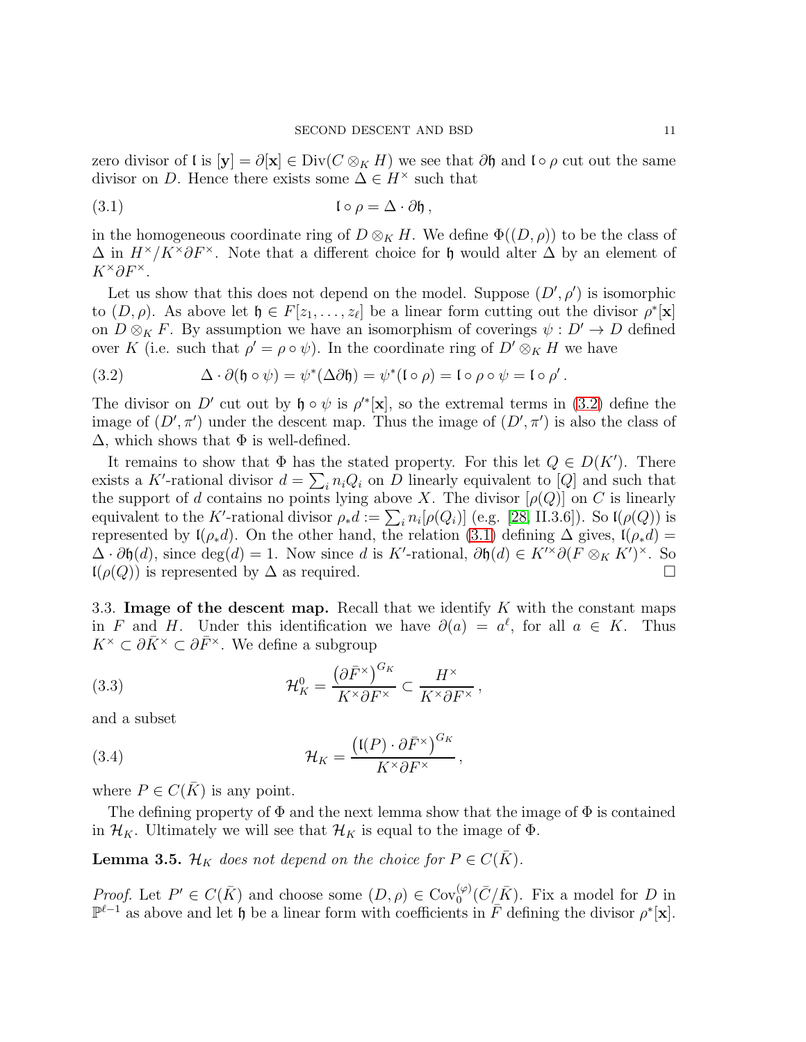zero divisor of $\mathfrak{l}$ is $[\mathbf{y}] = \partial[\mathbf{x}] \in \mathrm{Div}(C \otimes_K H)$ we see that $\partial\mathfrak{h}$ and $\mathfrak{l} \circ \rho$ cut out the same divisor on $D$. Hence there exists some $\Delta \in H^\times$ such that

$$\mathfrak{l} \circ \rho = \Delta \cdot \partial\mathfrak{h}\,, \tag{3.1}$$

in the homogeneous coordinate ring of $D \otimes_K H$. We define $\Phi((D, \rho))$ to be the class of $\Delta$ in $H^\times/K^\times\partial F^\times$. Note that a different choice for $\mathfrak{h}$ would alter $\Delta$ by an element of $K^\times\partial F^\times$.

Let us show that this does not depend on the model. Suppose $(D', \rho')$ is isomorphic to $(D, \rho)$. As above let $\mathfrak{h} \in F[z_1, \ldots, z_\ell]$ be a linear form cutting out the divisor $\rho^*[\mathbf{x}]$ on $D \otimes_K F$. By assumption we have an isomorphism of coverings $\psi : D' \to D$ defined over $K$ (i.e. such that $\rho' = \rho \circ \psi$). In the coordinate ring of $D' \otimes_K H$ we have

$$\Delta \cdot \partial(\mathfrak{h} \circ \psi) = \psi^*(\Delta\partial\mathfrak{h}) = \psi^*(\mathfrak{l} \circ \rho) = \mathfrak{l} \circ \rho \circ \psi = \mathfrak{l} \circ \rho'\,. \tag{3.2}$$

The divisor on $D'$ cut out by $\mathfrak{h} \circ \psi$ is $\rho'^*[\mathbf{x}]$, so the extremal terms in (3.2) define the image of $(D', \pi')$ under the descent map. Thus the image of $(D', \pi')$ is also the class of $\Delta$, which shows that $\Phi$ is well-defined.

It remains to show that $\Phi$ has the stated property. For this let $Q \in D(K')$. There exists a $K'$-rational divisor $d = \sum_i n_i Q_i$ on $D$ linearly equivalent to $[Q]$ and such that the support of $d$ contains no points lying above $X$. The divisor $[\rho(Q)]$ on $C$ is linearly equivalent to the $K'$-rational divisor $\rho_* d := \sum_i n_i[\rho(Q_i)]$ (e.g. [28, II.3.6]). So $\mathfrak{l}(\rho(Q))$ is represented by $\mathfrak{l}(\rho_* d)$. On the other hand, the relation (3.1) defining $\Delta$ gives, $\mathfrak{l}(\rho_* d) = \Delta \cdot \partial\mathfrak{h}(d)$, since $\deg(d) = 1$. Now since $d$ is $K'$-rational, $\partial\mathfrak{h}(d) \in K'^\times\partial(F \otimes_K K')^\times$. So $\mathfrak{l}(\rho(Q))$ is represented by $\Delta$ as required. $\square$

## 3.3. Image of the descent map.

Recall that we identify $K$ with the constant maps in $F$ and $H$. Under this identification we have $\partial(a) = a^\ell$, for all $a \in K$. Thus $K^\times \subset \partial\bar{K}^\times \subset \partial\bar{F}^\times$. We define a subgroup

$$\mathcal{H}_K^0 = \frac{\left(\partial\bar{F}^\times\right)^{G_K}}{K^\times\partial F^\times} \subset \frac{H^\times}{K^\times\partial F^\times}\,, \tag{3.3}$$

and a subset

$$\mathcal{H}_K = \frac{\left(\mathfrak{l}(P) \cdot \partial\bar{F}^\times\right)^{G_K}}{K^\times\partial F^\times}\,, \tag{3.4}$$

where $P \in C(\bar{K})$ is any point.

The defining property of $\Phi$ and the next lemma show that the image of $\Phi$ is contained in $\mathcal{H}_K$. Ultimately we will see that $\mathcal{H}_K$ is equal to the image of $\Phi$.

**Lemma 3.5.** *$\mathcal{H}_K$ does not depend on the choice for $P \in C(\bar{K})$.*

*Proof.* Let $P' \in C(\bar{K})$ and choose some $(D, \rho) \in \mathrm{Cov}_0^{(\varphi)}(\bar{C}/\bar{K})$. Fix a model for $D$ in $\mathbb{P}^{\ell-1}$ as above and let $\mathfrak{h}$ be a linear form with coefficients in $\bar{F}$ defining the divisor $\rho^*[\mathbf{x}]$.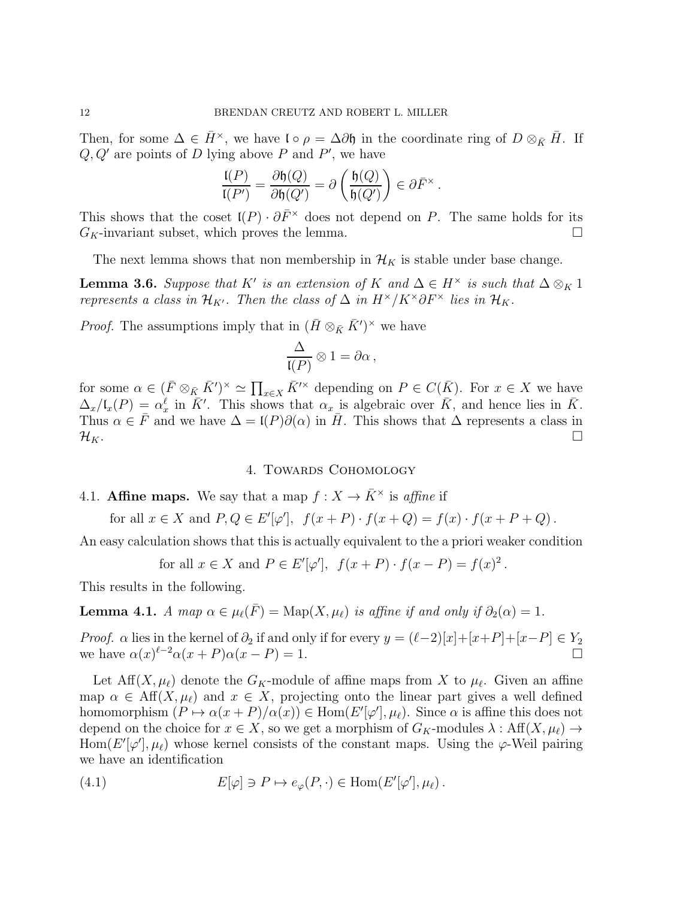Then, for some $\Delta \in \bar{H}^\times$, we have $\mathfrak{l} \circ \rho = \Delta \partial \mathfrak{h}$ in the coordinate ring of $D \otimes_{\bar{K}} \bar{H}$. If $Q, Q'$ are points of $D$ lying above $P$ and $P'$, we have

$$\frac{\mathfrak{l}(P)}{\mathfrak{l}(P')} = \frac{\partial \mathfrak{h}(Q)}{\partial \mathfrak{h}(Q')} = \partial \left( \frac{\mathfrak{h}(Q)}{\mathfrak{h}(Q')} \right) \in \partial \bar{F}^\times .$$

This shows that the coset $\mathfrak{l}(P) \cdot \partial \bar{F}^\times$ does not depend on $P$. The same holds for its $G_K$-invariant subset, which proves the lemma. $\square$

The next lemma shows that non membership in $\mathcal{H}_K$ is stable under base change.

**Lemma 3.6.** *Suppose that $K'$ is an extension of $K$ and $\Delta \in H^\times$ is such that $\Delta \otimes_K 1$ represents a class in $\mathcal{H}_{K'}$. Then the class of $\Delta$ in $H^\times / K^\times \partial F^\times$ lies in $\mathcal{H}_K$.*

*Proof.* The assumptions imply that in $(\bar{H} \otimes_{\bar{K}} \bar{K}')^\times$ we have

$$\frac{\Delta}{\mathfrak{l}(P)} \otimes 1 = \partial \alpha ,$$

for some $\alpha \in (\bar{F} \otimes_{\bar{K}} \bar{K}')^\times \simeq \prod_{x \in X} \bar{K}'^\times$ depending on $P \in C(\bar{K})$. For $x \in X$ we have $\Delta_x / \mathfrak{l}_x(P) = \alpha_x^\ell$ in $\bar{K}'$. This shows that $\alpha_x$ is algebraic over $\bar{K}$, and hence lies in $\bar{K}$. Thus $\alpha \in \bar{F}$ and we have $\Delta = \mathfrak{l}(P)\partial(\alpha)$ in $\bar{H}$. This shows that $\Delta$ represents a class in $\mathcal{H}_K$. $\square$

## 4. Towards Cohomology

**4.1. Affine maps.** We say that a map $f : X \to \bar{K}^\times$ is *affine* if

$$\text{for all } x \in X \text{ and } P, Q \in E'[\varphi'], \; f(x+P) \cdot f(x+Q) = f(x) \cdot f(x+P+Q) .$$

An easy calculation shows that this is actually equivalent to the a priori weaker condition

$$\text{for all } x \in X \text{ and } P \in E'[\varphi'], \; f(x+P) \cdot f(x-P) = f(x)^2 .$$

This results in the following.

**Lemma 4.1.** *A map $\alpha \in \mu_\ell(\bar{F}) = \mathrm{Map}(X, \mu_\ell)$ is affine if and only if $\partial_2(\alpha) = 1$.*

*Proof.* $\alpha$ lies in the kernel of $\partial_2$ if and only if for every $y = (\ell-2)[x]+[x+P]+[x-P] \in Y_2$ we have $\alpha(x)^{\ell-2}\alpha(x+P)\alpha(x-P) = 1$. $\square$

Let $\mathrm{Aff}(X, \mu_\ell)$ denote the $G_K$-module of affine maps from $X$ to $\mu_\ell$. Given an affine map $\alpha \in \mathrm{Aff}(X, \mu_\ell)$ and $x \in X$, projecting onto the linear part gives a well defined homomorphism $(P \mapsto \alpha(x+P)/\alpha(x)) \in \mathrm{Hom}(E'[\varphi'], \mu_\ell)$. Since $\alpha$ is affine this does not depend on the choice for $x \in X$, so we get a morphism of $G_K$-modules $\lambda : \mathrm{Aff}(X, \mu_\ell) \to \mathrm{Hom}(E'[\varphi'], \mu_\ell)$ whose kernel consists of the constant maps. Using the $\varphi$-Weil pairing we have an identification

$$E[\varphi] \ni P \mapsto e_\varphi(P, \cdot) \in \mathrm{Hom}(E'[\varphi'], \mu_\ell) . \tag{4.1}$$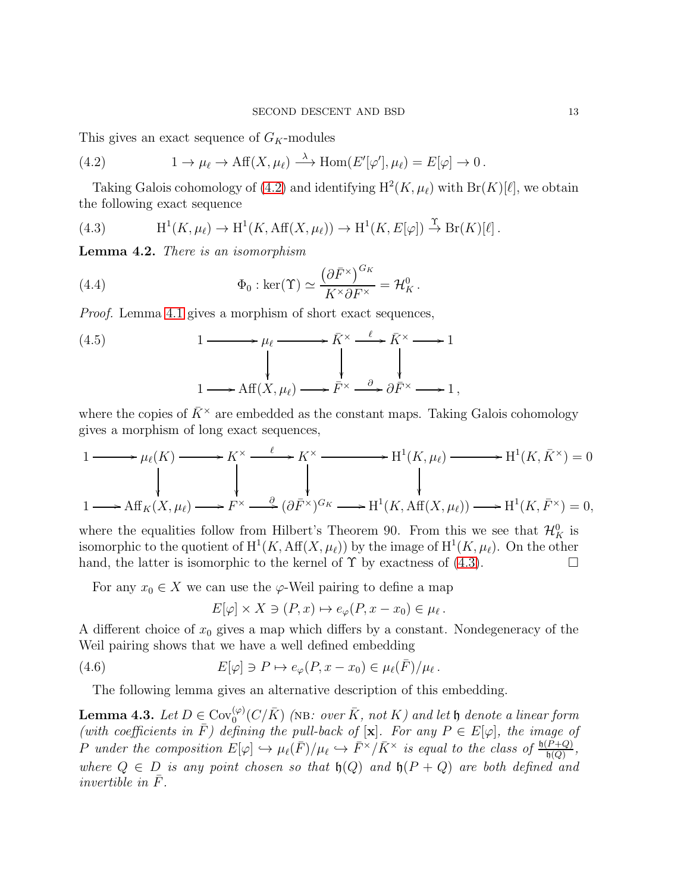This gives an exact sequence of $G_K$-modules

$$1 \to \mu_\ell \to \mathrm{Aff}(X, \mu_\ell) \xrightarrow{\lambda} \mathrm{Hom}(E'[\varphi'], \mu_\ell) = E[\varphi] \to 0\,. \tag{4.2}$$

Taking Galois cohomology of (4.2) and identifying $\mathrm{H}^2(K, \mu_\ell)$ with $\mathrm{Br}(K)[\ell]$, we obtain the following exact sequence

$$\mathrm{H}^1(K, \mu_\ell) \to \mathrm{H}^1(K, \mathrm{Aff}(X, \mu_\ell)) \to \mathrm{H}^1(K, E[\varphi]) \xrightarrow{\Upsilon} \mathrm{Br}(K)[\ell]\,. \tag{4.3}$$

**Lemma 4.2.** *There is an isomorphism*

$$\Phi_0 : \ker(\Upsilon) \simeq \frac{\left(\partial \bar{F}^\times\right)^{G_K}}{K^\times \partial F^\times} = \mathcal{H}^0_K\,. \tag{4.4}$$

*Proof.* Lemma 4.1 gives a morphism of short exact sequences,

$$\begin{array}{ccccccccc}
1 & \longrightarrow & \mu_\ell & \longrightarrow & \bar{K}^\times & \xrightarrow{\ \ell\ } & \bar{K}^\times & \longrightarrow & 1 \\
 & & \big\downarrow & & \big\downarrow & & \big\downarrow & & \\
1 & \longrightarrow & \mathrm{Aff}(X, \mu_\ell) & \longrightarrow & \bar{F}^\times & \xrightarrow{\ \partial\ } & \partial \bar{F}^\times & \longrightarrow & 1\,,
\end{array} \tag{4.5}$$

where the copies of $\bar{K}^\times$ are embedded as the constant maps. Taking Galois cohomology gives a morphism of long exact sequences,

$$\begin{array}{ccccccccccc}
1 & \longrightarrow & \mu_\ell(K) & \longrightarrow & K^\times & \xrightarrow{\ \ell\ } & K^\times & \longrightarrow & \mathrm{H}^1(K, \mu_\ell) & \longrightarrow & \mathrm{H}^1(K, \bar{K}^\times) = 0 \\
 & & \big\downarrow & & \big\downarrow & & \big\downarrow & & \big\downarrow & & \\
1 & \longrightarrow & \mathrm{Aff}_K(X, \mu_\ell) & \longrightarrow & F^\times & \xrightarrow{\ \partial\ } & (\partial \bar{F}^\times)^{G_K} & \longrightarrow & \mathrm{H}^1(K, \mathrm{Aff}(X, \mu_\ell)) & \longrightarrow & \mathrm{H}^1(K, \bar{F}^\times) = 0,
\end{array}$$

where the equalities follow from Hilbert's Theorem 90. From this we see that $\mathcal{H}^0_K$ is isomorphic to the quotient of $\mathrm{H}^1(K, \mathrm{Aff}(X, \mu_\ell))$ by the image of $\mathrm{H}^1(K, \mu_\ell)$. On the other hand, the latter is isomorphic to the kernel of $\Upsilon$ by exactness of (4.3). $\square$

For any $x_0 \in X$ we can use the $\varphi$-Weil pairing to define a map

$$E[\varphi] \times X \ni (P, x) \mapsto e_\varphi(P, x - x_0) \in \mu_\ell\,.$$

A different choice of $x_0$ gives a map which differs by a constant. Nondegeneracy of the Weil pairing shows that we have a well defined embedding

$$E[\varphi] \ni P \mapsto e_\varphi(P, x - x_0) \in \mu_\ell(\bar{F})/\mu_\ell\,. \tag{4.6}$$

The following lemma gives an alternative description of this embedding.

**Lemma 4.3.** *Let $D \in \mathrm{Cov}_0^{(\varphi)}(C/\bar{K})$ (*NB*: over $\bar{K}$, not $K$) and let $\mathfrak{h}$ denote a linear form (with coefficients in $\bar{F}$) defining the pull-back of $[\mathbf{x}]$. For any $P \in E[\varphi]$, the image of $P$ under the composition $E[\varphi] \hookrightarrow \mu_\ell(\bar{F})/\mu_\ell \hookrightarrow \bar{F}^\times/\bar{K}^\times$ is equal to the class of $\frac{\mathfrak{h}(P+Q)}{\mathfrak{h}(Q)}$, where $Q \in D$ is any point chosen so that $\mathfrak{h}(Q)$ and $\mathfrak{h}(P+Q)$ are both defined and invertible in $\bar{F}$.*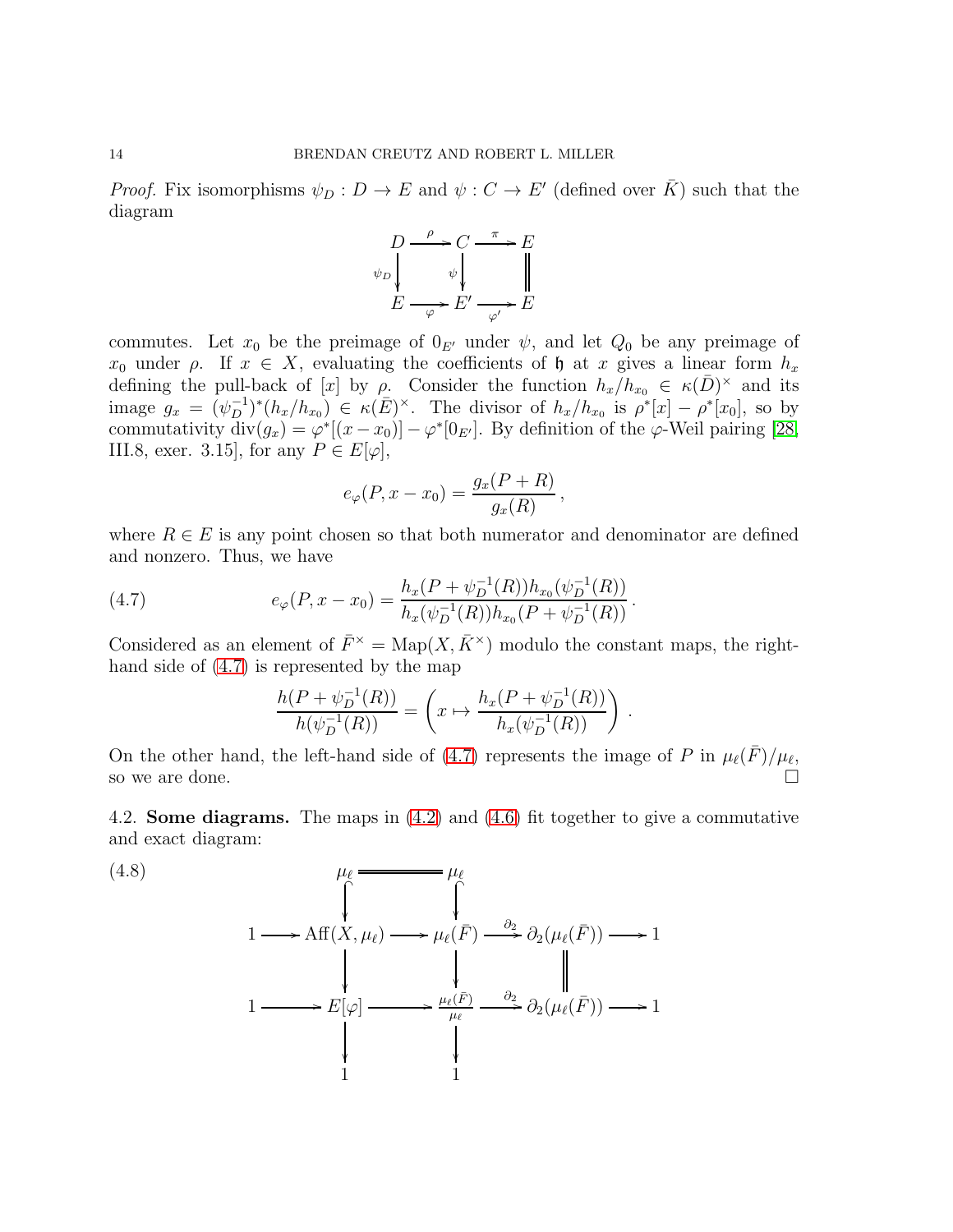*Proof.* Fix isomorphisms $\psi_D : D \to E$ and $\psi : C \to E'$ (defined over $\bar{K}$) such that the diagram

$$\begin{array}{ccccc} D & \xrightarrow{\rho} & C & \xrightarrow{\pi} & E \\ {\scriptstyle\psi_D}\downarrow & & {\scriptstyle\psi}\downarrow & & \| \\ E & \xrightarrow[\varphi]{} & E' & \xrightarrow[\varphi']{} & E \end{array}$$

commutes. Let $x_0$ be the preimage of $0_{E'}$ under $\psi$, and let $Q_0$ be any preimage of $x_0$ under $\rho$. If $x \in X$, evaluating the coefficients of $\mathfrak{h}$ at $x$ gives a linear form $h_x$ defining the pull-back of $[x]$ by $\rho$. Consider the function $h_x/h_{x_0} \in \kappa(\bar{D})^\times$ and its image $g_x = (\psi_D^{-1})^*(h_x/h_{x_0}) \in \kappa(\bar{E})^\times$. The divisor of $h_x/h_{x_0}$ is $\rho^*[x] - \rho^*[x_0]$, so by commutativity $\operatorname{div}(g_x) = \varphi^*[(x - x_0)] - \varphi^*[0_{E'}]$. By definition of the $\varphi$-Weil pairing [28, III.8, exer. 3.15], for any $P \in E[\varphi]$,

$$e_\varphi(P, x - x_0) = \frac{g_x(P + R)}{g_x(R)}\,,$$

where $R \in E$ is any point chosen so that both numerator and denominator are defined and nonzero. Thus, we have

$$e_\varphi(P, x - x_0) = \frac{h_x(P + \psi_D^{-1}(R))h_{x_0}(\psi_D^{-1}(R))}{h_x(\psi_D^{-1}(R))h_{x_0}(P + \psi_D^{-1}(R))}\,. \tag{4.7}$$

Considered as an element of $\bar{F}^\times = \operatorname{Map}(X, \bar{K}^\times)$ modulo the constant maps, the right-hand side of (4.7) is represented by the map

$$\frac{h(P + \psi_D^{-1}(R))}{h(\psi_D^{-1}(R))} = \left( x \mapsto \frac{h_x(P + \psi_D^{-1}(R))}{h_x(\psi_D^{-1}(R))} \right)\,.$$

On the other hand, the left-hand side of (4.7) represents the image of $P$ in $\mu_\ell(\bar{F})/\mu_\ell$, so we are done. $\square$

4.2. **Some diagrams.** The maps in (4.2) and (4.6) fit together to give a commutative and exact diagram:

$$\begin{array}{ccccccccc} & & \mu_\ell & = & \mu_\ell & & & & \\ & & \downarrow & & \downarrow & & & & \\ 1 & \to & \operatorname{Aff}(X, \mu_\ell) & \to & \mu_\ell(\bar{F}) & \xrightarrow{\partial_2} & \partial_2(\mu_\ell(\bar{F})) & \to & 1 \\ & & \downarrow & & \downarrow & & \| & & \\ 1 & \to & E[\varphi] & \to & \frac{\mu_\ell(\bar{F})}{\mu_\ell} & \xrightarrow{\partial_2} & \partial_2(\mu_\ell(\bar{F})) & \to & 1 \\ & & \downarrow & & \downarrow & & & & \\ & & 1 & & 1 & & & & \end{array} \tag{4.8}$$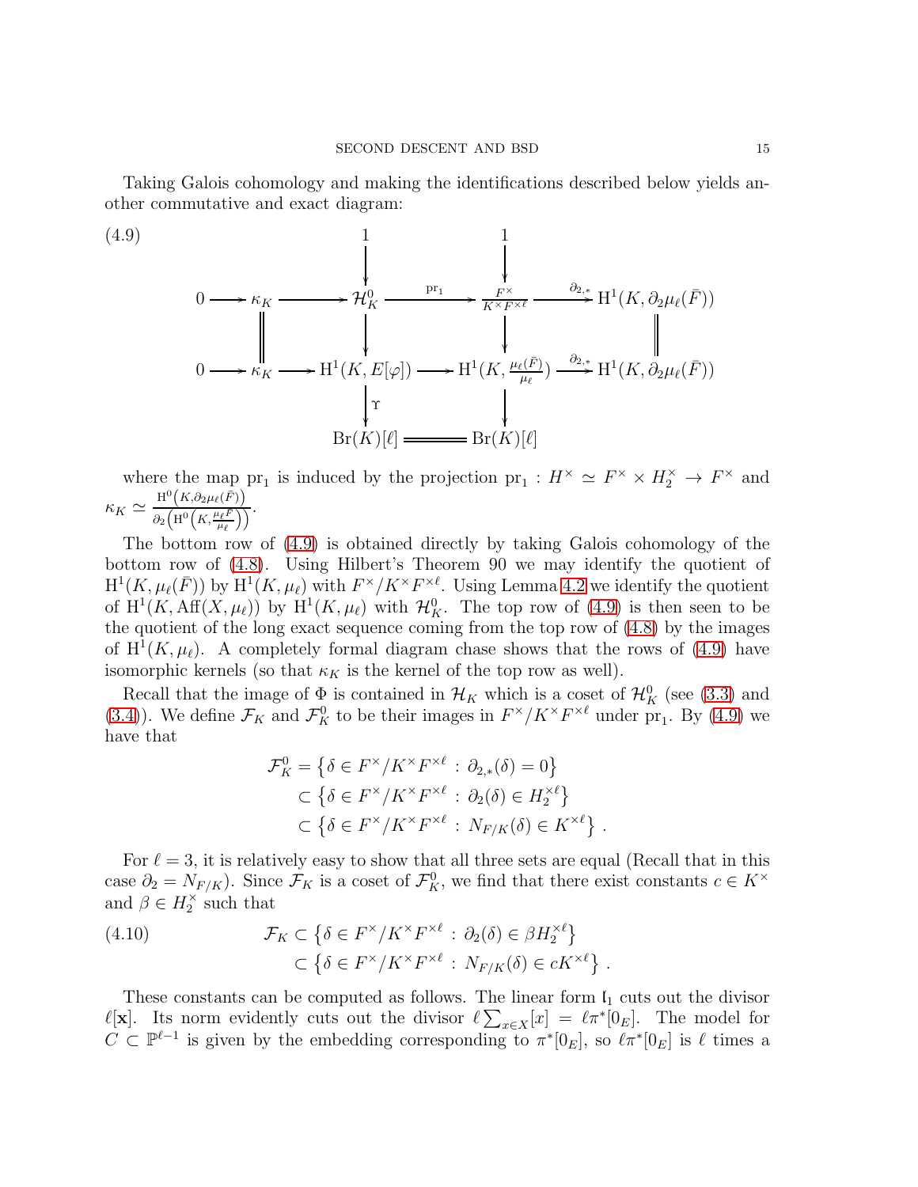Taking Galois cohomology and making the identifications described below yields another commutative and exact diagram:

$$
\begin{array}{ccccccccc}
 & & & & 1 & & 1 & & \\
 & & & & \downarrow & & \downarrow & & \\
0 & \longrightarrow & \kappa_K & \longrightarrow & \mathcal{H}_K^0 & \xrightarrow{\mathrm{pr}_1} & \frac{F^\times}{K^\times F^{\times \ell}} & \xrightarrow{\partial_{2,*}} & \mathrm{H}^1(K, \partial_2 \mu_\ell(\bar{F})) \\
 & & \| & & \downarrow & & \downarrow & & \| \\
0 & \longrightarrow & \kappa_K & \longrightarrow & \mathrm{H}^1(K, E[\varphi]) & \longrightarrow & \mathrm{H}^1(K, \frac{\mu_\ell(\bar{F})}{\mu_\ell}) & \xrightarrow{\partial_{2,*}} & \mathrm{H}^1(K, \partial_2 \mu_\ell(\bar{F})) \\
 & & & & \downarrow \Upsilon & & \downarrow & & \\
 & & & & \mathrm{Br}(K)[\ell] & = & \mathrm{Br}(K)[\ell] & &
\end{array}
\tag{4.9}
$$

where the map $\mathrm{pr}_1$ is induced by the projection $\mathrm{pr}_1 : H^\times \simeq F^\times \times H_2^\times \to F^\times$ and $\kappa_K \simeq \frac{\mathrm{H}^0\left(K, \partial_2 \mu_\ell(\bar{F})\right)}{\partial_2\left(\mathrm{H}^0\left(K, \frac{\mu_\ell F}{\mu_\ell}\right)\right)}$.

The bottom row of (4.9) is obtained directly by taking Galois cohomology of the bottom row of (4.8). Using Hilbert's Theorem 90 we may identify the quotient of $\mathrm{H}^1(K, \mu_\ell(\bar{F}))$ by $\mathrm{H}^1(K, \mu_\ell)$ with $F^\times / K^\times F^{\times \ell}$. Using Lemma 4.2 we identify the quotient of $\mathrm{H}^1(K, \mathrm{Aff}(X, \mu_\ell))$ by $\mathrm{H}^1(K, \mu_\ell)$ with $\mathcal{H}_K^0$. The top row of (4.9) is then seen to be the quotient of the long exact sequence coming from the top row of (4.8) by the images of $\mathrm{H}^1(K, \mu_\ell)$. A completely formal diagram chase shows that the rows of (4.9) have isomorphic kernels (so that $\kappa_K$ is the kernel of the top row as well).

Recall that the image of $\Phi$ is contained in $\mathcal{H}_K$ which is a coset of $\mathcal{H}_K^0$ (see (3.3) and (3.4)). We define $\mathcal{F}_K$ and $\mathcal{F}_K^0$ to be their images in $F^\times / K^\times F^{\times \ell}$ under $\mathrm{pr}_1$. By (4.9) we have that

$$
\begin{aligned}
\mathcal{F}_K^0 &= \left\{ \delta \in F^\times / K^\times F^{\times \ell} \,:\, \partial_{2,*}(\delta) = 0 \right\} \\
&\subset \left\{ \delta \in F^\times / K^\times F^{\times \ell} \,:\, \partial_2(\delta) \in H_2^{\times \ell} \right\} \\
&\subset \left\{ \delta \in F^\times / K^\times F^{\times \ell} \,:\, N_{F/K}(\delta) \in K^{\times \ell} \right\} .
\end{aligned}
$$

For $\ell = 3$, it is relatively easy to show that all three sets are equal (Recall that in this case $\partial_2 = N_{F/K}$). Since $\mathcal{F}_K$ is a coset of $\mathcal{F}_K^0$, we find that there exist constants $c \in K^\times$ and $\beta \in H_2^\times$ such that

$$
\begin{aligned}
\mathcal{F}_K &\subset \left\{ \delta \in F^\times / K^\times F^{\times \ell} \,:\, \partial_2(\delta) \in \beta H_2^{\times \ell} \right\} \\
&\subset \left\{ \delta \in F^\times / K^\times F^{\times \ell} \,:\, N_{F/K}(\delta) \in c K^{\times \ell} \right\} .
\end{aligned}
\tag{4.10}
$$

These constants can be computed as follows. The linear form $\mathfrak{l}_1$ cuts out the divisor $\ell[\mathbf{x}]$. Its norm evidently cuts out the divisor $\ell \sum_{x \in X}[x] = \ell \pi^*[0_E]$. The model for $C \subset \mathbb{P}^{\ell-1}$ is given by the embedding corresponding to $\pi^*[0_E]$, so $\ell \pi^*[0_E]$ is $\ell$ times a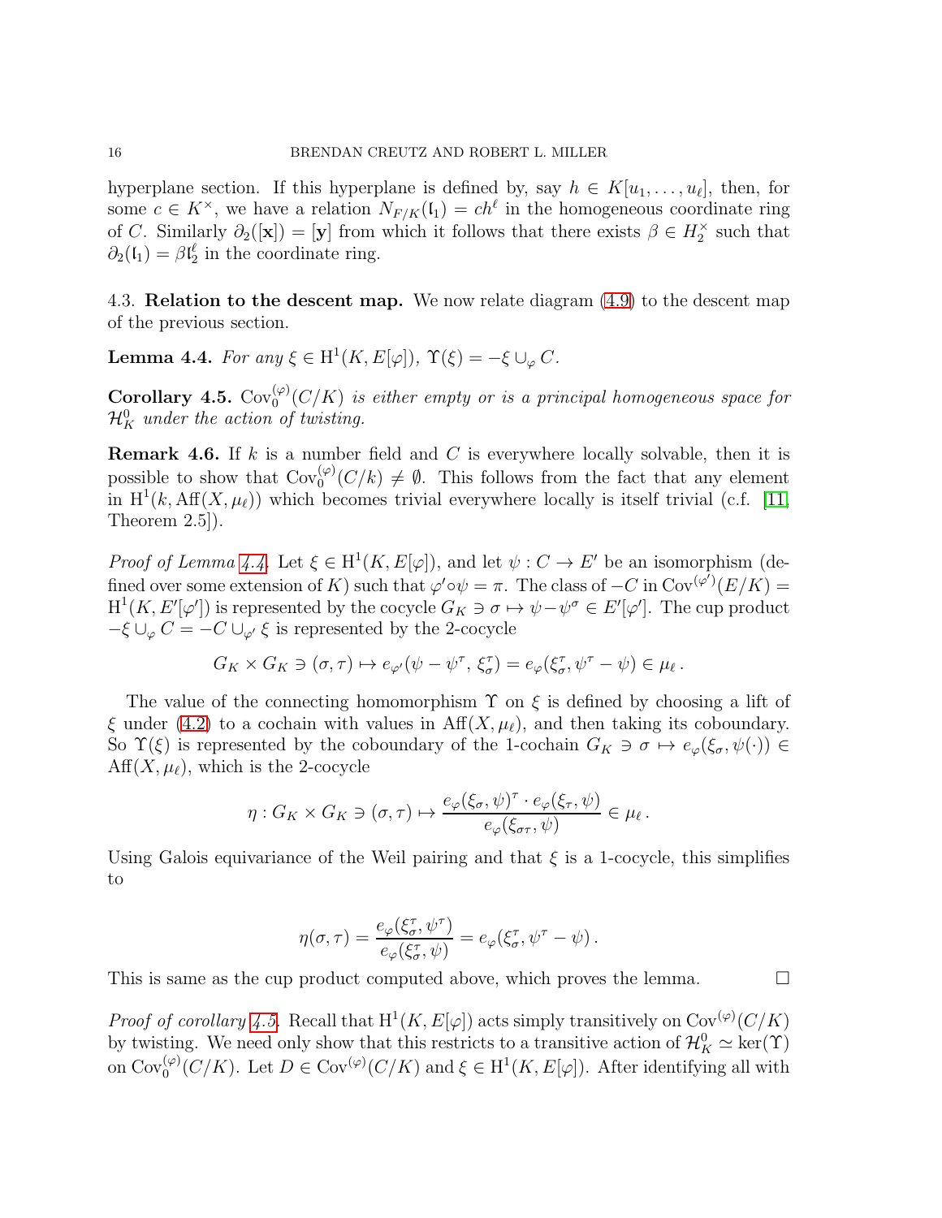hyperplane section. If this hyperplane is defined by, say $h \in K[u_1, \ldots, u_\ell]$, then, for some $c \in K^\times$, we have a relation $N_{F/K}(\mathfrak{l}_1) = ch^\ell$ in the homogeneous coordinate ring of $C$. Similarly $\partial_2([\mathbf{x}]) = [\mathbf{y}]$ from which it follows that there exists $\beta \in H_2^\times$ such that $\partial_2(\mathfrak{l}_1) = \beta \mathfrak{l}_2^\ell$ in the coordinate ring.

4.3. **Relation to the descent map.** We now relate diagram (4.9) to the descent map of the previous section.

**Lemma 4.4.** *For any $\xi \in \mathrm{H}^1(K, E[\varphi])$, $\Upsilon(\xi) = -\xi \cup_\varphi C$.*

**Corollary 4.5.** *$\mathrm{Cov}_0^{(\varphi)}(C/K)$ is either empty or is a principal homogeneous space for $\mathcal{H}_K^0$ under the action of twisting.*

**Remark 4.6.** If $k$ is a number field and $C$ is everywhere locally solvable, then it is possible to show that $\mathrm{Cov}_0^{(\varphi)}(C/k) \neq \emptyset$. This follows from the fact that any element in $\mathrm{H}^1(k, \mathrm{Aff}(X, \mu_\ell))$ which becomes trivial everywhere locally is itself trivial (c.f. [11, Theorem 2.5]).

*Proof of Lemma 4.4.* Let $\xi \in \mathrm{H}^1(K, E[\varphi])$, and let $\psi : C \to E'$ be an isomorphism (defined over some extension of $K$) such that $\varphi' \circ \psi = \pi$. The class of $-C$ in $\mathrm{Cov}^{(\varphi')}(E/K) = \mathrm{H}^1(K, E'[\varphi'])$ is represented by the cocycle $G_K \ni \sigma \mapsto \psi - \psi^\sigma \in E'[\varphi']$. The cup product $-\xi \cup_\varphi C = -C \cup_{\varphi'} \xi$ is represented by the 2-cocycle

$$G_K \times G_K \ni (\sigma, \tau) \mapsto e_{\varphi'}(\psi - \psi^\tau, \xi_\sigma^\tau) = e_\varphi(\xi_\sigma^\tau, \psi^\tau - \psi) \in \mu_\ell \,.$$

The value of the connecting homomorphism $\Upsilon$ on $\xi$ is defined by choosing a lift of $\xi$ under (4.2) to a cochain with values in $\mathrm{Aff}(X, \mu_\ell)$, and then taking its coboundary. So $\Upsilon(\xi)$ is represented by the coboundary of the 1-cochain $G_K \ni \sigma \mapsto e_\varphi(\xi_\sigma, \psi(\cdot)) \in \mathrm{Aff}(X, \mu_\ell)$, which is the 2-cocycle

$$\eta : G_K \times G_K \ni (\sigma, \tau) \mapsto \frac{e_\varphi(\xi_\sigma, \psi)^\tau \cdot e_\varphi(\xi_\tau, \psi)}{e_\varphi(\xi_{\sigma\tau}, \psi)} \in \mu_\ell \,.$$

Using Galois equivariance of the Weil pairing and that $\xi$ is a 1-cocycle, this simplifies to

$$\eta(\sigma, \tau) = \frac{e_\varphi(\xi_\sigma^\tau, \psi^\tau)}{e_\varphi(\xi_\sigma^\tau, \psi)} = e_\varphi(\xi_\sigma^\tau, \psi^\tau - \psi) \,.$$

This is same as the cup product computed above, which proves the lemma. $\square$

*Proof of corollary 4.5.* Recall that $\mathrm{H}^1(K, E[\varphi])$ acts simply transitively on $\mathrm{Cov}^{(\varphi)}(C/K)$ by twisting. We need only show that this restricts to a transitive action of $\mathcal{H}_K^0 \simeq \ker(\Upsilon)$ on $\mathrm{Cov}_0^{(\varphi)}(C/K)$. Let $D \in \mathrm{Cov}^{(\varphi)}(C/K)$ and $\xi \in \mathrm{H}^1(K, E[\varphi])$. After identifying all with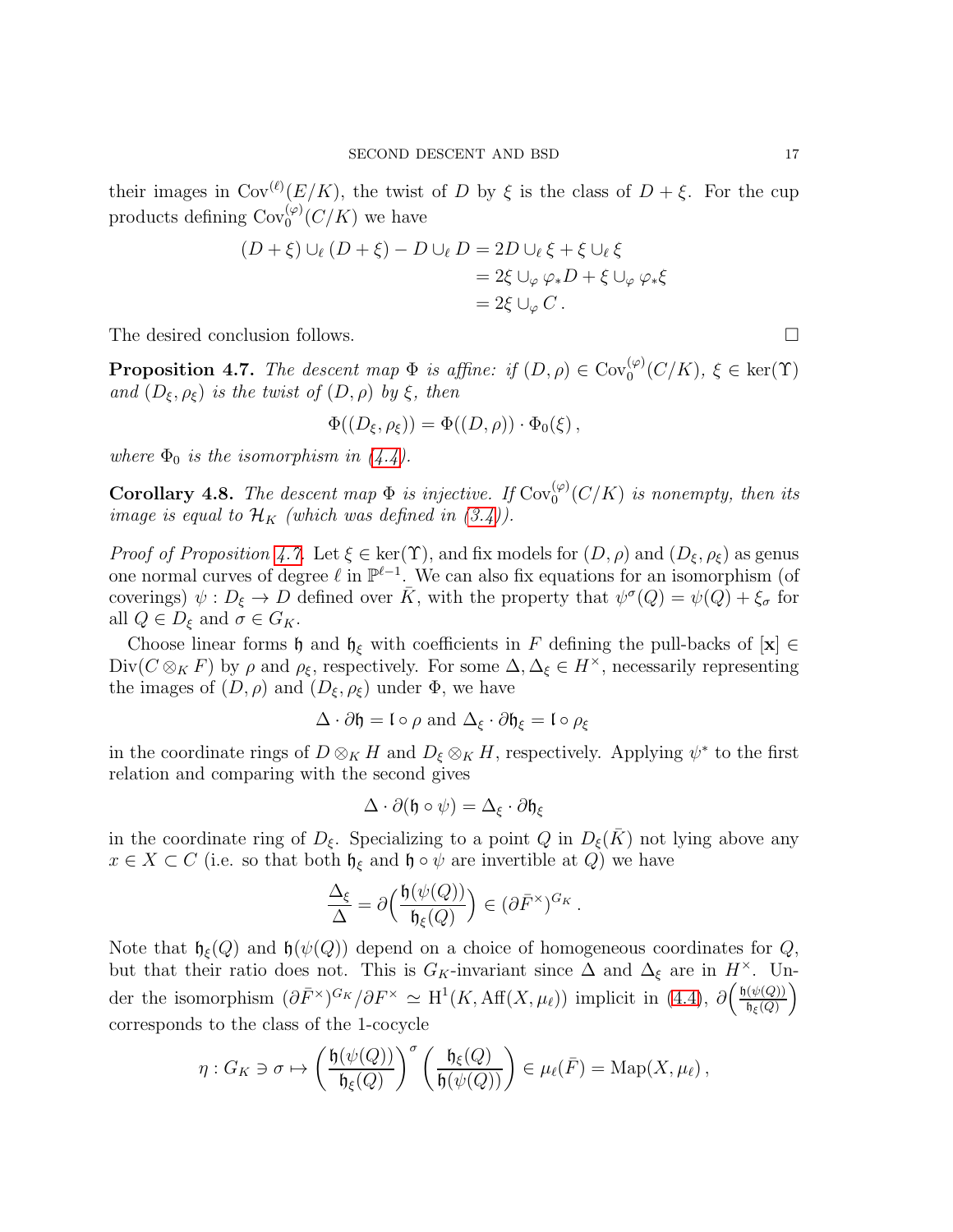their images in $\mathrm{Cov}^{(\ell)}(E/K)$, the twist of $D$ by $\xi$ is the class of $D+\xi$. For the cup products defining $\mathrm{Cov}_0^{(\varphi)}(C/K)$ we have

$$
\begin{aligned}
(D+\xi)\cup_\ell (D+\xi) - D\cup_\ell D &= 2D\cup_\ell \xi + \xi\cup_\ell \xi \\
&= 2\xi \cup_\varphi \varphi_* D + \xi \cup_\varphi \varphi_*\xi \\
&= 2\xi\cup_\varphi C\,.
\end{aligned}
$$

The desired conclusion follows. □

**Proposition 4.7.** *The descent map $\Phi$ is affine: if $(D,\rho)\in \mathrm{Cov}_0^{(\varphi)}(C/K)$, $\xi\in\ker(\Upsilon)$ and $(D_\xi,\rho_\xi)$ is the twist of $(D,\rho)$ by $\xi$, then*

$$
\Phi((D_\xi,\rho_\xi)) = \Phi((D,\rho))\cdot \Phi_0(\xi)\,,
$$

*where $\Phi_0$ is the isomorphism in (4.4).*

**Corollary 4.8.** *The descent map $\Phi$ is injective. If $\mathrm{Cov}_0^{(\varphi)}(C/K)$ is nonempty, then its image is equal to $\mathcal{H}_K$ (which was defined in (3.4)).*

*Proof of Proposition 4.7.* Let $\xi\in\ker(\Upsilon)$, and fix models for $(D,\rho)$ and $(D_\xi,\rho_\xi)$ as genus one normal curves of degree $\ell$ in $\mathbb{P}^{\ell-1}$. We can also fix equations for an isomorphism (of coverings) $\psi: D_\xi\to D$ defined over $\bar{K}$, with the property that $\psi^\sigma(Q)=\psi(Q)+\xi_\sigma$ for all $Q\in D_\xi$ and $\sigma\in G_K$.

Choose linear forms $\mathfrak{h}$ and $\mathfrak{h}_\xi$ with coefficients in $F$ defining the pull-backs of $[\mathbf{x}]\in \mathrm{Div}(C\otimes_K F)$ by $\rho$ and $\rho_\xi$, respectively. For some $\Delta,\Delta_\xi\in H^\times$, necessarily representing the images of $(D,\rho)$ and $(D_\xi,\rho_\xi)$ under $\Phi$, we have

$$
\Delta\cdot\partial\mathfrak{h} = \mathfrak{l}\circ\rho \text{ and } \Delta_\xi\cdot\partial\mathfrak{h}_\xi = \mathfrak{l}\circ\rho_\xi
$$

in the coordinate rings of $D\otimes_K H$ and $D_\xi\otimes_K H$, respectively. Applying $\psi^*$ to the first relation and comparing with the second gives

$$
\Delta\cdot\partial(\mathfrak{h}\circ\psi) = \Delta_\xi\cdot\partial\mathfrak{h}_\xi
$$

in the coordinate ring of $D_\xi$. Specializing to a point $Q$ in $D_\xi(\bar{K})$ not lying above any $x\in X\subset C$ (i.e. so that both $\mathfrak{h}_\xi$ and $\mathfrak{h}\circ\psi$ are invertible at $Q$) we have

$$
\frac{\Delta_\xi}{\Delta} = \partial\Big(\frac{\mathfrak{h}(\psi(Q))}{\mathfrak{h}_\xi(Q)}\Big)\in(\partial\bar{F}^\times)^{G_K}\,.
$$

Note that $\mathfrak{h}_\xi(Q)$ and $\mathfrak{h}(\psi(Q))$ depend on a choice of homogeneous coordinates for $Q$, but that their ratio does not. This is $G_K$-invariant since $\Delta$ and $\Delta_\xi$ are in $H^\times$. Under the isomorphism $(\partial\bar{F}^\times)^{G_K}/\partial F^\times \simeq \mathrm{H}^1(K,\mathrm{Aff}(X,\mu_\ell))$ implicit in (4.4), $\partial\Big(\frac{\mathfrak{h}(\psi(Q))}{\mathfrak{h}_\xi(Q)}\Big)$ corresponds to the class of the 1-cocycle

$$
\eta: G_K\ni\sigma\mapsto \left(\frac{\mathfrak{h}(\psi(Q))}{\mathfrak{h}_\xi(Q)}\right)^\sigma\left(\frac{\mathfrak{h}_\xi(Q)}{\mathfrak{h}(\psi(Q))}\right)\in\mu_\ell(\bar{F}) = \mathrm{Map}(X,\mu_\ell)\,,
$$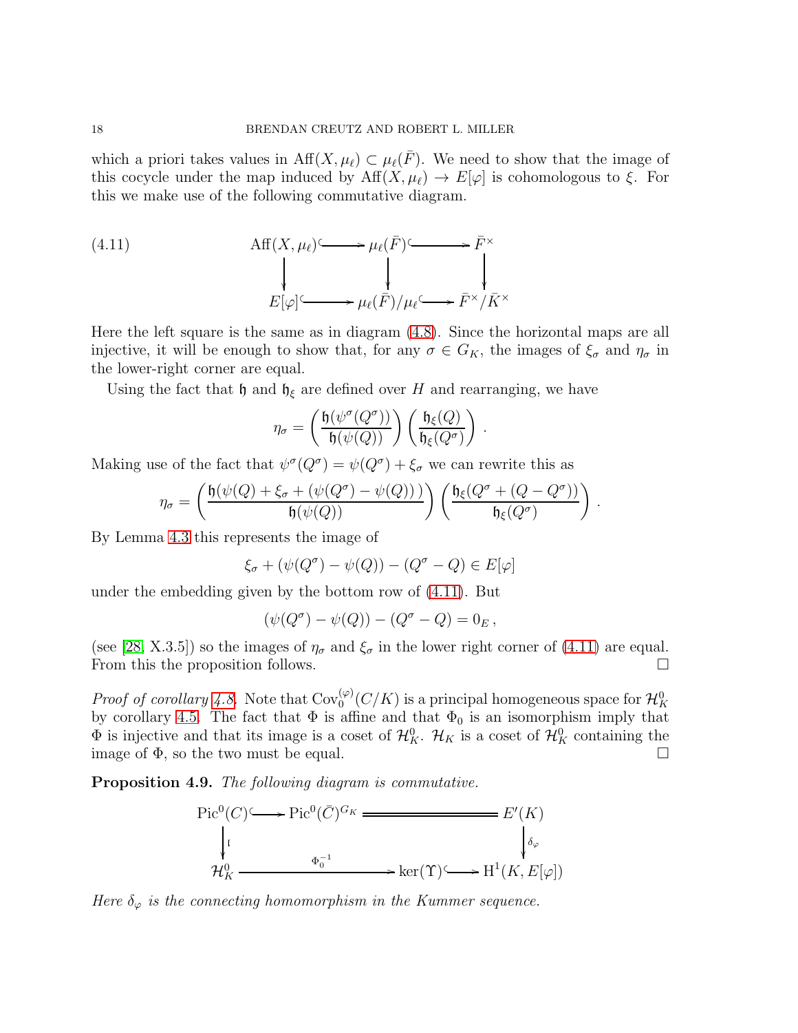which a priori takes values in $\mathrm{Aff}(X, \mu_\ell) \subset \mu_\ell(\bar{F})$. We need to show that the image of this cocycle under the map induced by $\mathrm{Aff}(X, \mu_\ell) \to E[\varphi]$ is cohomologous to $\xi$. For this we make use of the following commutative diagram.

$$
\begin{array}{ccccc}
\mathrm{Aff}(X, \mu_\ell) & \hookrightarrow & \mu_\ell(\bar{F}) & \hookrightarrow & \bar{F}^\times \\
\downarrow & & \downarrow & & \downarrow \\
E[\varphi] & \hookrightarrow & \mu_\ell(\bar{F})/\mu_\ell & \hookrightarrow & \bar{F}^\times/\bar{K}^\times
\end{array}
\tag{4.11}
$$

Here the left square is the same as in diagram (4.8). Since the horizontal maps are all injective, it will be enough to show that, for any $\sigma \in G_K$, the images of $\xi_\sigma$ and $\eta_\sigma$ in the lower-right corner are equal.

Using the fact that $\mathfrak{h}$ and $\mathfrak{h}_\xi$ are defined over $H$ and rearranging, we have

$$
\eta_\sigma = \left( \frac{\mathfrak{h}(\psi^\sigma(Q^\sigma))}{\mathfrak{h}(\psi(Q))} \right) \left( \frac{\mathfrak{h}_\xi(Q)}{\mathfrak{h}_\xi(Q^\sigma)} \right) .
$$

Making use of the fact that $\psi^\sigma(Q^\sigma) = \psi(Q^\sigma) + \xi_\sigma$ we can rewrite this as

$$
\eta_\sigma = \left( \frac{\mathfrak{h}(\psi(Q) + \xi_\sigma + (\psi(Q^\sigma) - \psi(Q)))}{\mathfrak{h}(\psi(Q))} \right) \left( \frac{\mathfrak{h}_\xi(Q^\sigma + (Q - Q^\sigma))}{\mathfrak{h}_\xi(Q^\sigma)} \right) .
$$

By Lemma 4.3 this represents the image of

$$
\xi_\sigma + (\psi(Q^\sigma) - \psi(Q)) - (Q^\sigma - Q) \in E[\varphi]
$$

under the embedding given by the bottom row of (4.11). But

$$
(\psi(Q^\sigma) - \psi(Q)) - (Q^\sigma - Q) = 0_E \,,
$$

(see [28, X.3.5]) so the images of $\eta_\sigma$ and $\xi_\sigma$ in the lower right corner of (4.11) are equal. From this the proposition follows. $\square$

*Proof of corollary 4.8.* Note that $\mathrm{Cov}_0^{(\varphi)}(C/K)$ is a principal homogeneous space for $\mathcal{H}_K^0$ by corollary 4.5. The fact that $\Phi$ is affine and that $\Phi_0$ is an isomorphism imply that $\Phi$ is injective and that its image is a coset of $\mathcal{H}_K^0$. $\mathcal{H}_K$ is a coset of $\mathcal{H}_K^0$ containing the image of $\Phi$, so the two must be equal. $\square$

**Proposition 4.9.** *The following diagram is commutative.*

$$
\begin{array}{ccccc}
\mathrm{Pic}^0(C) & \hookrightarrow & \mathrm{Pic}^0(\bar{C})^{G_K} & = & E'(K) \\
\downarrow{\scriptstyle \mathfrak{f}} & & & & \downarrow{\scriptstyle \delta_\varphi} \\
\mathcal{H}_K^0 & \xrightarrow{\Phi_0^{-1}} & \ker(\Upsilon) & \hookrightarrow & \mathrm{H}^1(K, E[\varphi])
\end{array}
$$

*Here $\delta_\varphi$ is the connecting homomorphism in the Kummer sequence.*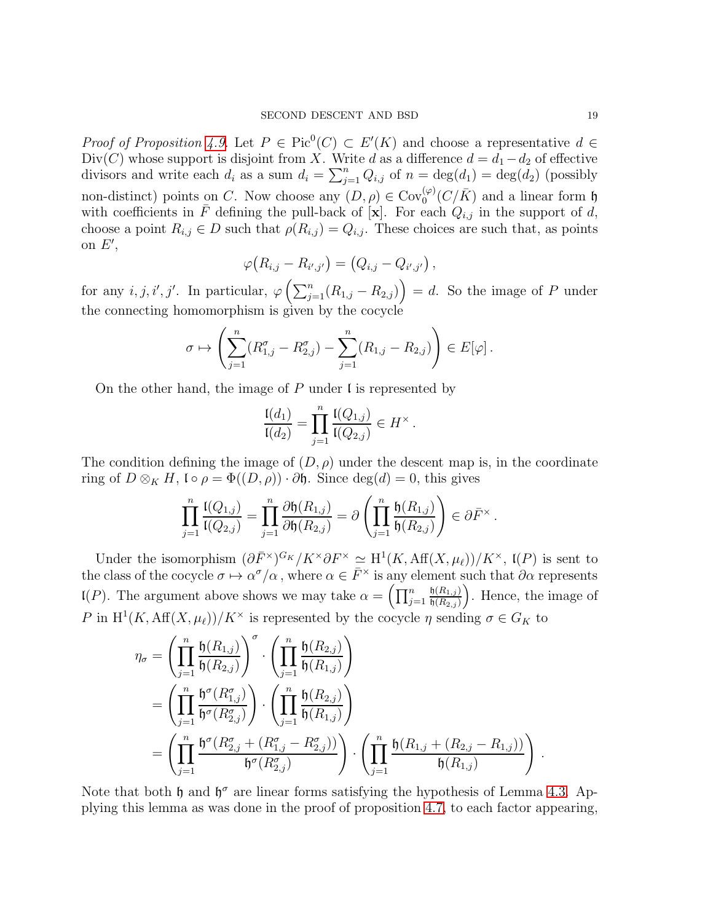*Proof of Proposition 4.9.* Let $P \in \mathrm{Pic}^0(C) \subset E'(K)$ and choose a representative $d \in \mathrm{Div}(C)$ whose support is disjoint from $X$. Write $d$ as a difference $d = d_1 - d_2$ of effective divisors and write each $d_i$ as a sum $d_i = \sum_{j=1}^n Q_{i,j}$ of $n = \deg(d_1) = \deg(d_2)$ (possibly non-distinct) points on $C$. Now choose any $(D, \rho) \in \mathrm{Cov}_0^{(\varphi)}(C/\bar{K})$ and a linear form $\mathfrak{h}$ with coefficients in $\bar{F}$ defining the pull-back of $[\mathbf{x}]$. For each $Q_{i,j}$ in the support of $d$, choose a point $R_{i,j} \in D$ such that $\rho(R_{i,j}) = Q_{i,j}$. These choices are such that, as points on $E'$,

$$\varphi\big(R_{i,j} - R_{i',j'}\big) = \big(Q_{i,j} - Q_{i',j'}\big)\,,$$

for any $i, j, i', j'$. In particular, $\varphi\left(\sum_{j=1}^n (R_{1,j} - R_{2,j})\right) = d$. So the image of $P$ under the connecting homomorphism is given by the cocycle

$$\sigma \mapsto \left(\sum_{j=1}^n (R_{1,j}^\sigma - R_{2,j}^\sigma) - \sum_{j=1}^n (R_{1,j} - R_{2,j})\right) \in E[\varphi]\,.$$

On the other hand, the image of $P$ under $\mathfrak{l}$ is represented by

$$\frac{\mathfrak{l}(d_1)}{\mathfrak{l}(d_2)} = \prod_{j=1}^n \frac{\mathfrak{l}(Q_{1,j})}{\mathfrak{l}(Q_{2,j})} \in H^\times\,.$$

The condition defining the image of $(D, \rho)$ under the descent map is, in the coordinate ring of $D \otimes_K H$, $\mathfrak{l} \circ \rho = \Phi((D, \rho)) \cdot \partial\mathfrak{h}$. Since $\deg(d) = 0$, this gives

$$\prod_{j=1}^n \frac{\mathfrak{l}(Q_{1,j})}{\mathfrak{l}(Q_{2,j})} = \prod_{j=1}^n \frac{\partial\mathfrak{h}(R_{1,j})}{\partial\mathfrak{h}(R_{2,j})} = \partial\left(\prod_{j=1}^n \frac{\mathfrak{h}(R_{1,j})}{\mathfrak{h}(R_{2,j})}\right) \in \partial\bar{F}^\times\,.$$

Under the isomorphism $(\partial\bar{F}^\times)^{G_K}/K^\times\partial F^\times \simeq \mathrm{H}^1(K, \mathrm{Aff}(X, \mu_\ell))/K^\times$, $\mathfrak{l}(P)$ is sent to the class of the cocycle $\sigma \mapsto \alpha^\sigma/\alpha$, where $\alpha \in \bar{F}^\times$ is any element such that $\partial\alpha$ represents $\mathfrak{l}(P)$. The argument above shows we may take $\alpha = \left(\prod_{j=1}^n \frac{\mathfrak{h}(R_{1,j})}{\mathfrak{h}(R_{2,j})}\right)$. Hence, the image of $P$ in $\mathrm{H}^1(K, \mathrm{Aff}(X, \mu_\ell))/K^\times$ is represented by the cocycle $\eta$ sending $\sigma \in G_K$ to

$$\begin{aligned}
\eta_\sigma &= \left(\prod_{j=1}^n \frac{\mathfrak{h}(R_{1,j})}{\mathfrak{h}(R_{2,j})}\right)^\sigma \cdot \left(\prod_{j=1}^n \frac{\mathfrak{h}(R_{2,j})}{\mathfrak{h}(R_{1,j})}\right) \\
&= \left(\prod_{j=1}^n \frac{\mathfrak{h}^\sigma(R_{1,j}^\sigma)}{\mathfrak{h}^\sigma(R_{2,j}^\sigma)}\right) \cdot \left(\prod_{j=1}^n \frac{\mathfrak{h}(R_{2,j})}{\mathfrak{h}(R_{1,j})}\right) \\
&= \left(\prod_{j=1}^n \frac{\mathfrak{h}^\sigma(R_{2,j}^\sigma + (R_{1,j}^\sigma - R_{2,j}^\sigma))}{\mathfrak{h}^\sigma(R_{2,j}^\sigma)}\right) \cdot \left(\prod_{j=1}^n \frac{\mathfrak{h}(R_{1,j} + (R_{2,j} - R_{1,j}))}{\mathfrak{h}(R_{1,j})}\right)\,.
\end{aligned}$$

Note that both $\mathfrak{h}$ and $\mathfrak{h}^\sigma$ are linear forms satisfying the hypothesis of Lemma 4.3. Applying this lemma as was done in the proof of proposition 4.7, to each factor appearing,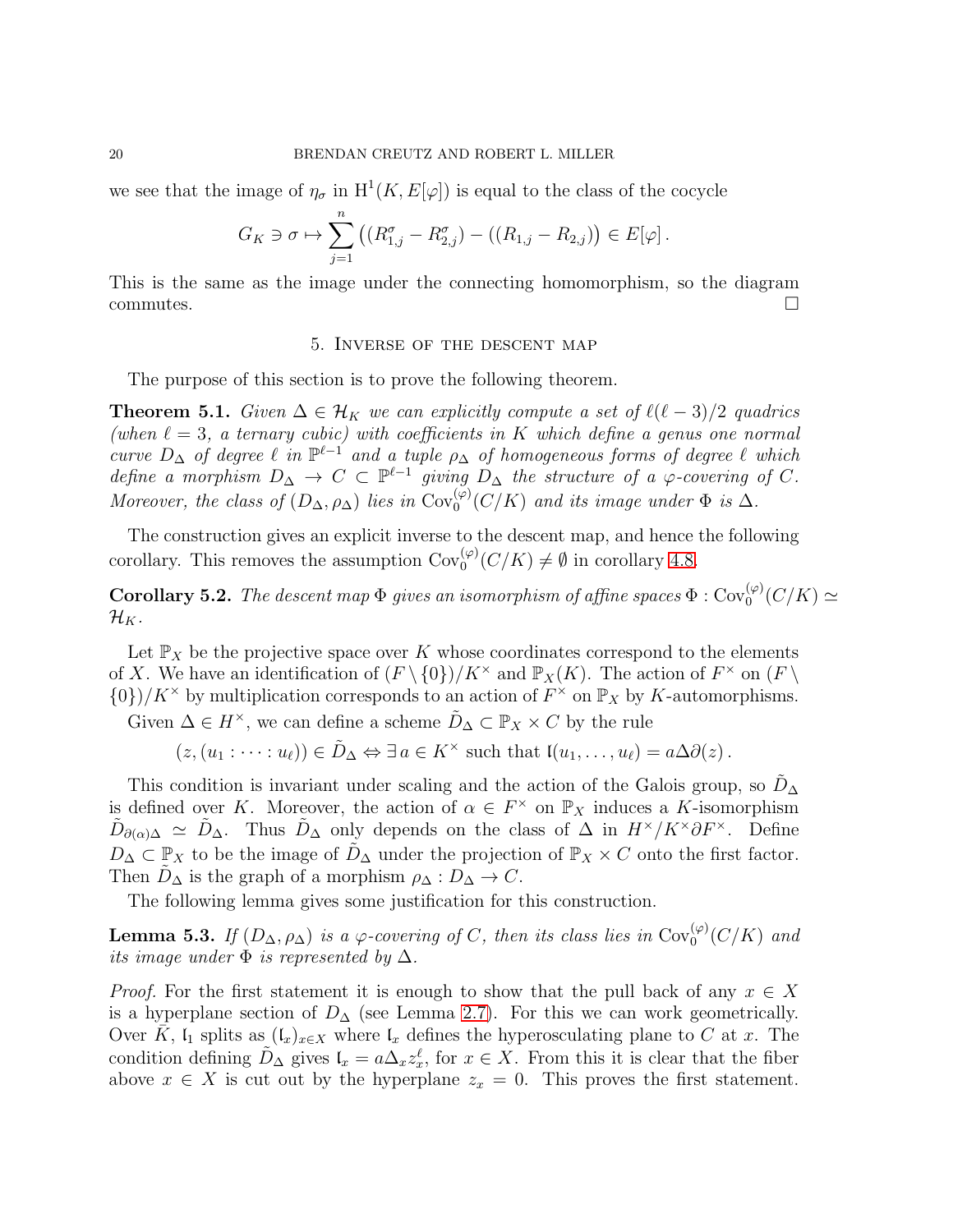we see that the image of $\eta_\sigma$ in $\mathrm{H}^1(K, E[\varphi])$ is equal to the class of the cocycle

$$G_K \ni \sigma \mapsto \sum_{j=1}^{n} \left( (R_{1,j}^\sigma - R_{2,j}^\sigma) - ((R_{1,j} - R_{2,j}) \right) \in E[\varphi]\,.$$

This is the same as the image under the connecting homomorphism, so the diagram commutes. $\square$

## 5. Inverse of the descent map

The purpose of this section is to prove the following theorem.

**Theorem 5.1.** *Given $\Delta \in \mathcal{H}_K$ we can explicitly compute a set of $\ell(\ell-3)/2$ quadrics (when $\ell = 3$, a ternary cubic) with coefficients in $K$ which define a genus one normal curve $D_\Delta$ of degree $\ell$ in $\mathbb{P}^{\ell-1}$ and a tuple $\rho_\Delta$ of homogeneous forms of degree $\ell$ which define a morphism $D_\Delta \to C \subset \mathbb{P}^{\ell-1}$ giving $D_\Delta$ the structure of a $\varphi$-covering of $C$. Moreover, the class of $(D_\Delta, \rho_\Delta)$ lies in $\mathrm{Cov}_0^{(\varphi)}(C/K)$ and its image under $\Phi$ is $\Delta$.*

The construction gives an explicit inverse to the descent map, and hence the following corollary. This removes the assumption $\mathrm{Cov}_0^{(\varphi)}(C/K) \neq \emptyset$ in corollary 4.8.

**Corollary 5.2.** *The descent map $\Phi$ gives an isomorphism of affine spaces $\Phi : \mathrm{Cov}_0^{(\varphi)}(C/K) \simeq \mathcal{H}_K$.*

Let $\mathbb{P}_X$ be the projective space over $K$ whose coordinates correspond to the elements of $X$. We have an identification of $(F \setminus \{0\})/K^\times$ and $\mathbb{P}_X(K)$. The action of $F^\times$ on $(F \setminus \{0\})/K^\times$ by multiplication corresponds to an action of $F^\times$ on $\mathbb{P}_X$ by $K$-automorphisms.

Given $\Delta \in H^\times$, we can define a scheme $\tilde{D}_\Delta \subset \mathbb{P}_X \times C$ by the rule

$$(z, (u_1 : \cdots : u_\ell)) \in \tilde{D}_\Delta \Leftrightarrow \exists\, a \in K^\times \text{ such that } \mathfrak{l}(u_1, \ldots, u_\ell) = a\Delta\partial(z)\,.$$

This condition is invariant under scaling and the action of the Galois group, so $\tilde{D}_\Delta$ is defined over $K$. Moreover, the action of $\alpha \in F^\times$ on $\mathbb{P}_X$ induces a $K$-isomorphism $\tilde{D}_{\partial(\alpha)\Delta} \simeq \tilde{D}_\Delta$. Thus $\tilde{D}_\Delta$ only depends on the class of $\Delta$ in $H^\times/K^\times\partial F^\times$. Define $D_\Delta \subset \mathbb{P}_X$ to be the image of $\tilde{D}_\Delta$ under the projection of $\mathbb{P}_X \times C$ onto the first factor. Then $\tilde{D}_\Delta$ is the graph of a morphism $\rho_\Delta : D_\Delta \to C$.

The following lemma gives some justification for this construction.

**Lemma 5.3.** *If $(D_\Delta, \rho_\Delta)$ is a $\varphi$-covering of $C$, then its class lies in $\mathrm{Cov}_0^{(\varphi)}(C/K)$ and its image under $\Phi$ is represented by $\Delta$.*

*Proof.* For the first statement it is enough to show that the pull back of any $x \in X$ is a hyperplane section of $D_\Delta$ (see Lemma 2.7). For this we can work geometrically. Over $\bar{K}$, $\mathfrak{l}_1$ splits as $(\mathfrak{l}_x)_{x\in X}$ where $\mathfrak{l}_x$ defines the hyperosculating plane to $C$ at $x$. The condition defining $\tilde{D}_\Delta$ gives $\mathfrak{l}_x = a\Delta_x z_x^\ell$, for $x \in X$. From this it is clear that the fiber above $x \in X$ is cut out by the hyperplane $z_x = 0$. This proves the first statement.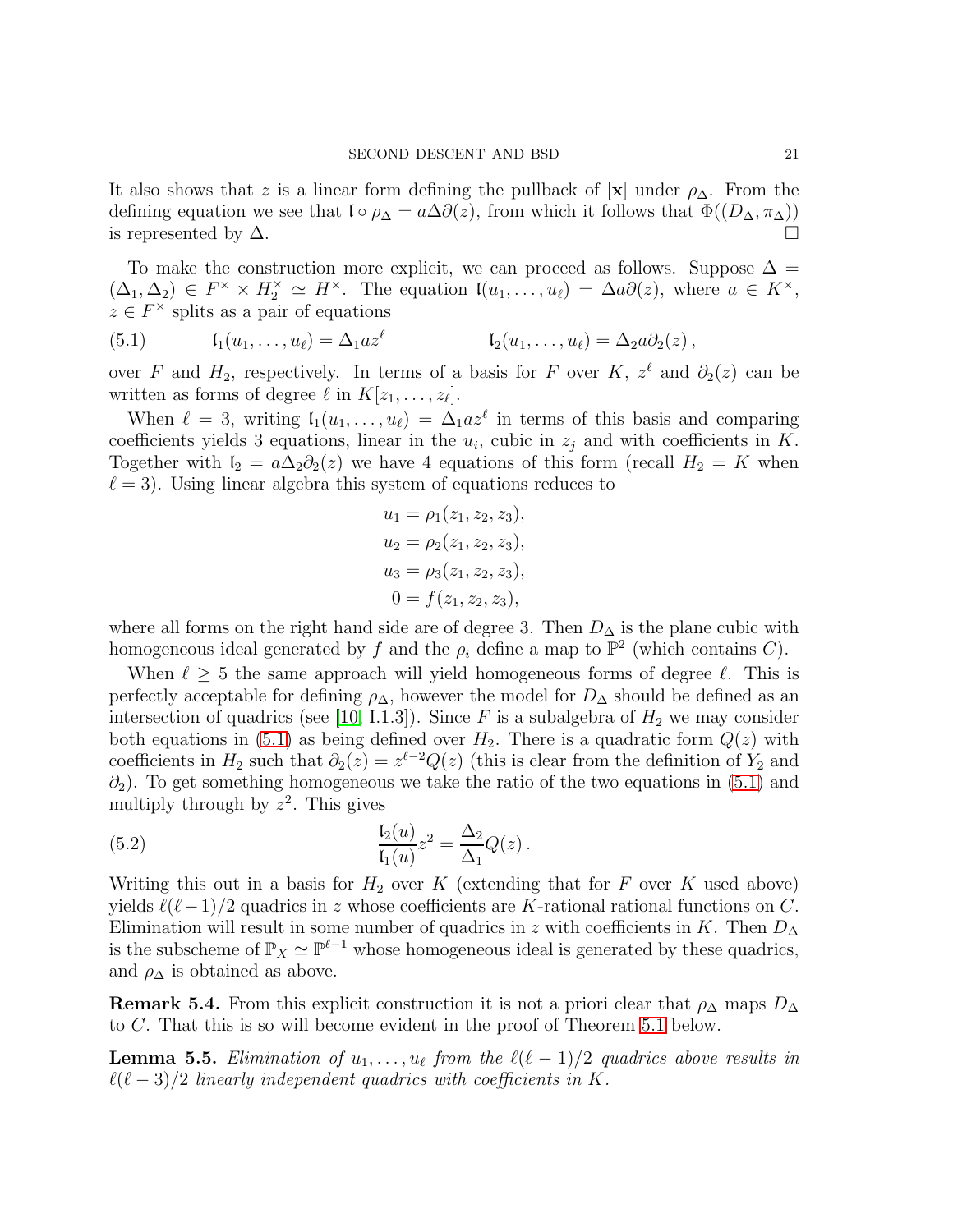It also shows that $z$ is a linear form defining the pullback of $[\mathbf{x}]$ under $\rho_\Delta$. From the defining equation we see that $\mathfrak{l} \circ \rho_\Delta = a\Delta\partial(z)$, from which it follows that $\Phi((D_\Delta, \pi_\Delta))$ is represented by $\Delta$. $\square$

To make the construction more explicit, we can proceed as follows. Suppose $\Delta = (\Delta_1, \Delta_2) \in F^\times \times H_2^\times \simeq H^\times$. The equation $\mathfrak{l}(u_1, \ldots, u_\ell) = \Delta a \partial(z)$, where $a \in K^\times$, $z \in F^\times$ splits as a pair of equations

$$\mathfrak{l}_1(u_1, \ldots, u_\ell) = \Delta_1 a z^\ell \qquad\qquad \mathfrak{l}_2(u_1, \ldots, u_\ell) = \Delta_2 a \partial_2(z)\,, \tag{5.1}$$

over $F$ and $H_2$, respectively. In terms of a basis for $F$ over $K$, $z^\ell$ and $\partial_2(z)$ can be written as forms of degree $\ell$ in $K[z_1, \ldots, z_\ell]$.

When $\ell = 3$, writing $\mathfrak{l}_1(u_1, \ldots, u_\ell) = \Delta_1 a z^\ell$ in terms of this basis and comparing coefficients yields 3 equations, linear in the $u_i$, cubic in $z_j$ and with coefficients in $K$. Together with $\mathfrak{l}_2 = a\Delta_2\partial_2(z)$ we have 4 equations of this form (recall $H_2 = K$ when $\ell = 3$). Using linear algebra this system of equations reduces to

$$\begin{aligned}
u_1 &= \rho_1(z_1, z_2, z_3),\\
u_2 &= \rho_2(z_1, z_2, z_3),\\
u_3 &= \rho_3(z_1, z_2, z_3),\\
0 &= f(z_1, z_2, z_3),
\end{aligned}$$

where all forms on the right hand side are of degree 3. Then $D_\Delta$ is the plane cubic with homogeneous ideal generated by $f$ and the $\rho_i$ define a map to $\mathbb{P}^2$ (which contains $C$).

When $\ell \geq 5$ the same approach will yield homogeneous forms of degree $\ell$. This is perfectly acceptable for defining $\rho_\Delta$, however the model for $D_\Delta$ should be defined as an intersection of quadrics (see [10, I.1.3]). Since $F$ is a subalgebra of $H_2$ we may consider both equations in (5.1) as being defined over $H_2$. There is a quadratic form $Q(z)$ with coefficients in $H_2$ such that $\partial_2(z) = z^{\ell-2}Q(z)$ (this is clear from the definition of $Y_2$ and $\partial_2$). To get something homogeneous we take the ratio of the two equations in (5.1) and multiply through by $z^2$. This gives

$$\frac{\mathfrak{l}_2(u)}{\mathfrak{l}_1(u)} z^2 = \frac{\Delta_2}{\Delta_1} Q(z)\,. \tag{5.2}$$

Writing this out in a basis for $H_2$ over $K$ (extending that for $F$ over $K$ used above) yields $\ell(\ell-1)/2$ quadrics in $z$ whose coefficients are $K$-rational rational functions on $C$. Elimination will result in some number of quadrics in $z$ with coefficients in $K$. Then $D_\Delta$ is the subscheme of $\mathbb{P}_X \simeq \mathbb{P}^{\ell-1}$ whose homogeneous ideal is generated by these quadrics, and $\rho_\Delta$ is obtained as above.

**Remark 5.4.** From this explicit construction it is not a priori clear that $\rho_\Delta$ maps $D_\Delta$ to $C$. That this is so will become evident in the proof of Theorem 5.1 below.

**Lemma 5.5.** *Elimination of $u_1, \ldots, u_\ell$ from the $\ell(\ell-1)/2$ quadrics above results in $\ell(\ell-3)/2$ linearly independent quadrics with coefficients in $K$.*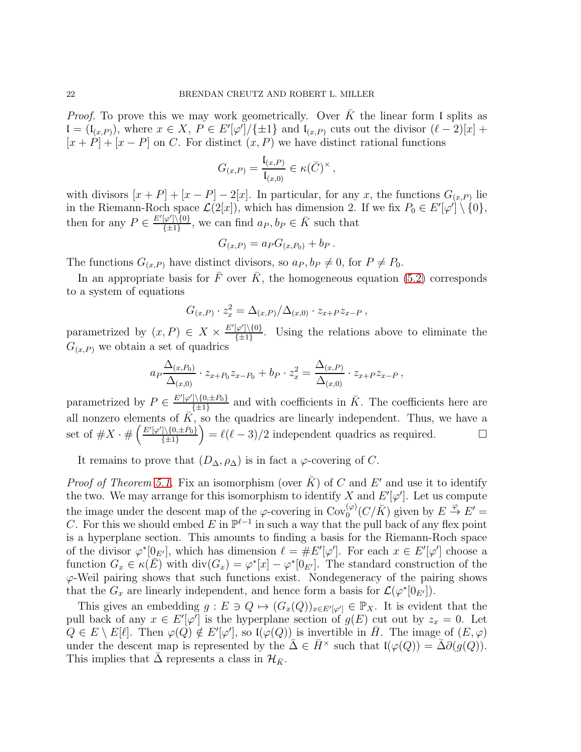*Proof.* To prove this we may work geometrically. Over $\bar{K}$ the linear form $\mathfrak{l}$ splits as $\mathfrak{l} = (\mathfrak{l}_{(x,P)})$, where $x \in X$, $P \in E'[\varphi']/\{\pm 1\}$ and $\mathfrak{l}_{(x,P)}$ cuts out the divisor $(\ell - 2)[x] + [x+P] + [x-P]$ on $C$. For distinct $(x,P)$ we have distinct rational functions

$$G_{(x,P)} = \frac{\mathfrak{l}_{(x,P)}}{\mathfrak{l}_{(x,0)}} \in \kappa(\bar{C})^\times ,$$

with divisors $[x+P] + [x-P] - 2[x]$. In particular, for any $x$, the functions $G_{(x,P)}$ lie in the Riemann-Roch space $\mathcal{L}(2[x])$, which has dimension 2. If we fix $P_0 \in E'[\varphi'] \setminus \{0\}$, then for any $P \in \frac{E'[\varphi'] \setminus \{0\}}{\{\pm 1\}}$, we can find $a_P, b_P \in \bar{K}$ such that

$$G_{(x,P)} = a_P G_{(x,P_0)} + b_P .$$

The functions $G_{(x,P)}$ have distinct divisors, so $a_P, b_P \neq 0$, for $P \neq P_0$.

In an appropriate basis for $\bar{F}$ over $\bar{K}$, the homogeneous equation (5.2) corresponds to a system of equations

$$G_{(x,P)} \cdot z_x^2 = \Delta_{(x,P)}/\Delta_{(x,0)} \cdot z_{x+P} z_{x-P} ,$$

parametrized by $(x,P) \in X \times \frac{E'[\varphi'] \setminus \{0\}}{\{\pm 1\}}$. Using the relations above to eliminate the $G_{(x,P)}$ we obtain a set of quadrics

$$a_P \frac{\Delta_{(x,P_0)}}{\Delta_{(x,0)}} \cdot z_{x+P_0} z_{x-P_0} + b_P \cdot z_x^2 = \frac{\Delta_{(x,P)}}{\Delta_{(x,0)}} \cdot z_{x+P} z_{x-P} ,$$

parametrized by $P \in \frac{E'[\varphi'] \setminus \{0, \pm P_0\}}{\{\pm 1\}}$ and with coefficients in $\bar{K}$. The coefficients here are all nonzero elements of $\bar{K}$, so the quadrics are linearly independent. Thus, we have a set of $\#X \cdot \#\left(\frac{E'[\varphi'] \setminus \{0, \pm P_0\}}{\{\pm 1\}}\right) = \ell(\ell - 3)/2$ independent quadrics as required. $\square$

It remains to prove that $(D_\Delta, \rho_\Delta)$ is in fact a $\varphi$-covering of $C$.

*Proof of Theorem 5.1.* Fix an isomorphism (over $\bar{K}$) of $C$ and $E'$ and use it to identify the two. We may arrange for this isomorphism to identify $X$ and $E'[\varphi']$. Let us compute the image under the descent map of the $\varphi$-covering in $\mathrm{Cov}_0^{(\varphi)}(C/\bar{K})$ given by $E \xrightarrow{\varphi} E' = C$. For this we should embed $E$ in $\mathbb{P}^{\ell - 1}$ in such a way that the pull back of any flex point is a hyperplane section. This amounts to finding a basis for the Riemann-Roch space of the divisor $\varphi^*[0_{E'}]$, which has dimension $\ell = \#E'[\varphi']$. For each $x \in E'[\varphi']$ choose a function $G_x \in \kappa(\bar{E})$ with $\mathrm{div}(G_x) = \varphi^*[x] - \varphi^*[0_{E'}]$. The standard construction of the $\varphi$-Weil pairing shows that such functions exist. Nondegeneracy of the pairing shows that the $G_x$ are linearly independent, and hence form a basis for $\mathcal{L}(\varphi^*[0_{E'}])$.

This gives an embedding $g : E \ni Q \mapsto (G_x(Q))_{x \in E'[\varphi']} \in \mathbb{P}_X$. It is evident that the pull back of any $x \in E'[\varphi']$ is the hyperplane section of $g(E)$ cut out by $z_x = 0$. Let $Q \in E \setminus E[\ell]$. Then $\varphi(Q) \notin E'[\varphi']$, so $\mathfrak{l}(\varphi(Q))$ is invertible in $\bar{H}$. The image of $(E, \varphi)$ under the descent map is represented by the $\bar{\Delta} \in \bar{H}^\times$ such that $\mathfrak{l}(\varphi(Q)) = \bar{\Delta}\partial(g(Q))$. This implies that $\bar{\Delta}$ represents a class in $\mathcal{H}_{\bar{K}}$.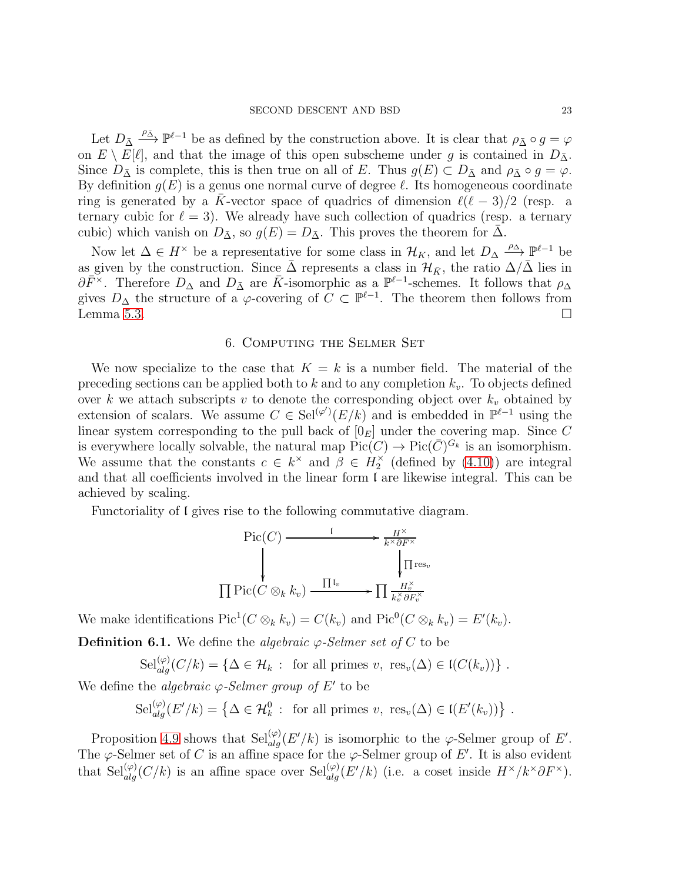Let $D_{\bar\Delta} \xrightarrow{\rho_{\bar\Delta}} \mathbb{P}^{\ell-1}$ be as defined by the construction above. It is clear that $\rho_{\bar\Delta} \circ g = \varphi$ on $E \setminus E[\ell]$, and that the image of this open subscheme under $g$ is contained in $D_{\bar\Delta}$. Since $D_{\bar\Delta}$ is complete, this is then true on all of $E$. Thus $g(E) \subset D_{\bar\Delta}$ and $\rho_{\bar\Delta} \circ g = \varphi$. By definition $g(E)$ is a genus one normal curve of degree $\ell$. Its homogeneous coordinate ring is generated by a $\bar K$-vector space of quadrics of dimension $\ell(\ell-3)/2$ (resp. a ternary cubic for $\ell = 3$). We already have such collection of quadrics (resp. a ternary cubic) which vanish on $D_{\bar\Delta}$, so $g(E) = D_{\bar\Delta}$. This proves the theorem for $\bar\Delta$.

Now let $\Delta \in H^\times$ be a representative for some class in $\mathcal{H}_K$, and let $D_\Delta \xrightarrow{\rho_\Delta} \mathbb{P}^{\ell-1}$ be as given by the construction. Since $\bar\Delta$ represents a class in $\mathcal{H}_{\bar K}$, the ratio $\Delta/\bar\Delta$ lies in $\partial \bar F^\times$. Therefore $D_\Delta$ and $D_{\bar\Delta}$ are $\bar K$-isomorphic as a $\mathbb{P}^{\ell-1}$-schemes. It follows that $\rho_\Delta$ gives $D_\Delta$ the structure of a $\varphi$-covering of $C \subset \mathbb{P}^{\ell-1}$. The theorem then follows from Lemma 5.3. $\square$

## 6. Computing the Selmer Set

We now specialize to the case that $K = k$ is a number field. The material of the preceding sections can be applied both to $k$ and to any completion $k_v$. To objects defined over $k$ we attach subscripts $v$ to denote the corresponding object over $k_v$ obtained by extension of scalars. We assume $C \in \mathrm{Sel}^{(\varphi')}(E/k)$ and is embedded in $\mathbb{P}^{\ell-1}$ using the linear system corresponding to the pull back of $[0_E]$ under the covering map. Since $C$ is everywhere locally solvable, the natural map $\mathrm{Pic}(C) \to \mathrm{Pic}(\bar C)^{G_k}$ is an isomorphism. We assume that the constants $c \in k^\times$ and $\beta \in H_2^\times$ (defined by (4.10)) are integral and that all coefficients involved in the linear form $\mathfrak{l}$ are likewise integral. This can be achieved by scaling.

Functoriality of $\mathfrak{l}$ gives rise to the following commutative diagram.

$$
\begin{array}{ccc}
\mathrm{Pic}(C) & \xrightarrow{\quad \mathfrak{l} \quad} & \dfrac{H^\times}{k^\times \partial F^\times} \\
\Big\downarrow & & \Big\downarrow \prod \mathrm{res}_v \\
\prod \mathrm{Pic}(C \otimes_k k_v) & \xrightarrow{\quad \prod \mathfrak{l}_v \quad} & \prod \dfrac{H_v^\times}{k_v^\times \partial F_v^\times}
\end{array}
$$

We make identifications $\mathrm{Pic}^1(C \otimes_k k_v) = C(k_v)$ and $\mathrm{Pic}^0(C \otimes_k k_v) = E'(k_v)$.

**Definition 6.1.** We define the *algebraic $\varphi$-Selmer set of $C$* to be

$$\mathrm{Sel}^{(\varphi)}_{alg}(C/k) = \{\Delta \in \mathcal{H}_k \ : \ \text{for all primes } v,\ \mathrm{res}_v(\Delta) \in \mathfrak{l}(C(k_v))\}\ .$$

We define the *algebraic $\varphi$-Selmer group of $E'$* to be

$$\mathrm{Sel}^{(\varphi)}_{alg}(E'/k) = \left\{\Delta \in \mathcal{H}^0_k \ : \ \text{for all primes } v,\ \mathrm{res}_v(\Delta) \in \mathfrak{l}(E'(k_v))\right\}\ .$$

Proposition 4.9 shows that $\mathrm{Sel}^{(\varphi)}_{alg}(E'/k)$ is isomorphic to the $\varphi$-Selmer group of $E'$. The $\varphi$-Selmer set of $C$ is an affine space for the $\varphi$-Selmer group of $E'$. It is also evident that $\mathrm{Sel}^{(\varphi)}_{alg}(C/k)$ is an affine space over $\mathrm{Sel}^{(\varphi)}_{alg}(E'/k)$ (i.e. a coset inside $H^\times/k^\times\partial F^\times$).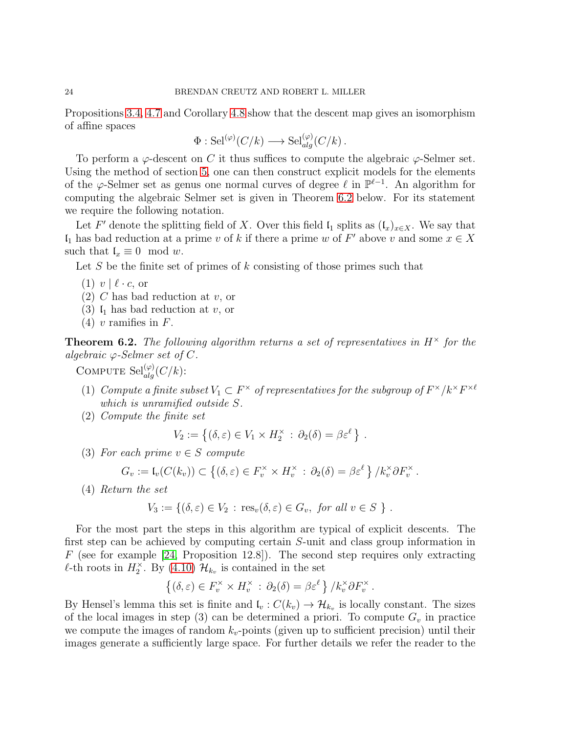Propositions 3.4, 4.7 and Corollary 4.8 show that the descent map gives an isomorphism of affine spaces

$$\Phi : \mathrm{Sel}^{(\varphi)}(C/k) \longrightarrow \mathrm{Sel}^{(\varphi)}_{alg}(C/k)\,.$$

To perform a $\varphi$-descent on $C$ it thus suffices to compute the algebraic $\varphi$-Selmer set. Using the method of section 5, one can then construct explicit models for the elements of the $\varphi$-Selmer set as genus one normal curves of degree $\ell$ in $\mathbb{P}^{\ell-1}$. An algorithm for computing the algebraic Selmer set is given in Theorem 6.2 below. For its statement we require the following notation.

Let $F'$ denote the splitting field of $X$. Over this field $\mathfrak{l}_1$ splits as $(\mathfrak{l}_x)_{x\in X}$. We say that $\mathfrak{l}_1$ has bad reduction at a prime $v$ of $k$ if there a prime $w$ of $F'$ above $v$ and some $x \in X$ such that $\mathfrak{l}_x \equiv 0 \mod w$.

Let $S$ be the finite set of primes of $k$ consisting of those primes such that

1. $v \mid \ell \cdot c$, or
2. $C$ has bad reduction at $v$, or
3. $\mathfrak{l}_1$ has bad reduction at $v$, or
4. $v$ ramifies in $F$.

**Theorem 6.2.** *The following algorithm returns a set of representatives in $H^\times$ for the algebraic $\varphi$-Selmer set of $C$.*

Compute $\mathrm{Sel}^{(\varphi)}_{alg}(C/k)$:

1. *Compute a finite subset $V_1 \subset F^\times$ of representatives for the subgroup of $F^\times/k^\times F^{\times\ell}$ which is unramified outside $S$.*
2. *Compute the finite set*
$$V_2 := \left\{(\delta,\varepsilon) \in V_1 \times H_2^\times \,:\, \partial_2(\delta) = \beta\varepsilon^\ell\right\}\,.$$
3. *For each prime $v \in S$ compute*
$$G_v := \mathfrak{l}_v(C(k_v)) \subset \left\{(\delta,\varepsilon) \in F_v^\times \times H_v^\times \,:\, \partial_2(\delta) = \beta\varepsilon^\ell\right\}/k_v^\times \partial F_v^\times\,.$$
4. *Return the set*
$$V_3 := \left\{(\delta,\varepsilon) \in V_2 \,:\, \mathrm{res}_v(\delta,\varepsilon) \in G_v, \text{ for all } v \in S\ \right\}\,.$$

For the most part the steps in this algorithm are typical of explicit descents. The first step can be achieved by computing certain $S$-unit and class group information in $F$ (see for example [24, Proposition 12.8]). The second step requires only extracting $\ell$-th roots in $H_2^\times$. By (4.10) $\mathcal{H}_{k_v}$ is contained in the set

$$\left\{(\delta,\varepsilon) \in F_v^\times \times H_v^\times \,:\, \partial_2(\delta) = \beta\varepsilon^\ell\right\}/k_v^\times \partial F_v^\times\,.$$

By Hensel's lemma this set is finite and $\mathfrak{l}_v : C(k_v) \to \mathcal{H}_{k_v}$ is locally constant. The sizes of the local images in step (3) can be determined a priori. To compute $G_v$ in practice we compute the images of random $k_v$-points (given up to sufficient precision) until their images generate a sufficiently large space. For further details we refer the reader to the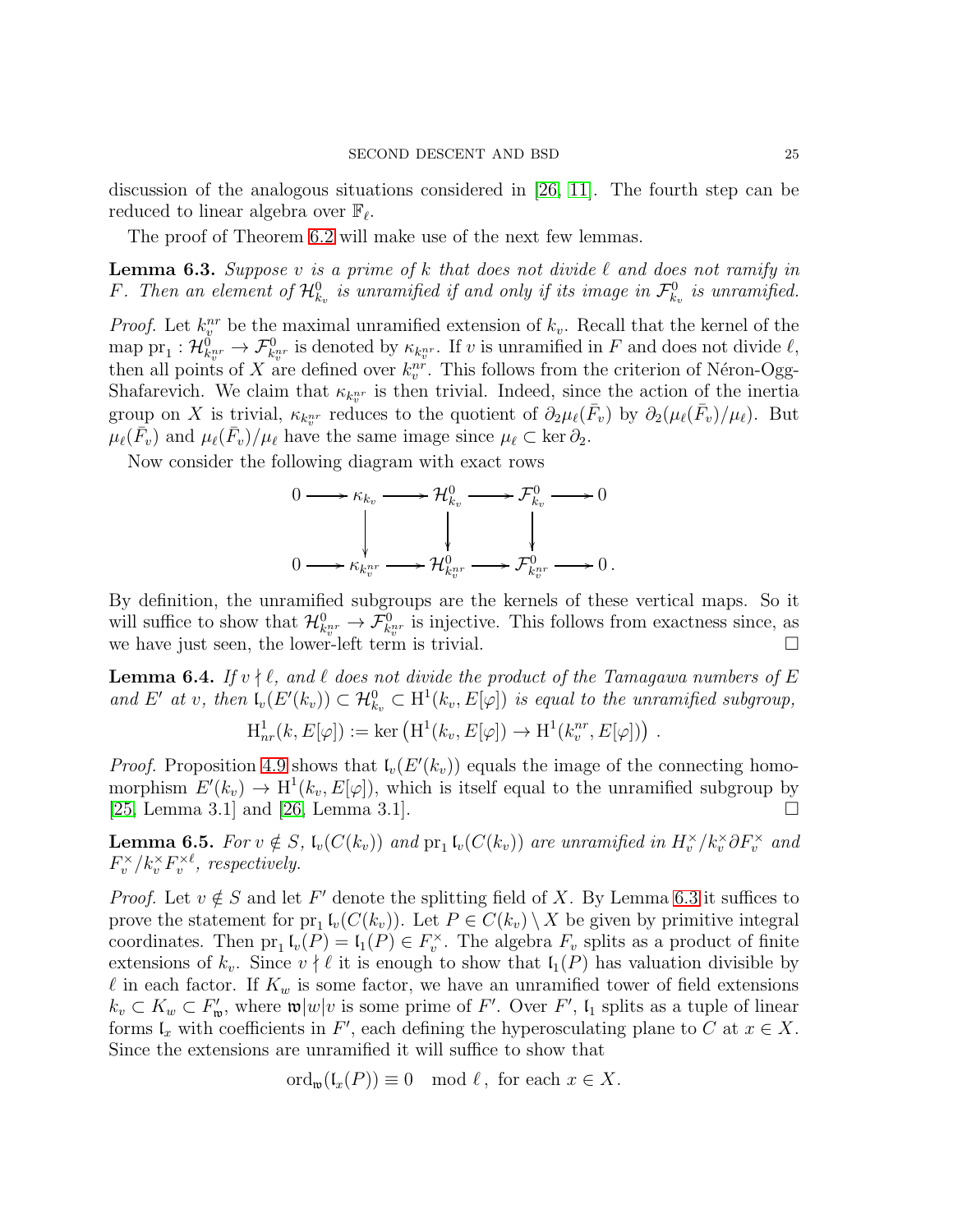discussion of the analogous situations considered in [26, 11]. The fourth step can be reduced to linear algebra over $\mathbb{F}_\ell$.

The proof of Theorem 6.2 will make use of the next few lemmas.

**Lemma 6.3.** *Suppose $v$ is a prime of $k$ that does not divide $\ell$ and does not ramify in $F$. Then an element of $\mathcal{H}^0_{k_v}$ is unramified if and only if its image in $\mathcal{F}^0_{k_v}$ is unramified.*

*Proof.* Let $k_v^{nr}$ be the maximal unramified extension of $k_v$. Recall that the kernel of the map $\mathrm{pr}_1 : \mathcal{H}^0_{k_v^{nr}} \to \mathcal{F}^0_{k_v^{nr}}$ is denoted by $\kappa_{k_v^{nr}}$. If $v$ is unramified in $F$ and does not divide $\ell$, then all points of $X$ are defined over $k_v^{nr}$. This follows from the criterion of Néron-Ogg-Shafarevich. We claim that $\kappa_{k_v^{nr}}$ is then trivial. Indeed, since the action of the inertia group on $X$ is trivial, $\kappa_{k_v^{nr}}$ reduces to the quotient of $\partial_2 \mu_\ell(\bar{F}_v)$ by $\partial_2(\mu_\ell(\bar{F}_v)/\mu_\ell)$. But $\mu_\ell(\bar{F}_v)$ and $\mu_\ell(\bar{F}_v)/\mu_\ell$ have the same image since $\mu_\ell \subset \ker \partial_2$.

Now consider the following diagram with exact rows

$$\begin{array}{ccccccccc}
0 & \longrightarrow & \kappa_{k_v} & \longrightarrow & \mathcal{H}^0_{k_v} & \longrightarrow & \mathcal{F}^0_{k_v} & \longrightarrow & 0 \\
 & & \big\downarrow & & \big\downarrow & & \big\downarrow & & \\
0 & \longrightarrow & \kappa_{k_v^{nr}} & \longrightarrow & \mathcal{H}^0_{k_v^{nr}} & \longrightarrow & \mathcal{F}^0_{k_v^{nr}} & \longrightarrow & 0\,.
\end{array}$$

By definition, the unramified subgroups are the kernels of these vertical maps. So it will suffice to show that $\mathcal{H}^0_{k_v^{nr}} \to \mathcal{F}^0_{k_v^{nr}}$ is injective. This follows from exactness since, as we have just seen, the lower-left term is trivial. $\square$

**Lemma 6.4.** *If $v \nmid \ell$, and $\ell$ does not divide the product of the Tamagawa numbers of $E$ and $E'$ at $v$, then $\mathfrak{l}_v(E'(k_v)) \subset \mathcal{H}^0_{k_v} \subset \mathrm{H}^1(k_v, E[\varphi])$ is equal to the unramified subgroup,*

$$\mathrm{H}^1_{nr}(k, E[\varphi]) := \ker\left(\mathrm{H}^1(k_v, E[\varphi]) \to \mathrm{H}^1(k_v^{nr}, E[\varphi])\right)\,.$$

*Proof.* Proposition 4.9 shows that $\mathfrak{l}_v(E'(k_v))$ equals the image of the connecting homomorphism $E'(k_v) \to \mathrm{H}^1(k_v, E[\varphi])$, which is itself equal to the unramified subgroup by [25, Lemma 3.1] and [26, Lemma 3.1]. $\square$

**Lemma 6.5.** *For $v \notin S$, $\mathfrak{l}_v(C(k_v))$ and $\mathrm{pr}_1\,\mathfrak{l}_v(C(k_v))$ are unramified in $H_v^\times/k_v^\times \partial F_v^\times$ and $F_v^\times/k_v^\times F_v^{\times \ell}$, respectively.*

*Proof.* Let $v \notin S$ and let $F'$ denote the splitting field of $X$. By Lemma 6.3 it suffices to prove the statement for $\mathrm{pr}_1\,\mathfrak{l}_v(C(k_v))$. Let $P \in C(k_v) \setminus X$ be given by primitive integral coordinates. Then $\mathrm{pr}_1\,\mathfrak{l}_v(P) = \mathfrak{l}_1(P) \in F_v^\times$. The algebra $F_v$ splits as a product of finite extensions of $k_v$. Since $v \nmid \ell$ it is enough to show that $\mathfrak{l}_1(P)$ has valuation divisible by $\ell$ in each factor. If $K_w$ is some factor, we have an unramified tower of field extensions $k_v \subset K_w \subset F'_{\mathfrak{w}}$, where $\mathfrak{w}|w|v$ is some prime of $F'$. Over $F'$, $\mathfrak{l}_1$ splits as a tuple of linear forms $\mathfrak{l}_x$ with coefficients in $F'$, each defining the hyperosculating plane to $C$ at $x \in X$. Since the extensions are unramified it will suffice to show that

$$\mathrm{ord}_{\mathfrak{w}}(\mathfrak{l}_x(P)) \equiv 0 \mod \ell\,, \text{ for each } x \in X.$$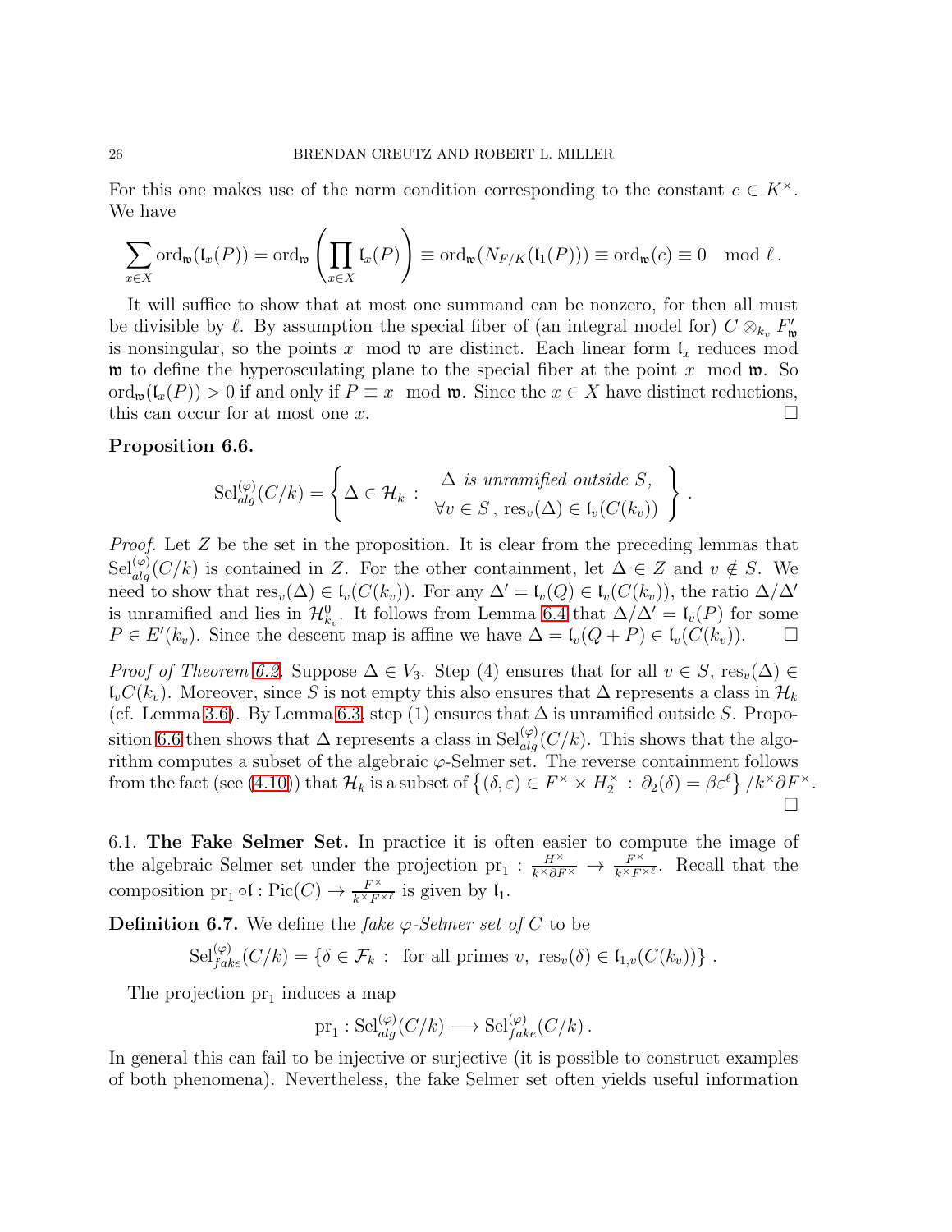For this one makes use of the norm condition corresponding to the constant $c \in K^\times$. We have

$$\sum_{x \in X} \operatorname{ord}_{\mathfrak{w}}(\mathfrak{l}_x(P)) = \operatorname{ord}_{\mathfrak{w}}\left(\prod_{x \in X} \mathfrak{l}_x(P)\right) \equiv \operatorname{ord}_{\mathfrak{w}}(N_{F/K}(\mathfrak{l}_1(P))) \equiv \operatorname{ord}_{\mathfrak{w}}(c) \equiv 0 \mod \ell\,.$$

It will suffice to show that at most one summand can be nonzero, for then all must be divisible by $\ell$. By assumption the special fiber of (an integral model for) $C \otimes_{k_v} F'_{\mathfrak{w}}$ is nonsingular, so the points $x \mod \mathfrak{w}$ are distinct. Each linear form $\mathfrak{l}_x$ reduces mod $\mathfrak{w}$ to define the hyperosculating plane to the special fiber at the point $x \mod \mathfrak{w}$. So $\operatorname{ord}_{\mathfrak{w}}(\mathfrak{l}_x(P)) > 0$ if and only if $P \equiv x \mod \mathfrak{w}$. Since the $x \in X$ have distinct reductions, this can occur for at most one $x$. □

**Proposition 6.6.**

$$\mathrm{Sel}^{(\varphi)}_{alg}(C/k) = \left\{ \Delta \in \mathcal{H}_k \,:\, \begin{array}{c} \Delta \textit{ is unramified outside } S, \\ \forall v \in S\,,\ \mathrm{res}_v(\Delta) \in \mathfrak{l}_v(C(k_v)) \end{array} \right\}.$$

*Proof.* Let $Z$ be the set in the proposition. It is clear from the preceding lemmas that $\mathrm{Sel}^{(\varphi)}_{alg}(C/k)$ is contained in $Z$. For the other containment, let $\Delta \in Z$ and $v \notin S$. We need to show that $\mathrm{res}_v(\Delta) \in \mathfrak{l}_v(C(k_v))$. For any $\Delta' = \mathfrak{l}_v(Q) \in \mathfrak{l}_v(C(k_v))$, the ratio $\Delta/\Delta'$ is unramified and lies in $\mathcal{H}^0_{k_v}$. It follows from Lemma 6.4 that $\Delta/\Delta' = \mathfrak{l}_v(P)$ for some $P \in E'(k_v)$. Since the descent map is affine we have $\Delta = \mathfrak{l}_v(Q + P) \in \mathfrak{l}_v(C(k_v))$. □

*Proof of Theorem 6.2.* Suppose $\Delta \in V_3$. Step (4) ensures that for all $v \in S$, $\mathrm{res}_v(\Delta) \in \mathfrak{l}_v C(k_v)$. Moreover, since $S$ is not empty this also ensures that $\Delta$ represents a class in $\mathcal{H}_k$ (cf. Lemma 3.6). By Lemma 6.3, step (1) ensures that $\Delta$ is unramified outside $S$. Proposition 6.6 then shows that $\Delta$ represents a class in $\mathrm{Sel}^{(\varphi)}_{alg}(C/k)$. This shows that the algorithm computes a subset of the algebraic $\varphi$-Selmer set. The reverse containment follows from the fact (see (4.10)) that $\mathcal{H}_k$ is a subset of $\left\{(\delta,\varepsilon) \in F^\times \times H_2^\times \,:\, \partial_2(\delta) = \beta\varepsilon^\ell\right\}/k^\times\partial F^\times$. □

6.1. **The Fake Selmer Set.** In practice it is often easier to compute the image of the algebraic Selmer set under the projection $\mathrm{pr}_1 : \frac{H^\times}{k^\times \partial F^\times} \to \frac{F^\times}{k^\times F^{\times \ell}}$. Recall that the composition $\mathrm{pr}_1 \circ \mathfrak{l} : \mathrm{Pic}(C) \to \frac{F^\times}{k^\times F^{\times\ell}}$ is given by $\mathfrak{l}_1$.

**Definition 6.7.** We define the *fake $\varphi$-Selmer set of $C$* to be

$$\mathrm{Sel}^{(\varphi)}_{fake}(C/k) = \{\delta \in \mathcal{F}_k \,:\, \text{ for all primes } v,\ \mathrm{res}_v(\delta) \in \mathfrak{l}_{1,v}(C(k_v))\}\,.$$

The projection $\mathrm{pr}_1$ induces a map

$$\mathrm{pr}_1 : \mathrm{Sel}^{(\varphi)}_{alg}(C/k) \longrightarrow \mathrm{Sel}^{(\varphi)}_{fake}(C/k)\,.$$

In general this can fail to be injective or surjective (it is possible to construct examples of both phenomena). Nevertheless, the fake Selmer set often yields useful information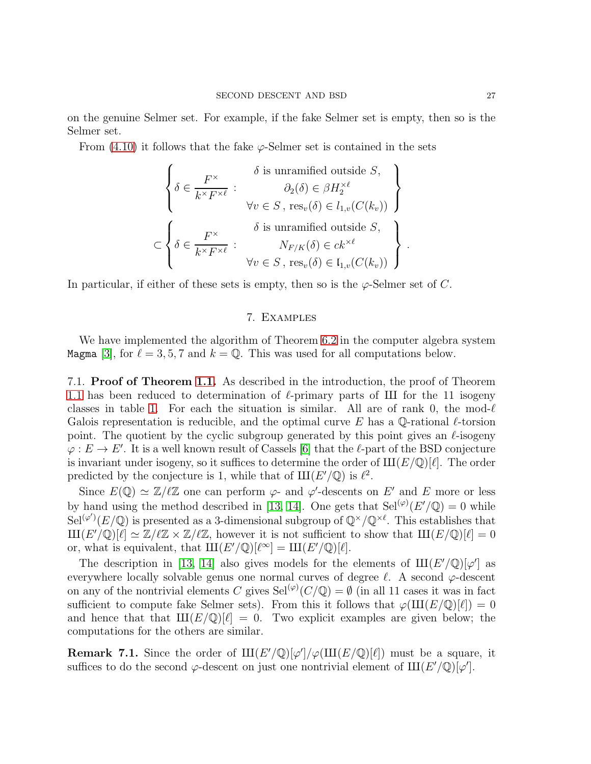on the genuine Selmer set. For example, if the fake Selmer set is empty, then so is the Selmer set.

From (4.10) it follows that the fake $\varphi$-Selmer set is contained in the sets

$$
\left\{ \delta \in \frac{F^\times}{k^\times F^{\times \ell}} \; : \; \begin{array}{c} \delta \text{ is unramified outside } S, \\ \partial_2(\delta) \in \beta H_2^{\times \ell} \\ \forall v \in S \,,\, \mathrm{res}_v(\delta) \in l_{1,v}(C(k_v)) \end{array} \right\}
$$

$$
\subset \left\{ \delta \in \frac{F^\times}{k^\times F^{\times \ell}} \; : \; \begin{array}{c} \delta \text{ is unramified outside } S, \\ N_{F/K}(\delta) \in c k^{\times \ell} \\ \forall v \in S \,,\, \mathrm{res}_v(\delta) \in \mathfrak{l}_{1,v}(C(k_v)) \end{array} \right\} .
$$

In particular, if either of these sets is empty, then so is the $\varphi$-Selmer set of $C$.

## 7. Examples

We have implemented the algorithm of Theorem 6.2 in the computer algebra system `Magma` [3], for $\ell = 3, 5, 7$ and $k = \mathbb{Q}$. This was used for all computations below.

**7.1. Proof of Theorem 1.1.** As described in the introduction, the proof of Theorem 1.1 has been reduced to determination of $\ell$-primary parts of Ш for the 11 isogeny classes in table 1. For each the situation is similar. All are of rank 0, the mod-$\ell$ Galois representation is reducible, and the optimal curve $E$ has a $\mathbb{Q}$-rational $\ell$-torsion point. The quotient by the cyclic subgroup generated by this point gives an $\ell$-isogeny $\varphi : E \to E'$. It is a well known result of Cassels [6] that the $\ell$-part of the BSD conjecture is invariant under isogeny, so it suffices to determine the order of Ш$(E/\mathbb{Q})[\ell]$. The order predicted by the conjecture is 1, while that of Ш$(E'/\mathbb{Q})$ is $\ell^2$.

Since $E(\mathbb{Q}) \simeq \mathbb{Z}/\ell\mathbb{Z}$ one can perform $\varphi$- and $\varphi'$-descents on $E'$ and $E$ more or less by hand using the method described in [13, 14]. One gets that $\mathrm{Sel}^{(\varphi)}(E'/\mathbb{Q}) = 0$ while $\mathrm{Sel}^{(\varphi')}(E/\mathbb{Q})$ is presented as a 3-dimensional subgroup of $\mathbb{Q}^\times/\mathbb{Q}^{\times \ell}$. This establishes that Ш$(E'/\mathbb{Q})[\ell] \simeq \mathbb{Z}/\ell\mathbb{Z} \times \mathbb{Z}/\ell\mathbb{Z}$, however it is not sufficient to show that Ш$(E/\mathbb{Q})[\ell] = 0$ or, what is equivalent, that Ш$(E'/\mathbb{Q})[\ell^\infty] =$ Ш$(E'/\mathbb{Q})[\ell]$.

The description in [13, 14] also gives models for the elements of Ш$(E'/\mathbb{Q})[\varphi']$ as everywhere locally solvable genus one normal curves of degree $\ell$. A second $\varphi$-descent on any of the nontrivial elements $C$ gives $\mathrm{Sel}^{(\varphi)}(C/\mathbb{Q}) = \emptyset$ (in all 11 cases it was in fact sufficient to compute fake Selmer sets). From this it follows that $\varphi($Ш$(E/\mathbb{Q})[\ell]) = 0$ and hence that that Ш$(E/\mathbb{Q})[\ell] = 0$. Two explicit examples are given below; the computations for the others are similar.

**Remark 7.1.** Since the order of Ш$(E'/\mathbb{Q})[\varphi']/\varphi($Ш$(E/\mathbb{Q})[\ell])$ must be a square, it suffices to do the second $\varphi$-descent on just one nontrivial element of Ш$(E'/\mathbb{Q})[\varphi']$.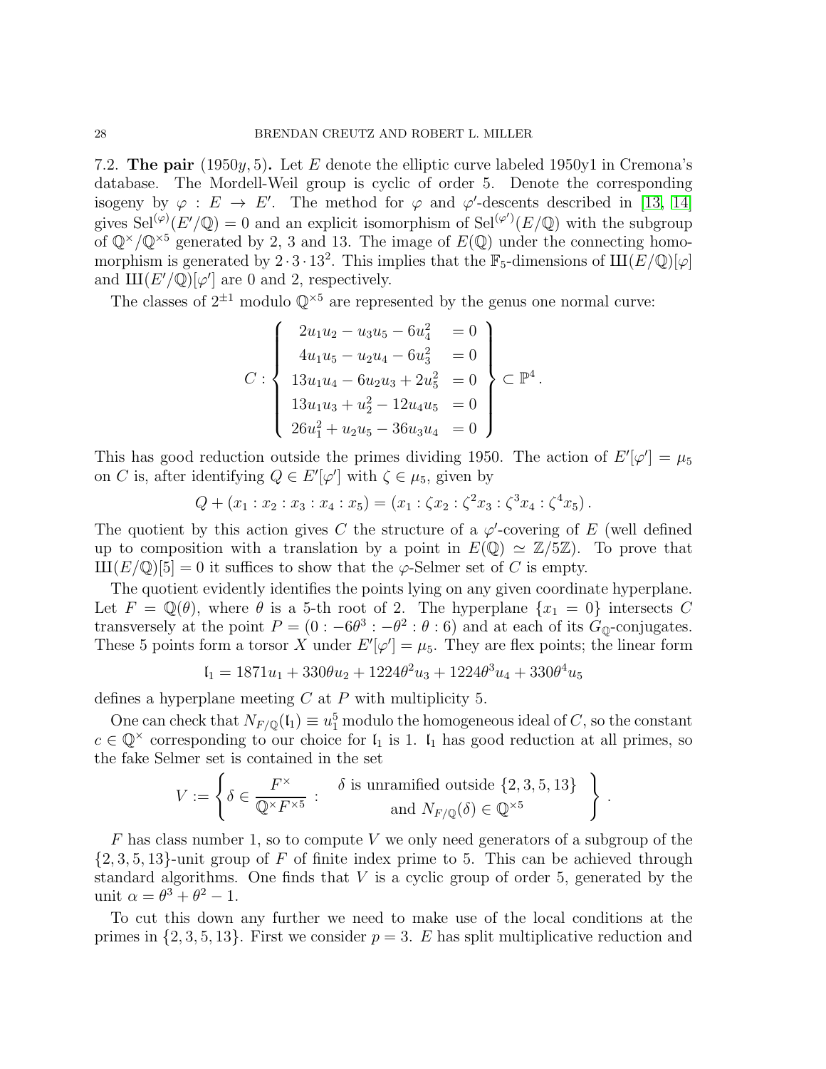7.2. **The pair** $(1950y, 5)$**.** Let $E$ denote the elliptic curve labeled 1950y1 in Cremona's database. The Mordell-Weil group is cyclic of order 5. Denote the corresponding isogeny by $\varphi : E \to E'$. The method for $\varphi$ and $\varphi'$-descents described in [13, 14] gives $\mathrm{Sel}^{(\varphi)}(E'/\mathbb{Q}) = 0$ and an explicit isomorphism of $\mathrm{Sel}^{(\varphi')}(E/\mathbb{Q})$ with the subgroup of $\mathbb{Q}^\times/\mathbb{Q}^{\times 5}$ generated by 2, 3 and 13. The image of $E(\mathbb{Q})$ under the connecting homomorphism is generated by $2\cdot 3\cdot 13^2$. This implies that the $\mathbb{F}_5$-dimensions of $Ш(E/\mathbb{Q})[\varphi]$ and $Ш(E'/\mathbb{Q})[\varphi']$ are 0 and 2, respectively.

The classes of $2^{\pm 1}$ modulo $\mathbb{Q}^{\times 5}$ are represented by the genus one normal curve:

$$
C : \left\{ \begin{array}{ll} 2u_1u_2 - u_3u_5 - 6u_4^2 & = 0 \\ 4u_1u_5 - u_2u_4 - 6u_3^2 & = 0 \\ 13u_1u_4 - 6u_2u_3 + 2u_5^2 & = 0 \\ 13u_1u_3 + u_2^2 - 12u_4u_5 & = 0 \\ 26u_1^2 + u_2u_5 - 36u_3u_4 & = 0 \end{array} \right\} \subset \mathbb{P}^4 .
$$

This has good reduction outside the primes dividing 1950. The action of $E'[\varphi'] = \mu_5$ on $C$ is, after identifying $Q \in E'[\varphi']$ with $\zeta \in \mu_5$, given by

$$
Q + (x_1 : x_2 : x_3 : x_4 : x_5) = (x_1 : \zeta x_2 : \zeta^2 x_3 : \zeta^3 x_4 : \zeta^4 x_5) .
$$

The quotient by this action gives $C$ the structure of a $\varphi'$-covering of $E$ (well defined up to composition with a translation by a point in $E(\mathbb{Q}) \simeq \mathbb{Z}/5\mathbb{Z}$). To prove that $Ш(E/\mathbb{Q})[5] = 0$ it suffices to show that the $\varphi$-Selmer set of $C$ is empty.

The quotient evidently identifies the points lying on any given coordinate hyperplane. Let $F = \mathbb{Q}(\theta)$, where $\theta$ is a 5-th root of 2. The hyperplane $\{x_1 = 0\}$ intersects $C$ transversely at the point $P = (0 : -6\theta^3 : -\theta^2 : \theta : 6)$ and at each of its $G_\mathbb{Q}$-conjugates. These 5 points form a torsor $X$ under $E'[\varphi'] = \mu_5$. They are flex points; the linear form

$$
\mathfrak{l}_1 = 1871u_1 + 330\theta u_2 + 1224\theta^2 u_3 + 1224\theta^3 u_4 + 330\theta^4 u_5
$$

defines a hyperplane meeting $C$ at $P$ with multiplicity 5.

One can check that $N_{F/\mathbb{Q}}(\mathfrak{l}_1) \equiv u_1^5$ modulo the homogeneous ideal of $C$, so the constant $c \in \mathbb{Q}^\times$ corresponding to our choice for $\mathfrak{l}_1$ is 1. $\mathfrak{l}_1$ has good reduction at all primes, so the fake Selmer set is contained in the set

$$
V := \left\{ \delta \in \frac{F^\times}{\mathbb{Q}^\times F^{\times 5}} : \begin{array}{c} \delta \text{ is unramified outside } \{2,3,5,13\} \\ \text{and } N_{F/\mathbb{Q}}(\delta) \in \mathbb{Q}^{\times 5} \end{array} \right\} .
$$

$F$ has class number 1, so to compute $V$ we only need generators of a subgroup of the $\{2, 3, 5, 13\}$-unit group of $F$ of finite index prime to 5. This can be achieved through standard algorithms. One finds that $V$ is a cyclic group of order 5, generated by the unit $\alpha = \theta^3 + \theta^2 - 1$.

To cut this down any further we need to make use of the local conditions at the primes in $\{2, 3, 5, 13\}$. First we consider $p = 3$. $E$ has split multiplicative reduction and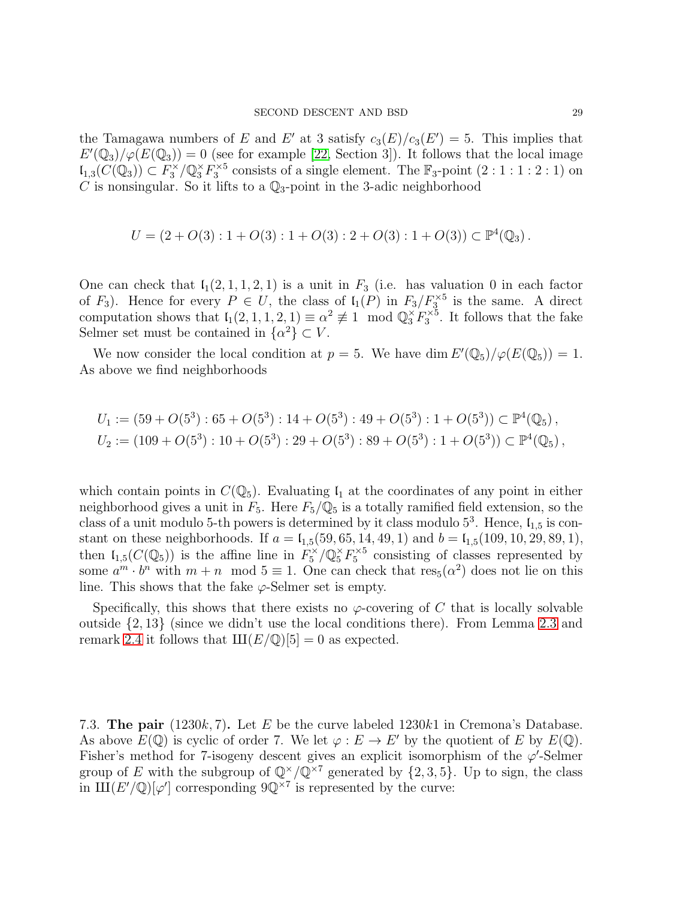the Tamagawa numbers of $E$ and $E'$ at 3 satisfy $c_3(E)/c_3(E') = 5$. This implies that $E'(\mathbb{Q}_3)/\varphi(E(\mathbb{Q}_3)) = 0$ (see for example [22, Section 3]). It follows that the local image $\mathfrak{l}_{1,3}(C(\mathbb{Q}_3)) \subset F_3^\times/\mathbb{Q}_3^\times F_3^{\times 5}$ consists of a single element. The $\mathbb{F}_3$-point $(2:1:1:2:1)$ on $C$ is nonsingular. So it lifts to a $\mathbb{Q}_3$-point in the 3-adic neighborhood

$$U = (2 + O(3) : 1 + O(3) : 1 + O(3) : 2 + O(3) : 1 + O(3)) \subset \mathbb{P}^4(\mathbb{Q}_3)\,.$$

One can check that $\mathfrak{l}_1(2,1,1,2,1)$ is a unit in $F_3$ (i.e. has valuation 0 in each factor of $F_3$). Hence for every $P \in U$, the class of $\mathfrak{l}_1(P)$ in $F_3/F_3^{\times 5}$ is the same. A direct computation shows that $\mathfrak{l}_1(2,1,1,2,1) \equiv \alpha^2 \not\equiv 1 \mod \mathbb{Q}_3^\times F_3^{\times 5}$. It follows that the fake Selmer set must be contained in $\{\alpha^2\} \subset V$.

We now consider the local condition at $p = 5$. We have $\dim E'(\mathbb{Q}_5)/\varphi(E(\mathbb{Q}_5)) = 1$. As above we find neighborhoods

$$U_1 := (59 + O(5^3) : 65 + O(5^3) : 14 + O(5^3) : 49 + O(5^3) : 1 + O(5^3)) \subset \mathbb{P}^4(\mathbb{Q}_5)\,,$$
$$U_2 := (109 + O(5^3) : 10 + O(5^3) : 29 + O(5^3) : 89 + O(5^3) : 1 + O(5^3)) \subset \mathbb{P}^4(\mathbb{Q}_5)\,,$$

which contain points in $C(\mathbb{Q}_5)$. Evaluating $\mathfrak{l}_1$ at the coordinates of any point in either neighborhood gives a unit in $F_5$. Here $F_5/\mathbb{Q}_5$ is a totally ramified field extension, so the class of a unit modulo 5-th powers is determined by it class modulo $5^3$. Hence, $\mathfrak{l}_{1,5}$ is constant on these neighborhoods. If $a = \mathfrak{l}_{1,5}(59, 65, 14, 49, 1)$ and $b = \mathfrak{l}_{1,5}(109, 10, 29, 89, 1)$, then $\mathfrak{l}_{1,5}(C(\mathbb{Q}_5))$ is the affine line in $F_5^\times/\mathbb{Q}_5^\times F_5^{\times 5}$ consisting of classes represented by some $a^m \cdot b^n$ with $m + n \mod 5 \equiv 1$. One can check that $\mathrm{res}_5(\alpha^2)$ does not lie on this line. This shows that the fake $\varphi$-Selmer set is empty.

Specifically, this shows that there exists no $\varphi$-covering of $C$ that is locally solvable outside $\{2, 13\}$ (since we didn't use the local conditions there). From Lemma 2.3 and remark 2.4 it follows that $\text{Ш}(E/\mathbb{Q})[5] = 0$ as expected.

### 7.3. The pair $(1230k, 7)$.

Let $E$ be the curve labeled $1230k1$ in Cremona's Database. As above $E(\mathbb{Q})$ is cyclic of order 7. We let $\varphi : E \to E'$ by the quotient of $E$ by $E(\mathbb{Q})$. Fisher's method for 7-isogeny descent gives an explicit isomorphism of the $\varphi'$-Selmer group of $E$ with the subgroup of $\mathbb{Q}^\times/\mathbb{Q}^{\times 7}$ generated by $\{2, 3, 5\}$. Up to sign, the class in $\text{Ш}(E'/\mathbb{Q})[\varphi']$ corresponding $9\mathbb{Q}^{\times 7}$ is represented by the curve: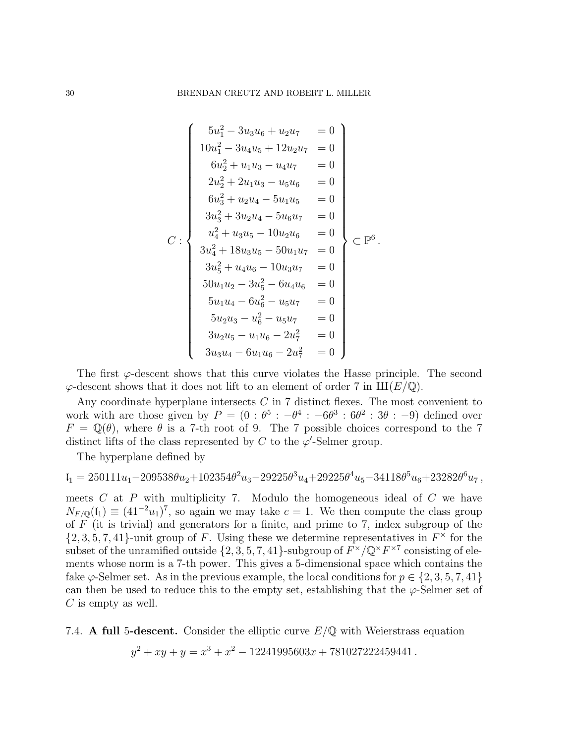$$
C : \left\{ \begin{array}{ll}
5u_1^2 - 3u_3u_6 + u_2u_7 & = 0 \\
10u_1^2 - 3u_4u_5 + 12u_2u_7 & = 0 \\
6u_2^2 + u_1u_3 - u_4u_7 & = 0 \\
2u_2^2 + 2u_1u_3 - u_5u_6 & = 0 \\
6u_3^2 + u_2u_4 - 5u_1u_5 & = 0 \\
3u_3^2 + 3u_2u_4 - 5u_6u_7 & = 0 \\
u_4^2 + u_3u_5 - 10u_2u_6 & = 0 \\
3u_4^2 + 18u_3u_5 - 50u_1u_7 & = 0 \\
3u_5^2 + u_4u_6 - 10u_3u_7 & = 0 \\
50u_1u_2 - 3u_5^2 - 6u_4u_6 & = 0 \\
5u_1u_4 - 6u_6^2 - u_5u_7 & = 0 \\
5u_2u_3 - u_6^2 - u_5u_7 & = 0 \\
3u_2u_5 - u_1u_6 - 2u_7^2 & = 0 \\
3u_3u_4 - 6u_1u_6 - 2u_7^2 & = 0
\end{array} \right\} \subset \mathbb{P}^6 .
$$

The first $\varphi$-descent shows that this curve violates the Hasse principle. The second $\varphi$-descent shows that it does not lift to an element of order 7 in $\text{Ш}(E/\mathbb{Q})$.

Any coordinate hyperplane intersects $C$ in 7 distinct flexes. The most convenient to work with are those given by $P = (0 : \theta^5 : -\theta^4 : -6\theta^3 : 6\theta^2 : 3\theta : -9)$ defined over $F = \mathbb{Q}(\theta)$, where $\theta$ is a 7-th root of 9. The 7 possible choices correspond to the 7 distinct lifts of the class represented by $C$ to the $\varphi'$-Selmer group.

The hyperplane defined by

$$
\mathfrak{l}_1 = 250111u_1 - 209538\theta u_2 + 102354\theta^2 u_3 - 29225\theta^3 u_4 + 29225\theta^4 u_5 - 34118\theta^5 u_6 + 23282\theta^6 u_7 ,
$$

meets $C$ at $P$ with multiplicity 7. Modulo the homogeneous ideal of $C$ we have $N_{F/\mathbb{Q}}(\mathfrak{l}_1) \equiv (41^{-2}u_1)^7$, so again we may take $c = 1$. We then compute the class group of $F$ (it is trivial) and generators for a finite, and prime to 7, index subgroup of the $\{2, 3, 5, 7, 41\}$-unit group of $F$. Using these we determine representatives in $F^\times$ for the subset of the unramified outside $\{2, 3, 5, 7, 41\}$-subgroup of $F^\times/\mathbb{Q}^\times F^{\times 7}$ consisting of elements whose norm is a 7-th power. This gives a 5-dimensional space which contains the fake $\varphi$-Selmer set. As in the previous example, the local conditions for $p \in \{2, 3, 5, 7, 41\}$ can then be used to reduce this to the empty set, establishing that the $\varphi$-Selmer set of $C$ is empty as well.

7.4. **A full 5-descent.** Consider the elliptic curve $E/\mathbb{Q}$ with Weierstrass equation

$$
y^2 + xy + y = x^3 + x^2 - 12241995603x + 781027222459441 .
$$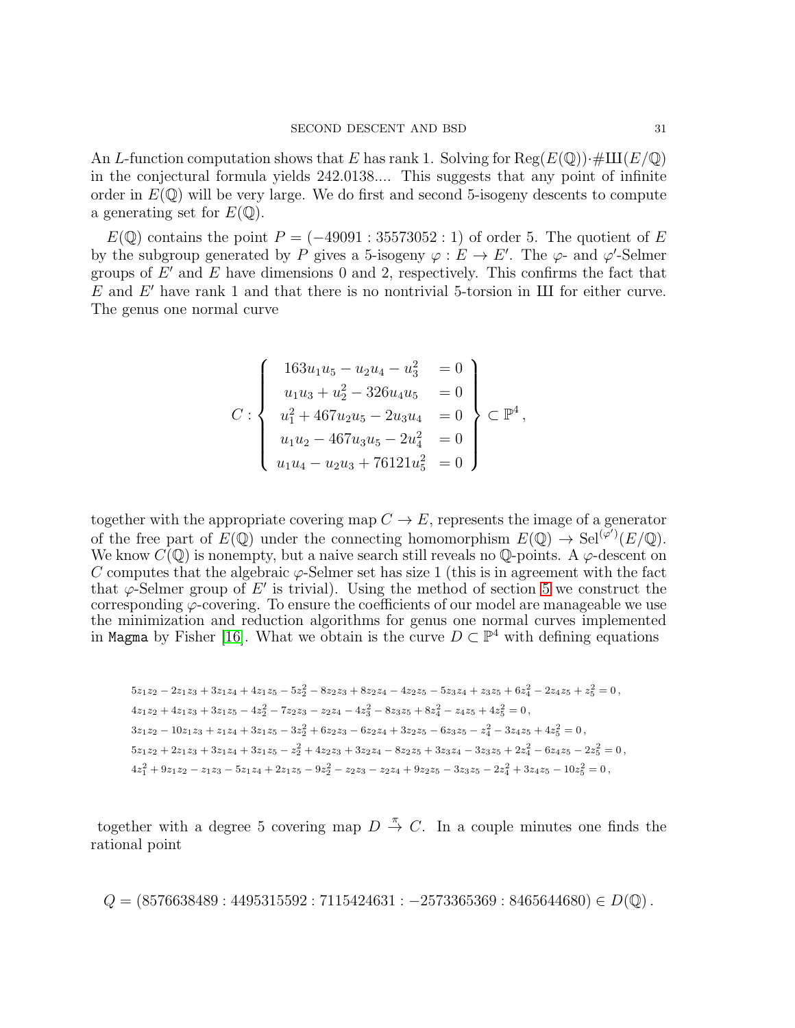An $L$-function computation shows that $E$ has rank 1. Solving for $\mathrm{Reg}(E(\mathbb{Q}))\cdot\#\text{Ш}(E/\mathbb{Q})$ in the conjectural formula yields 242.0138.... This suggests that any point of infinite order in $E(\mathbb{Q})$ will be very large. We do first and second 5-isogeny descents to compute a generating set for $E(\mathbb{Q})$.

$E(\mathbb{Q})$ contains the point $P = (-49091 : 35573052 : 1)$ of order 5. The quotient of $E$ by the subgroup generated by $P$ gives a 5-isogeny $\varphi : E \to E'$. The $\varphi$- and $\varphi'$-Selmer groups of $E'$ and $E$ have dimensions 0 and 2, respectively. This confirms the fact that $E$ and $E'$ have rank 1 and that there is no nontrivial 5-torsion in Ш for either curve. The genus one normal curve

$$C : \left\{ \begin{array}{rl} 163u_1u_5 - u_2u_4 - u_3^2 & = 0 \\ u_1u_3 + u_2^2 - 326u_4u_5 & = 0 \\ u_1^2 + 467u_2u_5 - 2u_3u_4 & = 0 \\ u_1u_2 - 467u_3u_5 - 2u_4^2 & = 0 \\ u_1u_4 - u_2u_3 + 76121u_5^2 & = 0 \end{array} \right\} \subset \mathbb{P}^4 ,$$

together with the appropriate covering map $C \to E$, represents the image of a generator of the free part of $E(\mathbb{Q})$ under the connecting homomorphism $E(\mathbb{Q}) \to \mathrm{Sel}^{(\varphi')}(E/\mathbb{Q})$. We know $C(\mathbb{Q})$ is nonempty, but a naive search still reveals no $\mathbb{Q}$-points. A $\varphi$-descent on $C$ computes that the algebraic $\varphi$-Selmer set has size 1 (this is in agreement with the fact that $\varphi$-Selmer group of $E'$ is trivial). Using the method of section 5 we construct the corresponding $\varphi$-covering. To ensure the coefficients of our model are manageable we use the minimization and reduction algorithms for genus one normal curves implemented in `Magma` by Fisher [16]. What we obtain is the curve $D \subset \mathbb{P}^4$ with defining equations

$$5z_1z_2 - 2z_1z_3 + 3z_1z_4 + 4z_1z_5 - 5z_2^2 - 8z_2z_3 + 8z_2z_4 - 4z_2z_5 - 5z_3z_4 + z_3z_5 + 6z_4^2 - 2z_4z_5 + z_5^2 = 0\,,$$
$$4z_1z_2 + 4z_1z_3 + 3z_1z_5 - 4z_2^2 - 7z_2z_3 - z_2z_4 - 4z_3^2 - 8z_3z_5 + 8z_4^2 - z_4z_5 + 4z_5^2 = 0\,,$$
$$3z_1z_2 - 10z_1z_3 + z_1z_4 + 3z_1z_5 - 3z_2^2 + 6z_2z_3 - 6z_2z_4 + 3z_2z_5 - 6z_3z_5 - z_4^2 - 3z_4z_5 + 4z_5^2 = 0\,,$$
$$5z_1z_2 + 2z_1z_3 + 3z_1z_4 + 3z_1z_5 - z_2^2 + 4z_2z_3 + 3z_2z_4 - 8z_2z_5 + 3z_3z_4 - 3z_3z_5 + 2z_4^2 - 6z_4z_5 - 2z_5^2 = 0\,,$$
$$4z_1^2 + 9z_1z_2 - z_1z_3 - 5z_1z_4 + 2z_1z_5 - 9z_2^2 - z_2z_3 - z_2z_4 + 9z_2z_5 - 3z_3z_5 - 2z_4^2 + 3z_4z_5 - 10z_5^2 = 0\,,$$

together with a degree 5 covering map $D \stackrel{\pi}{\to} C$. In a couple minutes one finds the rational point

$$Q = (8576638489 : 4495315592 : 7115424631 : -2573365369 : 8465644680) \in D(\mathbb{Q})\,.$$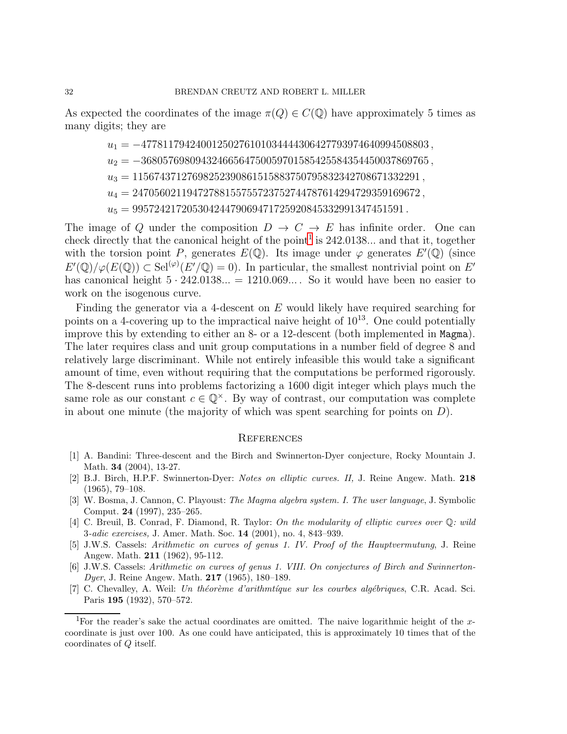As expected the coordinates of the image $\pi(Q) \in C(\mathbb{Q})$ have approximately 5 times as many digits; they are

$$u_1 = -477811794240012502761010344443064277939746409945088 03\,,$$
$$u_2 = -368057698094324665647500597015854255843544500378697 65\,,$$
$$u_3 = 115674371276982523908615158837507958323427086713322 91\,,$$
$$u_4 = 247056021194727881557557237527447876142947293591696 72\,,$$
$$u_5 = 995724217205304244790694717259208453329913474515 91\,.$$

The image of $Q$ under the composition $D \to C \to E$ has infinite order. One can check directly that the canonical height of the point[1] is 242.0138... and that it, together with the torsion point $P$, generates $E(\mathbb{Q})$. Its image under $\varphi$ generates $E'(\mathbb{Q})$ (since $E'(\mathbb{Q})/\varphi(E(\mathbb{Q})) \subset \mathrm{Sel}^{(\varphi)}(E'/\mathbb{Q}) = 0$). In particular, the smallest nontrivial point on $E'$ has canonical height $5 \cdot 242.0138... = 1210.069...$. So it would have been no easier to work on the isogenous curve.

Finding the generator via a 4-descent on $E$ would likely have required searching for points on a 4-covering up to the impractical naive height of $10^{13}$. One could potentially improve this by extending to either an 8- or a 12-descent (both implemented in Magma). The later requires class and unit group computations in a number field of degree 8 and relatively large discriminant. While not entirely infeasible this would take a significant amount of time, even without requiring that the computations be performed rigorously. The 8-descent runs into problems factorizing a 1600 digit integer which plays much the same role as our constant $c \in \mathbb{Q}^\times$. By way of contrast, our computation was complete in about one minute (the majority of which was spent searching for points on $D$).

## References

[1] A. Bandini: Three-descent and the Birch and Swinnerton-Dyer conjecture, Rocky Mountain J. Math. **34** (2004), 13-27.

[2] B.J. Birch, H.P.F. Swinnerton-Dyer: *Notes on elliptic curves. II,* J. Reine Angew. Math. **218** (1965), 79–108.

[3] W. Bosma, J. Cannon, C. Playoust: *The Magma algebra system. I. The user language*, J. Symbolic Comput. **24** (1997), 235–265.

[4] C. Breuil, B. Conrad, F. Diamond, R. Taylor: *On the modularity of elliptic curves over $\mathbb{Q}$: wild 3-adic exercises,* J. Amer. Math. Soc. **14** (2001), no. 4, 843–939.

[5] J.W.S. Cassels: *Arithmetic on curves of genus 1. IV. Proof of the Hauptvermutung*, J. Reine Angew. Math. **211** (1962), 95-112.

[6] J.W.S. Cassels: *Arithmetic on curves of genus 1. VIII. On conjectures of Birch and Swinnerton-Dyer*, J. Reine Angew. Math. **217** (1965), 180–189.

[7] C. Chevalley, A. Weil: *Un théorème d'arithmtíque sur les courbes algébriques*, C.R. Acad. Sci. Paris **195** (1932), 570–572.

[1] For the reader's sake the actual coordinates are omitted. The naive logarithmic height of the $x$-coordinate is just over 100. As one could have anticipated, this is approximately 10 times that of the coordinates of $Q$ itself.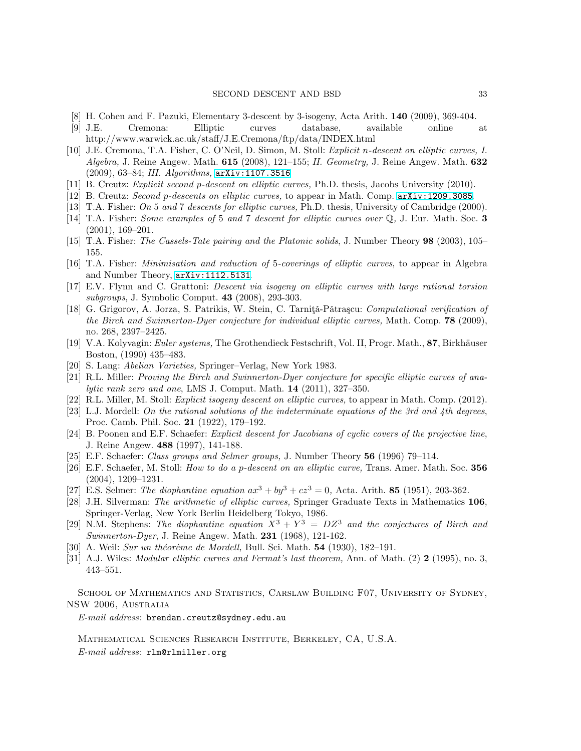[8] H. Cohen and F. Pazuki, Elementary 3-descent by 3-isogeny, Acta Arith. **140** (2009), 369-404.

[9] J.E. Cremona: Elliptic curves database, available online at http://www.warwick.ac.uk/staff/J.E.Cremona/ftp/data/INDEX.html

[10] J.E. Cremona, T.A. Fisher, C. O'Neil, D. Simon, M. Stoll: *Explicit n-descent on elliptic curves, I. Algebra,* J. Reine Angew. Math. **615** (2008), 121–155; *II. Geometry,* J. Reine Angew. Math. **632** (2009), 63–84; *III. Algorithms,* arXiv:1107.3516

[11] B. Creutz: *Explicit second p-descent on elliptic curves,* Ph.D. thesis, Jacobs University (2010).

[12] B. Creutz: *Second p-descents on elliptic curves,* to appear in Math. Comp. arXiv:1209.3085

[13] T.A. Fisher: *On* 5 *and* 7 *descents for elliptic curves,* Ph.D. thesis, University of Cambridge (2000).

[14] T.A. Fisher: *Some examples of* 5 *and* 7 *descent for elliptic curves over* $\mathbb{Q}$, J. Eur. Math. Soc. **3** (2001), 169–201.

[15] T.A. Fisher: *The Cassels-Tate pairing and the Platonic solids*, J. Number Theory **98** (2003), 105–155.

[16] T.A. Fisher: *Minimisation and reduction of* 5*-coverings of elliptic curves*, to appear in Algebra and Number Theory, arXiv:1112.5131.

[17] E.V. Flynn and C. Grattoni: *Descent via isogeny on elliptic curves with large rational torsion subgroups*, J. Symbolic Comput. **43** (2008), 293-303.

[18] G. Grigorov, A. Jorza, S. Patrikis, W. Stein, C. Tarniţă-Pătraşcu: *Computational verification of the Birch and Swinnerton-Dyer conjecture for individual elliptic curves,* Math. Comp. **78** (2009), no. 268, 2397–2425.

[19] V.A. Kolyvagin: *Euler systems,* The Grothendieck Festschrift, Vol. II, Progr. Math., **87**, Birkhäuser Boston, (1990) 435–483.

[20] S. Lang: *Abelian Varieties,* Springer–Verlag, New York 1983.

[21] R.L. Miller: *Proving the Birch and Swinnerton-Dyer conjecture for specific elliptic curves of analytic rank zero and one*, LMS J. Comput. Math. **14** (2011), 327–350.

[22] R.L. Miller, M. Stoll: *Explicit isogeny descent on elliptic curves,* to appear in Math. Comp. (2012).

[23] L.J. Mordell: *On the rational solutions of the indeterminate equations of the 3rd and 4th degrees*, Proc. Camb. Phil. Soc. **21** (1922), 179–192.

[24] B. Poonen and E.F. Schaefer: *Explicit descent for Jacobians of cyclic covers of the projective line*, J. Reine Angew. **488** (1997), 141-188.

[25] E.F. Schaefer: *Class groups and Selmer groups*, J. Number Theory **56** (1996) 79–114.

[26] E.F. Schaefer, M. Stoll: *How to do a p-descent on an elliptic curve,* Trans. Amer. Math. Soc. **356** (2004), 1209–1231.

[27] E.S. Selmer: *The diophantine equation* $ax^3 + by^3 + cz^3 = 0$*,* Acta. Arith. **85** (1951), 203-362.

[28] J.H. Silverman: *The arithmetic of elliptic curves,* Springer Graduate Texts in Mathematics **106**, Springer-Verlag, New York Berlin Heidelberg Tokyo, 1986.

[29] N.M. Stephens: *The diophantine equation* $X^3 + Y^3 = DZ^3$ *and the conjectures of Birch and Swinnerton-Dyer*, J. Reine Angew. Math. **231** (1968), 121-162.

[30] A. Weil: *Sur un théorème de Mordell,* Bull. Sci. Math. **54** (1930), 182–191.

[31] A.J. Wiles: *Modular elliptic curves and Fermat's last theorem,* Ann. of Math. (2) **2** (1995), no. 3, 443–551.

School of Mathematics and Statistics, Carslaw Building F07, University of Sydney, NSW 2006, Australia

*E-mail address*: brendan.creutz@sydney.edu.au

Mathematical Sciences Research Institute, Berkeley, CA, U.S.A.

*E-mail address*: rlm@rlmiller.org